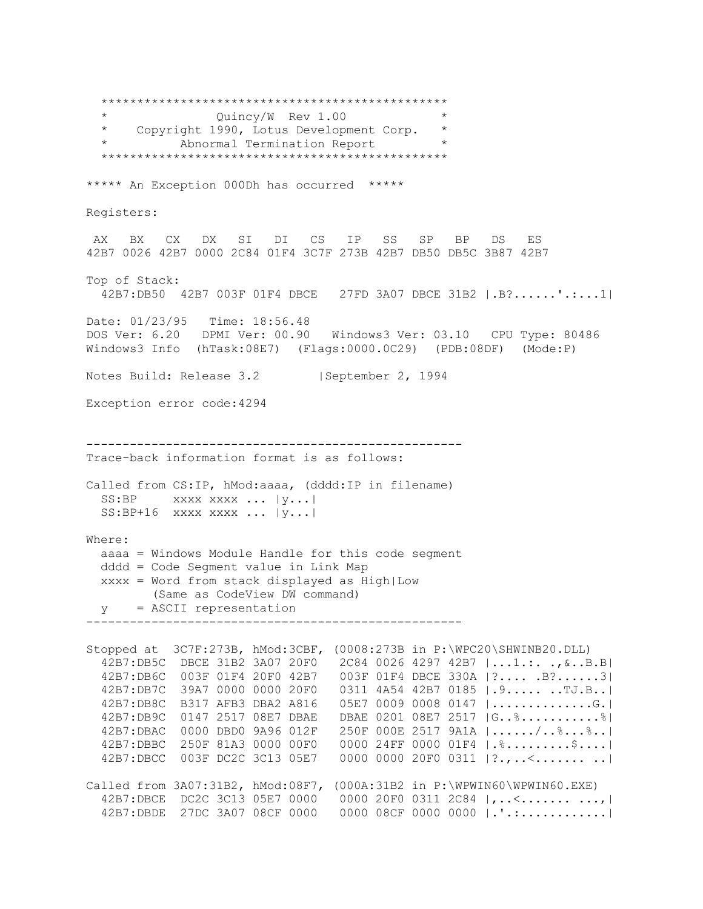```
     ***********************************************
     *              Quincy/W  Rev 1.00             *
     *    Copyright 1990, Lotus Development Corp.  *
     *          Abnormal Termination Report        *
     ***********************************************

***** An Exception 000Dh has occurred  *****

Registers:

 AX   BX   CX   DX   SI   DI   CS   IP   SS   SP   BP   DS   ES
42B7 0026 42B7 0000 2C84 01F4 3C7F 273B 42B7 DB50 DB5C 3B87 42B7

Top of Stack:
  42B7:DB50  42B7 003F 01F4 DBCE   27FD 3A07 DBCE 31B2 |.B?......'.:...1|

Date: 01/23/95   Time: 18:56.48
DOS Ver: 6.20   DPMI Ver: 00.90   Windows3 Ver: 03.10   CPU Type: 80486
Windows3 Info  (hTask:08E7)  (Flags:0000.0C29)  (PDB:08DF)  (Mode:P)

Notes Build: Release 3.2        |September 2, 1994

Exception error code:4294


----------------------------------------------------
Trace-back information format is as follows:

Called from CS:IP, hMod:aaaa, (dddd:IP in filename)
  SS:BP     xxxx xxxx ... |y...|
  SS:BP+16  xxxx xxxx ... |y...|

Where:
  aaaa = Windows Module Handle for this code segment
  dddd = Code Segment value in Link Map
  xxxx = Word from stack displayed as High|Low
         (Same as CodeView DW command)
  y    = ASCII representation
----------------------------------------------------

Stopped at  3C7F:273B, hMod:3CBF, (0008:273B in P:\WPC20\SHWINB20.DLL)
  42B7:DB5C  DBCE 31B2 3A07 20F0   2C84 0026 4297 42B7 |...1.:. .,&..B.B|
  42B7:DB6C  003F 01F4 20F0 42B7   003F 01F4 DBCE 330A |?.... .B?......3|
  42B7:DB7C  39A7 0000 0000 20F0   0311 4A54 42B7 0185 |.9..... ..TJ.B..|
  42B7:DB8C  B317 AFB3 DBA2 A816   05E7 0009 0008 0147 |..............G.|
  42B7:DB9C  0147 2517 08E7 DBAE   DBAE 0201 08E7 2517 |G..%...........%|
  42B7:DBAC  0000 DBD0 9A96 012F   250F 000E 2517 9A1A |....../..%...%..|
  42B7:DBBC  250F 81A3 0000 00F0   0000 24FF 0000 01F4 |.%.........$....|
  42B7:DBCC  003F DC2C 3C13 05E7   0000 0000 20F0 0311 |?.,..<....... ..|

Called from 3A07:31B2, hMod:08F7, (000A:31B2 in P:\WPWIN60\WPWIN60.EXE)
  42B7:DBCE  DC2C 3C13 05E7 0000   0000 20F0 0311 2C84 |,..<....... ...,|
  42B7:DBDE  27DC 3A07 08CF 0000   0000 08CF 0000 0000 |.'.:............|
```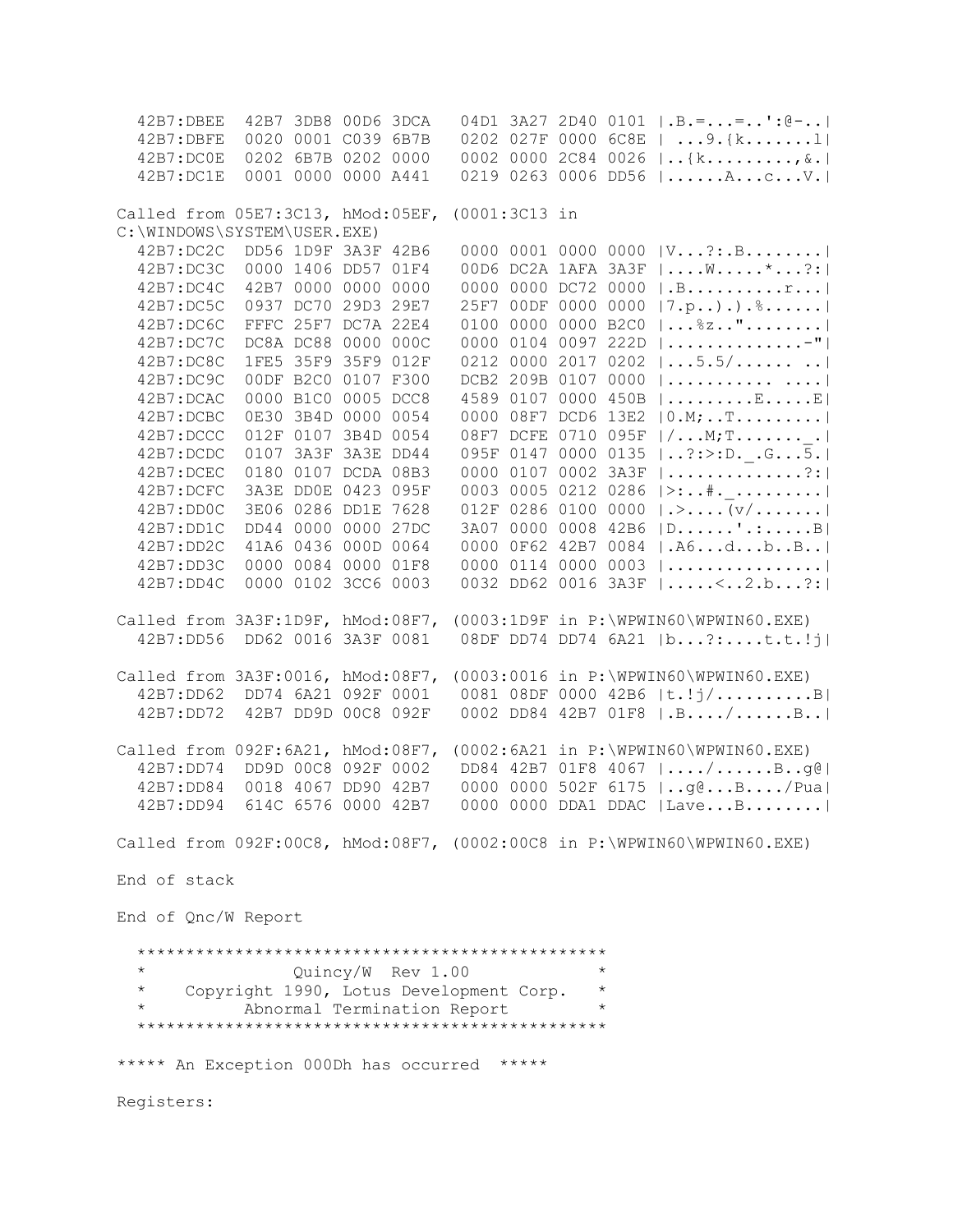```
  42B7:DBEE  42B7 3DB8 00D6 3DCA   04D1 3A27 2D40 0101 |.B.=...=..':@-..|
  42B7:DBFE  0020 0001 C039 6B7B   0202 027F 0000 6C8E | ...9.{k.......l|
  42B7:DC0E  0202 6B7B 0202 0000   0002 0000 2C84 0026 |..{k.........,&.|
  42B7:DC1E  0001 0000 0000 A441   0219 0263 0006 DD56 |......A...c...V.|

Called from 05E7:3C13, hMod:05EF, (0001:3C13 in
C:\WINDOWS\SYSTEM\USER.EXE)
  42B7:DC2C  DD56 1D9F 3A3F 42B6   0000 0001 0000 0000 |V...?:.B........|
  42B7:DC3C  0000 1406 DD57 01F4   00D6 DC2A 1AFA 3A3F |....W.....*...?:|
  42B7:DC4C  42B7 0000 0000 0000   0000 0000 DC72 0000 |.B..........r...|
  42B7:DC5C  0937 DC70 29D3 29E7   25F7 00DF 0000 0000 |7.p..).).%......|
  42B7:DC6C  FFFC 25F7 DC7A 22E4   0100 0000 0000 B2C0 |...%z.."........|
  42B7:DC7C  DC8A DC88 0000 000C   0000 0104 0097 222D |..............-"|
  42B7:DC8C  1FE5 35F9 35F9 012F   0212 0000 2017 0202 |...5.5/...... ..|
  42B7:DC9C  00DF B2C0 0107 F300   DCB2 209B 0107 0000 |........... ....|
  42B7:DCAC  0000 B1C0 0005 DCC8   4589 0107 0000 450B |.........E.....E|
  42B7:DCBC  0E30 3B4D 0000 0054   0000 08F7 DCD6 13E2 |0.M;..T.........|
  42B7:DCCC  012F 0107 3B4D 0054   08F7 DCFE 0710 095F |/...M;T......._.|
  42B7:DCDC  0107 3A3F 3A3E DD44   095F 0147 0000 0135 |..?:>:D._.G...5.|
  42B7:DCEC  0180 0107 DCDA 08B3   0000 0107 0002 3A3F |..............?:|
  42B7:DCFC  3A3E DD0E 0423 095F   0003 0005 0212 0286 |>:..#._.........|
  42B7:DD0C  3E06 0286 DD1E 7628   012F 0286 0100 0000 |.>....(v/.......|
  42B7:DD1C  DD44 0000 0000 27DC   3A07 0000 0008 42B6 |D......'.:.....B|
  42B7:DD2C  41A6 0436 000D 0064   0000 0F62 42B7 0084 |.A6...d...b..B..|
  42B7:DD3C  0000 0084 0000 01F8   0000 0114 0000 0003 |................|
  42B7:DD4C  0000 0102 3CC6 0003   0032 DD62 0016 3A3F |.....<..2.b...?:|

Called from 3A3F:1D9F, hMod:08F7, (0003:1D9F in P:\WPWIN60\WPWIN60.EXE)
  42B7:DD56  DD62 0016 3A3F 0081   08DF DD74 DD74 6A21 |b...?:....t.t.!j|

Called from 3A3F:0016, hMod:08F7, (0003:0016 in P:\WPWIN60\WPWIN60.EXE)
  42B7:DD62  DD74 6A21 092F 0001   0081 08DF 0000 42B6 |t.!j/..........B|
  42B7:DD72  42B7 DD9D 00C8 092F   0002 DD84 42B7 01F8 |.B..../......B..|

Called from 092F:6A21, hMod:08F7, (0002:6A21 in P:\WPWIN60\WPWIN60.EXE)
  42B7:DD74  DD9D 00C8 092F 0002   DD84 42B7 01F8 4067 |..../......B..g@|
  42B7:DD84  0018 4067 DD90 42B7   0000 0000 502F 6175 |..g@...B..../Pua|
  42B7:DD94  614C 6576 0000 42B7   0000 0000 DDA1 DDAC |Lave...B........|

Called from 092F:00C8, hMod:08F7, (0002:00C8 in P:\WPWIN60\WPWIN60.EXE)

End of stack

End of Qnc/W Report

  ***********************************************
  *               Quincy/W  Rev 1.00            *
  *    Copyright 1990, Lotus Development Corp.  *
  *          Abnormal Termination Report        *
  ***********************************************

***** An Exception 000Dh has occurred  *****

Registers:
```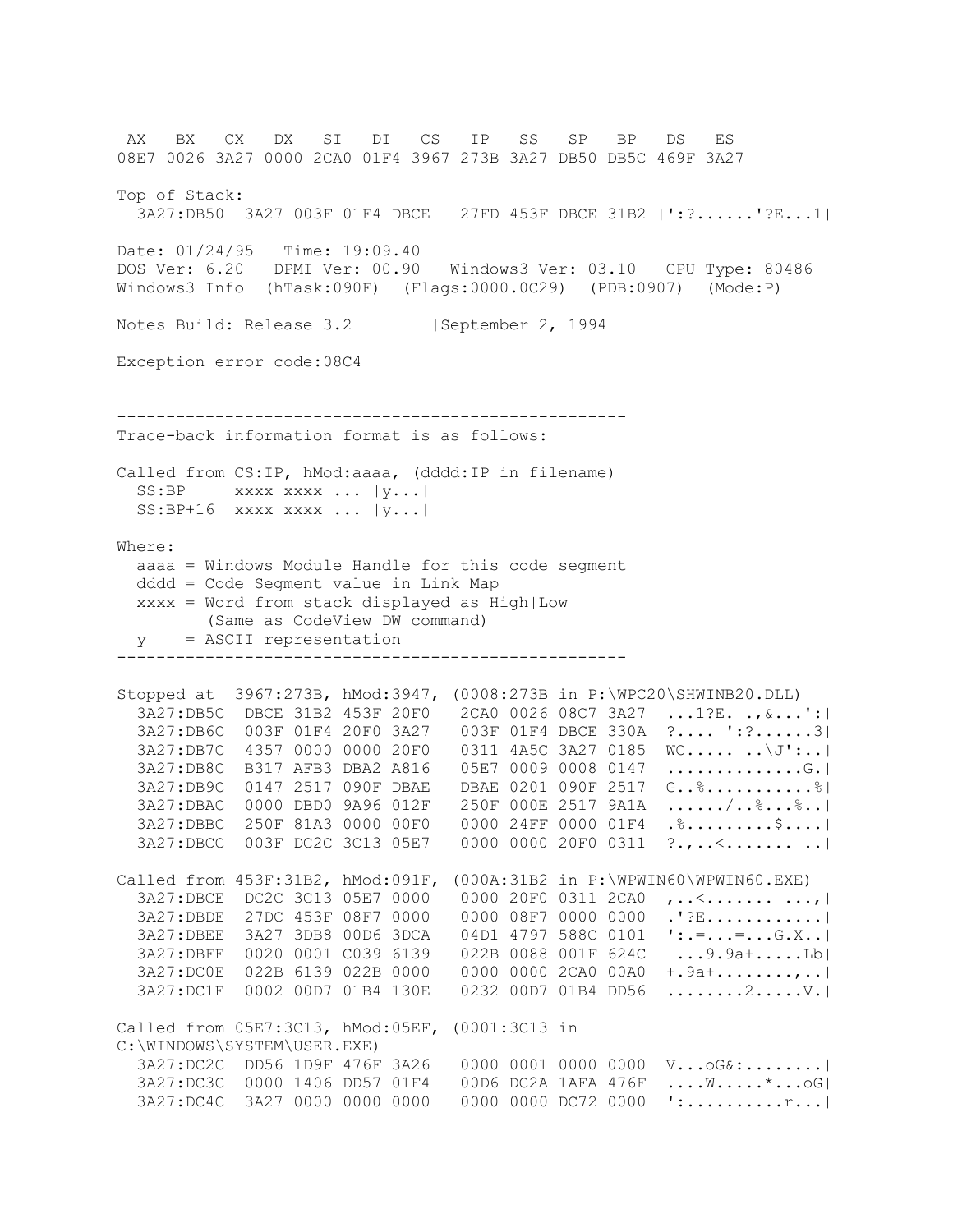```
 AX   BX   CX   DX   SI   DI   CS   IP   SS   SP   BP   DS   ES
08E7 0026 3A27 0000 2CA0 01F4 3967 273B 3A27 DB50 DB5C 469F 3A27

Top of Stack:
  3A27:DB50  3A27 003F 01F4 DBCE   27FD 453F DBCE 31B2 |':?......'?E...1|

Date: 01/24/95   Time: 19:09.40
DOS Ver: 6.20   DPMI Ver: 00.90   Windows3 Ver: 03.10   CPU Type: 80486
Windows3 Info  (hTask:090F)  (Flags:0000.0C29)  (PDB:0907)  (Mode:P)

Notes Build: Release 3.2        |September 2, 1994

Exception error code:08C4


----------------------------------------------------
Trace-back information format is as follows:

Called from CS:IP, hMod:aaaa, (dddd:IP in filename)
  SS:BP     xxxx xxxx ... |y...|
  SS:BP+16  xxxx xxxx ... |y...|

Where:
  aaaa = Windows Module Handle for this code segment
  dddd = Code Segment value in Link Map
  xxxx = Word from stack displayed as High|Low
         (Same as CodeView DW command)
  y    = ASCII representation
----------------------------------------------------

Stopped at  3967:273B, hMod:3947, (0008:273B in P:\WPC20\SHWINB20.DLL)
  3A27:DB5C  DBCE 31B2 453F 20F0   2CA0 0026 08C7 3A27 |...1?E. .,&...':|
  3A27:DB6C  003F 01F4 20F0 3A27   003F 01F4 DBCE 330A |?.... ':?......3|
  3A27:DB7C  4357 0000 0000 20F0   0311 4A5C 3A27 0185 |WC..... ..\J':..|
  3A27:DB8C  B317 AFB3 DBA2 A816   05E7 0009 0008 0147 |..............G.|
  3A27:DB9C  0147 2517 090F DBAE   DBAE 0201 090F 2517 |G..%...........%|
  3A27:DBAC  0000 DBD0 9A96 012F   250F 000E 2517 9A1A |....../..%...%..|
  3A27:DBBC  250F 81A3 0000 00F0   0000 24FF 0000 01F4 |.%.........$....|
  3A27:DBCC  003F DC2C 3C13 05E7   0000 0000 20F0 0311 |?.,..<....... ..|

Called from 453F:31B2, hMod:091F, (000A:31B2 in P:\WPWIN60\WPWIN60.EXE)
  3A27:DBCE  DC2C 3C13 05E7 0000   0000 20F0 0311 2CA0 |,..<....... ...,|
  3A27:DBDE  27DC 453F 08F7 0000   0000 08F7 0000 0000 |.'?E............|
  3A27:DBEE  3A27 3DB8 00D6 3DCA   04D1 4797 588C 0101 |':.=...=...G.X..|
  3A27:DBFE  0020 0001 C039 6139   022B 0088 001F 624C | ...9.9a+.....Lb|
  3A27:DC0E  022B 6139 022B 0000   0000 0000 2CA0 00A0 |+.9a+........,..|
  3A27:DC1E  0002 00D7 01B4 130E   0232 00D7 01B4 DD56 |........2.....V.|

Called from 05E7:3C13, hMod:05EF, (0001:3C13 in
C:\WINDOWS\SYSTEM\USER.EXE)
  3A27:DC2C  DD56 1D9F 476F 3A26   0000 0001 0000 0000 |V...oG&:........|
  3A27:DC3C  0000 1406 DD57 01F4   00D6 DC2A 1AFA 476F |....W.....*...oG|
  3A27:DC4C  3A27 0000 0000 0000   0000 0000 DC72 0000 |':..........r...|
```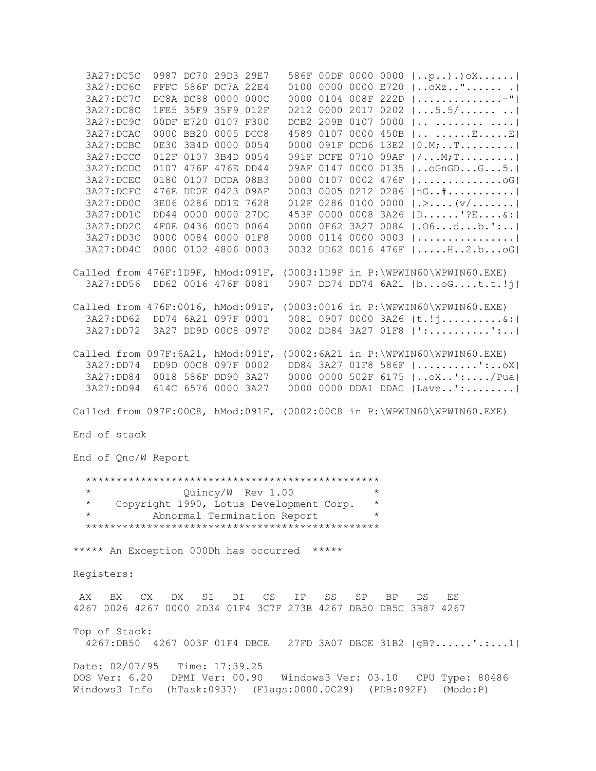```
  3A27:DC5C  0987 DC70 29D3 29E7   586F 00DF 0000 0000 |..p..).)oX......|
  3A27:DC6C  FFFC 586F DC7A 22E4   0100 0000 0000 E720 |..oXz.."...... .|
  3A27:DC7C  DC8A DC88 0000 000C   0000 0104 008F 222D |.............-"|
  3A27:DC8C  1FE5 35F9 35F9 012F   0212 0000 2017 0202 |...5.5/...... ..|
  3A27:DC9C  00DF E720 0107 F300   DCB2 209B 0107 0000 |.. ........ ....|
  3A27:DCAC  0000 BB20 0005 DCC8   4589 0107 0000 450B |.. ......E.....E|
  3A27:DCBC  0E30 3B4D 0000 0054   0000 091F DCD6 13E2 |0.M;..T.........|
  3A27:DCCC  012F 0107 3B4D 0054   091F DCFE 0710 09AF |/...M;T.........|
  3A27:DCDC  0107 476F 476E DD44   09AF 0147 0000 0135 |..oGnGD...G...5.|
  3A27:DCEC  0180 0107 DCDA 08B3   0000 0107 0002 476F |..............oG|
  3A27:DCFC  476E DD0E 0423 09AF   0003 0005 0212 0286 |nG..#...........|
  3A27:DD0C  3E06 0286 DD1E 7628   012F 0286 0100 0000 |.>....(v/.......|
  3A27:DD1C  DD44 0000 0000 27DC   453F 0000 0008 3A26 |D......'?E....&:|
  3A27:DD2C  4F0E 0436 000D 0064   0000 0F62 3A27 0084 |.O6...d...b.':..|
  3A27:DD3C  0000 0084 0000 01F8   0000 0114 0000 0003 |................|
  3A27:DD4C  0000 0102 4806 0003   0032 DD62 0016 476F |.....H..2.b...oG|

Called from 476F:1D9F, hMod:091F, (0003:1D9F in P:\WPWIN60\WPWIN60.EXE)
  3A27:DD56  DD62 0016 476F 0081   0907 DD74 DD74 6A21 |b...oG....t.t.!j|

Called from 476F:0016, hMod:091F, (0003:0016 in P:\WPWIN60\WPWIN60.EXE)
  3A27:DD62  DD74 6A21 097F 0001   0081 0907 0000 3A26 |t.!j..........&:|
  3A27:DD72  3A27 DD9D 00C8 097F   0002 DD84 3A27 01F8 |':..........':..|

Called from 097F:6A21, hMod:091F, (0002:6A21 in P:\WPWIN60\WPWIN60.EXE)
  3A27:DD74  DD9D 00C8 097F 0002   DD84 3A27 01F8 586F |..........':..oX|
  3A27:DD84  0018 586F DD90 3A27   0000 0000 502F 6175 |..oX..':..../Pua|
  3A27:DD94  614C 6576 0000 3A27   0000 0000 DDA1 DDAC |Lave..':........|

Called from 097F:00C8, hMod:091F, (0002:00C8 in P:\WPWIN60\WPWIN60.EXE)

End of stack

End of Qnc/W Report

  ***********************************************
  *              Quincy/W  Rev 1.00             *
  *    Copyright 1990, Lotus Development Corp.  *
  *          Abnormal Termination Report        *
  ***********************************************

***** An Exception 000Dh has occurred  *****

Registers:

 AX   BX   CX   DX   SI   DI   CS   IP   SS   SP   BP   DS   ES
4267 0026 4267 0000 2D34 01F4 3C7F 273B 4267 DB50 DB5C 3B87 4267

Top of Stack:
  4267:DB50  4267 003F 01F4 DBCE   27FD 3A07 DBCE 31B2 |gB?......'.:...1|

Date: 02/07/95   Time: 17:39.25
DOS Ver: 6.20   DPMI Ver: 00.90   Windows3 Ver: 03.10   CPU Type: 80486
Windows3 Info  (hTask:0937)  (Flags:0000.0C29)  (PDB:092F)  (Mode:P)
```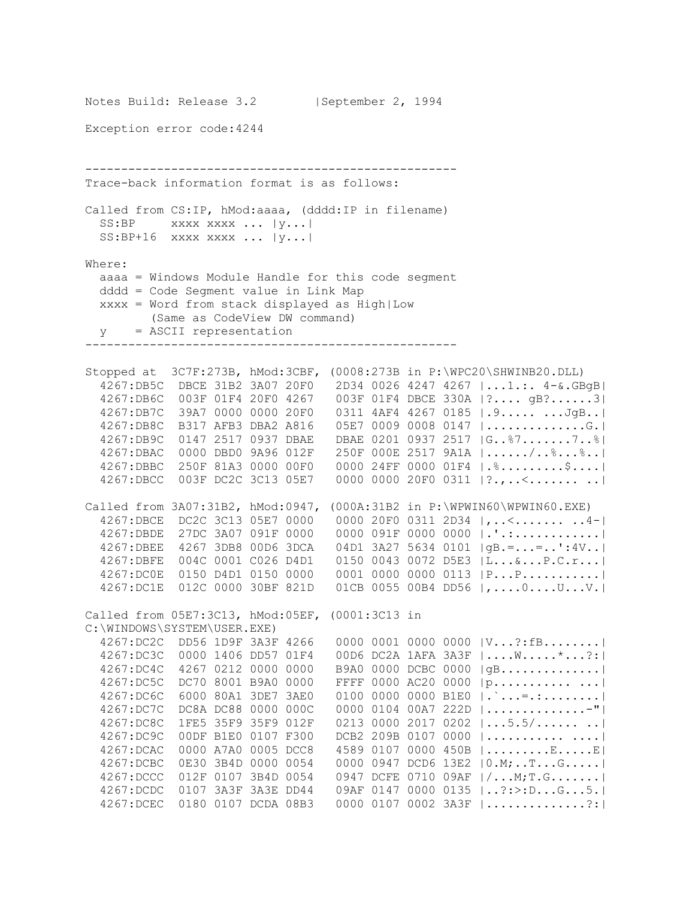```
Notes Build: Release 3.2        |September 2, 1994

Exception error code:4244


----------------------------------------------------
Trace-back information format is as follows:

Called from CS:IP, hMod:aaaa, (dddd:IP in filename)
  SS:BP     xxxx xxxx ... |y...|
  SS:BP+16  xxxx xxxx ... |y...|

Where:
  aaaa = Windows Module Handle for this code segment
  dddd = Code Segment value in Link Map
  xxxx = Word from stack displayed as High|Low
         (Same as CodeView DW command)
  y    = ASCII representation
----------------------------------------------------

Stopped at  3C7F:273B, hMod:3CBF, (0008:273B in P:\WPC20\SHWINB20.DLL)
  4267:DB5C  DBCE 31B2 3A07 20F0   2D34 0026 4247 4267 |...1.:. 4-&.GBgB|
  4267:DB6C  003F 01F4 20F0 4267   003F 01F4 DBCE 330A |?.... gB?......3|
  4267:DB7C  39A7 0000 0000 20F0   0311 4AF4 4267 0185 |.9..... ...JgB..|
  4267:DB8C  B317 AFB3 DBA2 A816   05E7 0009 0008 0147 |..............G.|
  4267:DB9C  0147 2517 0937 DBAE   DBAE 0201 0937 2517 |G..%7.......7..%|
  4267:DBAC  0000 DBD0 9A96 012F   250F 000E 2517 9A1A |....../..%...%..|
  4267:DBBC  250F 81A3 0000 00F0   0000 24FF 0000 01F4 |.%.........$....|
  4267:DBCC  003F DC2C 3C13 05E7   0000 0000 20F0 0311 |?.,..<....... ..|

Called from 3A07:31B2, hMod:0947, (000A:31B2 in P:\WPWIN60\WPWIN60.EXE)
  4267:DBCE  DC2C 3C13 05E7 0000   0000 20F0 0311 2D34 |,..<....... ..4-|
  4267:DBDE  27DC 3A07 091F 0000   0000 091F 0000 0000 |.'.:............|
  4267:DBEE  4267 3DB8 00D6 3DCA   04D1 3A27 5634 0101 |gB.=...=..':4V..|
  4267:DBFE  004C 0001 C026 D4D1   0150 0043 0072 D5E3 |L...&...P.C.r...|
  4267:DC0E  0150 D4D1 0150 0000   0001 0000 0000 0113 |P...P...........|
  4267:DC1E  012C 0000 30BF 821D   01CB 0055 00B4 DD56 |,....0....U...V.|

Called from 05E7:3C13, hMod:05EF, (0001:3C13 in
C:\WINDOWS\SYSTEM\USER.EXE)
  4267:DC2C  DD56 1D9F 3A3F 4266   0000 0001 0000 0000 |V...?:fB........|
  4267:DC3C  0000 1406 DD57 01F4   00D6 DC2A 1AFA 3A3F |....W.....*...?:|
  4267:DC4C  4267 0212 0000 0000   B9A0 0000 DCBC 0000 |gB..............|
  4267:DC5C  DC70 8001 B9A0 0000   FFFF 0000 AC20 0000 |p........... ...|
  4267:DC6C  6000 80A1 3DE7 3AE0   0100 0000 0000 B1E0 |.`...=.:........|
  4267:DC7C  DC8A DC88 0000 000C   0000 0104 00A7 222D |..............-"|
  4267:DC8C  1FE5 35F9 35F9 012F   0213 0000 2017 0202 |...5.5/...... ..|
  4267:DC9C  00DF B1E0 0107 F300   DCB2 209B 0107 0000 |........... ....|
  4267:DCAC  0000 A7A0 0005 DCC8   4589 0107 0000 450B |.........E.....E|
  4267:DCBC  0E30 3B4D 0000 0054   0000 0947 DCD6 13E2 |0.M;..T...G.....|
  4267:DCCC  012F 0107 3B4D 0054   0947 DCFE 0710 09AF |/...M;T.G.......|
  4267:DCDC  0107 3A3F 3A3E DD44   09AF 0147 0000 0135 |..?:>:D...G...5.|
  4267:DCEC  0180 0107 DCDA 08B3   0000 0107 0002 3A3F |..............?:|
```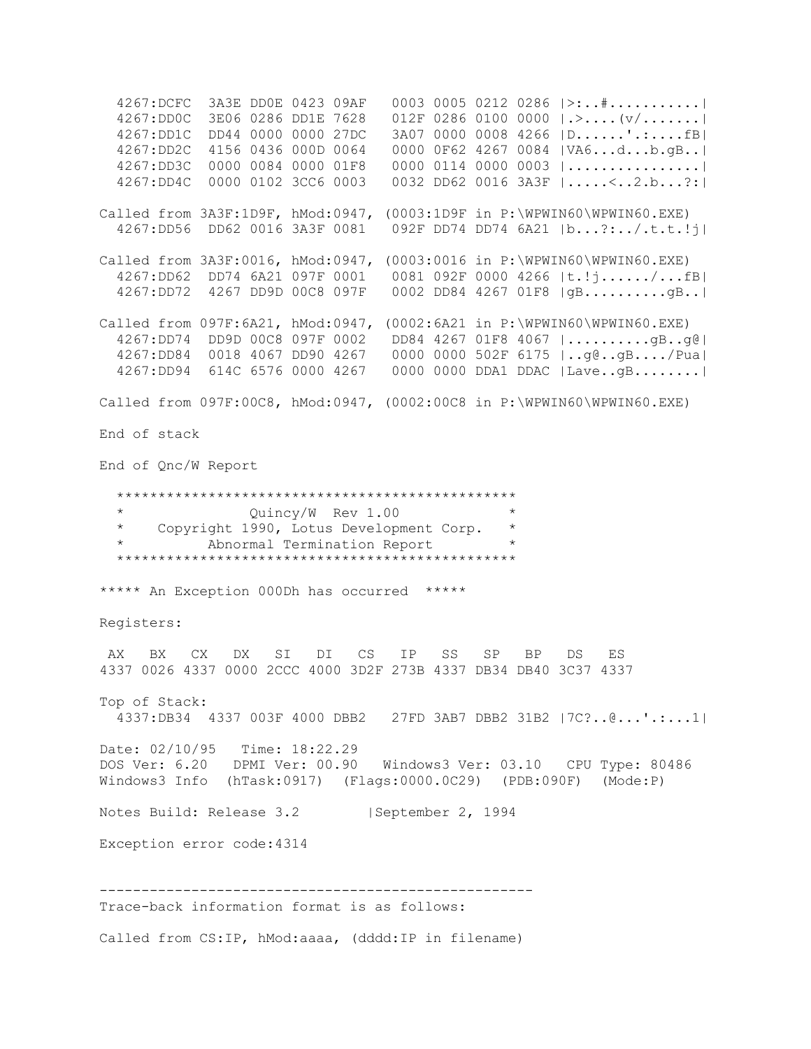```
  4267:DCFC  3A3E DD0E 0423 09AF   0003 0005 0212 0286 |>:..#...........|
  4267:DD0C  3E06 0286 DD1E 7628   012F 0286 0100 0000 |.>....(v/.......|
  4267:DD1C  DD44 0000 0000 27DC   3A07 0000 0008 4266 |D......'.:....fB|
  4267:DD2C  4156 0436 000D 0064   0000 0F62 4267 0084 |VA6...d...b.gB..|
  4267:DD3C  0000 0084 0000 01F8   0000 0114 0000 0003 |................|
  4267:DD4C  0000 0102 3CC6 0003   0032 DD62 0016 3A3F |.....<..2.b...?:|

Called from 3A3F:1D9F, hMod:0947, (0003:1D9F in P:\WPWIN60\WPWIN60.EXE)
  4267:DD56  DD62 0016 3A3F 0081   092F DD74 DD74 6A21 |b...?:../.t.t.!j|

Called from 3A3F:0016, hMod:0947, (0003:0016 in P:\WPWIN60\WPWIN60.EXE)
  4267:DD62  DD74 6A21 097F 0001   0081 092F 0000 4266 |t.!j....../...fB|
  4267:DD72  4267 DD9D 00C8 097F   0002 DD84 4267 01F8 |gB..........gB..|

Called from 097F:6A21, hMod:0947, (0002:6A21 in P:\WPWIN60\WPWIN60.EXE)
  4267:DD74  DD9D 00C8 097F 0002   DD84 4267 01F8 4067 |..........gB..g@|
  4267:DD84  0018 4067 DD90 4267   0000 0000 502F 6175 |..g@..gB..../Pua|
  4267:DD94  614C 6576 0000 4267   0000 0000 DDA1 DDAC |Lave..gB........|

Called from 097F:00C8, hMod:0947, (0002:00C8 in P:\WPWIN60\WPWIN60.EXE)

End of stack

End of Qnc/W Report

  ***********************************************
  *              Quincy/W  Rev 1.00             *
  *    Copyright 1990, Lotus Development Corp.  *
  *         Abnormal Termination Report         *
  ***********************************************

***** An Exception 000Dh has occurred  *****

Registers:

 AX   BX   CX   DX   SI   DI   CS   IP   SS   SP   BP   DS   ES
4337 0026 4337 0000 2CCC 4000 3D2F 273B 4337 DB34 DB40 3C37 4337

Top of Stack:
  4337:DB34  4337 003F 4000 DBB2   27FD 3AB7 DBB2 31B2 |7C?..@...'.:...1|

Date: 02/10/95   Time: 18:22.29
DOS Ver: 6.20   DPMI Ver: 00.90   Windows3 Ver: 03.10   CPU Type: 80486
Windows3 Info  (hTask:0917)  (Flags:0000.0C29)  (PDB:090F)  (Mode:P)

Notes Build: Release 3.2        |September 2, 1994

Exception error code:4314


---------------------------------------------------
Trace-back information format is as follows:

Called from CS:IP, hMod:aaaa, (dddd:IP in filename)
```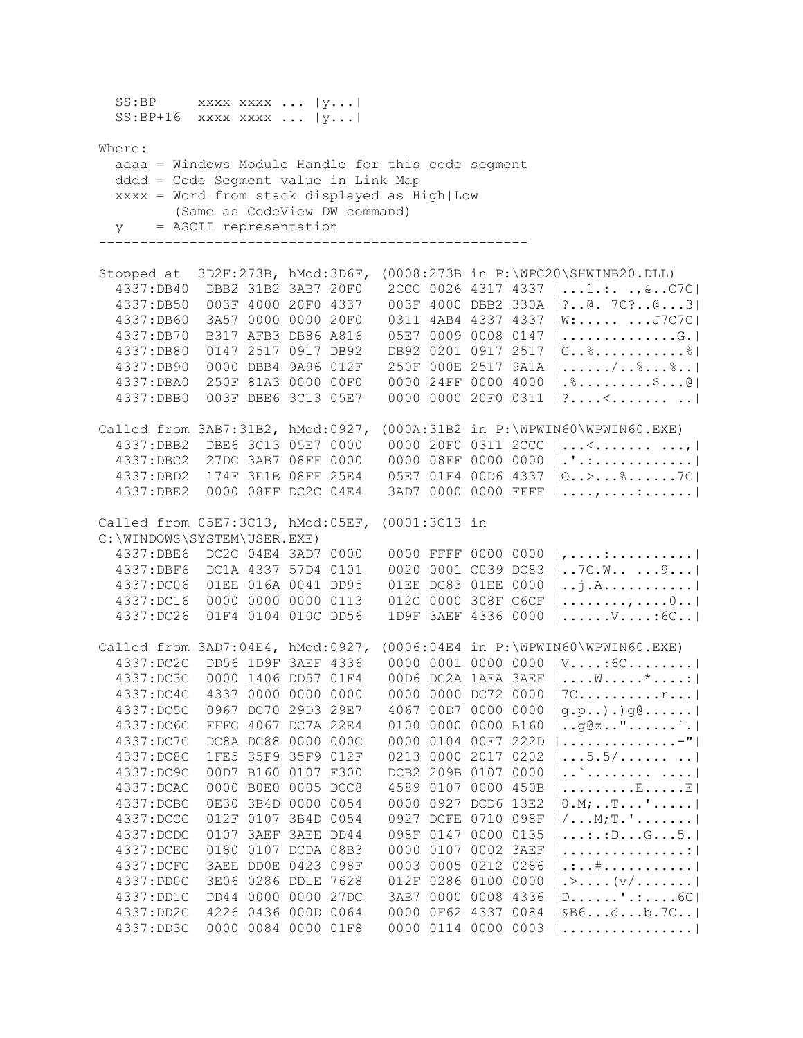```
  SS:BP     xxxx xxxx ... |y...|
  SS:BP+16  xxxx xxxx ... |y...|

Where:
  aaaa = Windows Module Handle for this code segment
  dddd = Code Segment value in Link Map
  xxxx = Word from stack displayed as High|Low
         (Same as CodeView DW command)
  y    = ASCII representation
----------------------------------------------------

Stopped at  3D2F:273B, hMod:3D6F, (0008:273B in P:\WPC20\SHWINB20.DLL)
  4337:DB40  DBB2 31B2 3AB7 20F0   2CCC 0026 4317 4337 |...1.:. .,&..C7C|
  4337:DB50  003F 4000 20F0 4337   003F 4000 DBB2 330A |?..@. 7C?..@...3|
  4337:DB60  3A57 0000 0000 20F0   0311 4AB4 4337 4337 |W:..... ...J7C7C|
  4337:DB70  B317 AFB3 DB86 A816   05E7 0009 0008 0147 |.............G.|
  4337:DB80  0147 2517 0917 DB92   DB92 0201 0917 2517 |G..%..........%|
  4337:DB90  0000 DBB4 9A96 012F   250F 000E 2517 9A1A |....../..%...%..|
  4337:DBA0  250F 81A3 0000 00F0   0000 24FF 0000 4000 |.%.........$...@|
  4337:DBB0  003F DBE6 3C13 05E7   0000 0000 20F0 0311 |?....<....... ..|

Called from 3AB7:31B2, hMod:0927, (000A:31B2 in P:\WPWIN60\WPWIN60.EXE)
  4337:DBB2  DBE6 3C13 05E7 0000   0000 20F0 0311 2CCC |...<....... ...,|
  4337:DBC2  27DC 3AB7 08FF 0000   0000 08FF 0000 0000 |.'.:............|
  4337:DBD2  174F 3E1B 08FF 25E4   05E7 01F4 00D6 4337 |O..>...%......7C|
  4337:DBE2  0000 08FF DC2C 04E4   3AD7 0000 0000 FFFF |....,....:......|

Called from 05E7:3C13, hMod:05EF, (0001:3C13 in
C:\WINDOWS\SYSTEM\USER.EXE)
  4337:DBE6  DC2C 04E4 3AD7 0000   0000 FFFF 0000 0000 |,....:..........|
  4337:DBF6  DC1A 4337 57D4 0101   0020 0001 C039 DC83 |..7C.W.. ...9...|
  4337:DC06  01EE 016A 0041 DD95   01EE DC83 01EE 0000 |..j.A...........|
  4337:DC16  0000 0000 0000 0113   012C 0000 308F C6CF |........,....0..|
  4337:DC26  01F4 0104 010C DD56   1D9F 3AEF 4336 0000 |......V....:6C..|

Called from 3AD7:04E4, hMod:0927, (0006:04E4 in P:\WPWIN60\WPWIN60.EXE)
  4337:DC2C  DD56 1D9F 3AEF 4336   0000 0001 0000 0000 |V....:6C........|
  4337:DC3C  0000 1406 DD57 01F4   00D6 DC2A 1AFA 3AEF |....W.....*....:|
  4337:DC4C  4337 0000 0000 0000   0000 0000 DC72 0000 |7C..........r...|
  4337:DC5C  0967 DC70 29D3 29E7   4067 00D7 0000 0000 |g.p..).)g@......|
  4337:DC6C  FFFC 4067 DC7A 22E4   0100 0000 0000 B160 |..g@z.."......`.|
  4337:DC7C  DC8A DC88 0000 000C   0000 0104 00F7 222D |..............-"|
  4337:DC8C  1FE5 35F9 35F9 012F   0213 0000 2017 0202 |...5.5/...... ..|
  4337:DC9C  00D7 B160 0107 F300   DCB2 209B 0107 0000 |..`........ ....|
  4337:DCAC  0000 B0E0 0005 DCC8   4589 0107 0000 450B |.........E.....E|
  4337:DCBC  0E30 3B4D 0000 0054   0000 0927 DCD6 13E2 |0.M;..T...'.....|
  4337:DCCC  012F 0107 3B4D 0054   0927 DCFE 0710 098F |/...M;T.'.......|
  4337:DCDC  0107 3AEF 3AEE DD44   098F 0147 0000 0135 |...:.:D...G...5.|
  4337:DCEC  0180 0107 DCDA 08B3   0000 0107 0002 3AEF |...............:|
  4337:DCFC  3AEE DD0E 0423 098F   0003 0005 0212 0286 |.:..#...........|
  4337:DD0C  3E06 0286 DD1E 7628   012F 0286 0100 0000 |.>....(v/.......|
  4337:DD1C  DD44 0000 0000 27DC   3AB7 0000 0008 4336 |D......'.:....6C|
  4337:DD2C  4226 0436 000D 0064   0000 0F62 4337 0084 |&B6...d...b.7C..|
  4337:DD3C  0000 0084 0000 01F8   0000 0114 0000 0003 |................|
```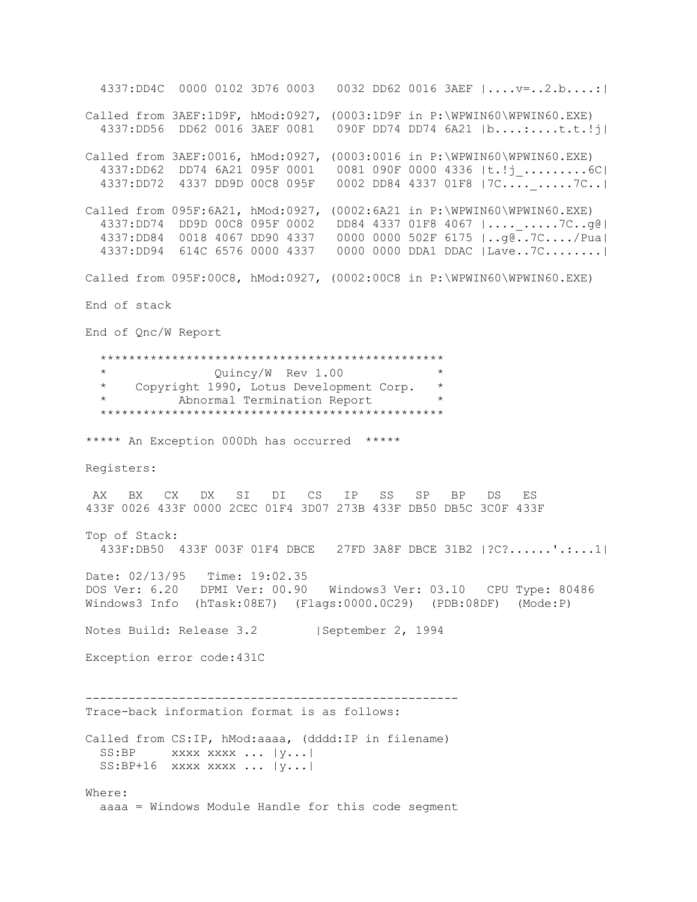```
  4337:DD4C  0000 0102 3D76 0003   0032 DD62 0016 3AEF |....v=..2.b....:|

Called from 3AEF:1D9F, hMod:0927, (0003:1D9F in P:\WPWIN60\WPWIN60.EXE)
  4337:DD56  DD62 0016 3AEF 0081   090F DD74 DD74 6A21 |b....:....t.t.!j|

Called from 3AEF:0016, hMod:0927, (0003:0016 in P:\WPWIN60\WPWIN60.EXE)
  4337:DD62  DD74 6A21 095F 0001   0081 090F 0000 4336 |t.!j_.........6C|
  4337:DD72  4337 DD9D 00C8 095F   0002 DD84 4337 01F8 |7C...._.....7C..|

Called from 095F:6A21, hMod:0927, (0002:6A21 in P:\WPWIN60\WPWIN60.EXE)
  4337:DD74  DD9D 00C8 095F 0002   DD84 4337 01F8 4067 |...._.....7C..g@|
  4337:DD84  0018 4067 DD90 4337   0000 0000 502F 6175 |..g@..7C..../Pua|
  4337:DD94  614C 6576 0000 4337   0000 0000 DDA1 DDAC |Lave..7C........|

Called from 095F:00C8, hMod:0927, (0002:00C8 in P:\WPWIN60\WPWIN60.EXE)

End of stack

End of Qnc/W Report

  ***********************************************
  *              Quincy/W  Rev 1.00             *
  *    Copyright 1990, Lotus Development Corp.  *
  *         Abnormal Termination Report         *
  ***********************************************

***** An Exception 000Dh has occurred  *****

Registers:

 AX   BX   CX   DX   SI   DI   CS   IP   SS   SP   BP   DS   ES
433F 0026 433F 0000 2CEC 01F4 3D07 273B 433F DB50 DB5C 3C0F 433F

Top of Stack:
  433F:DB50  433F 003F 01F4 DBCE   27FD 3A8F DBCE 31B2 |?C?......'.:...1|

Date: 02/13/95   Time: 19:02.35
DOS Ver: 6.20   DPMI Ver: 00.90   Windows3 Ver: 03.10   CPU Type: 80486
Windows3 Info  (hTask:08E7)  (Flags:0000.0C29)  (PDB:08DF)  (Mode:P)

Notes Build: Release 3.2        |September 2, 1994

Exception error code:431C


----------------------------------------------------
Trace-back information format is as follows:

Called from CS:IP, hMod:aaaa, (dddd:IP in filename)
  SS:BP     xxxx xxxx ... |y...|
  SS:BP+16  xxxx xxxx ... |y...|

Where:
  aaaa = Windows Module Handle for this code segment
```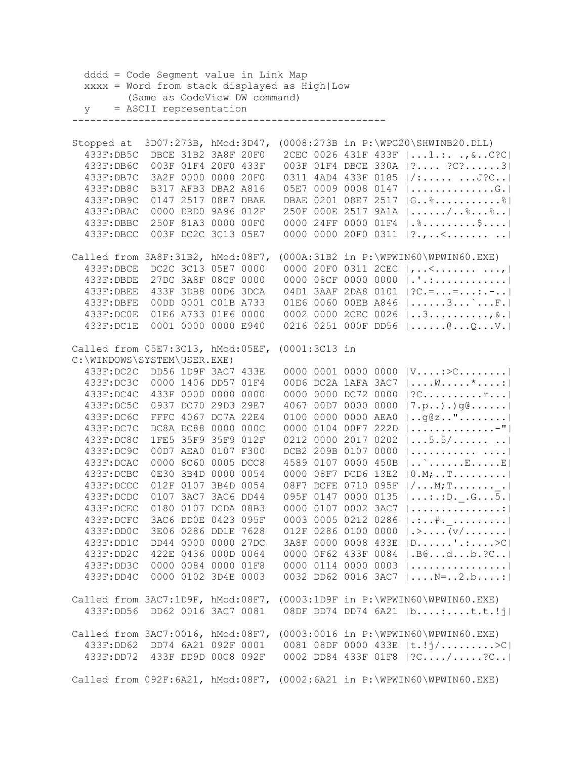```
  dddd = Code Segment value in Link Map
  xxxx = Word from stack displayed as High|Low
         (Same as CodeView DW command)
  y    = ASCII representation
----------------------------------------------------

Stopped at  3D07:273B, hMod:3D47, (0008:273B in P:\WPC20\SHWINB20.DLL)
  433F:DB5C  DBCE 31B2 3A8F 20F0   2CEC 0026 431F 433F |...1.:. .,&..C?C|
  433F:DB6C  003F 01F4 20F0 433F   003F 01F4 DBCE 330A |?.... ?C?......3|
  433F:DB7C  3A2F 0000 0000 20F0   0311 4AD4 433F 0185 |/:..... ...J?C..|
  433F:DB8C  B317 AFB3 DBA2 A816   05E7 0009 0008 0147 |..............G.|
  433F:DB9C  0147 2517 08E7 DBAE   DBAE 0201 08E7 2517 |G..%...........%|
  433F:DBAC  0000 DBD0 9A96 012F   250F 000E 2517 9A1A |....../..%...%..|
  433F:DBBC  250F 81A3 0000 00F0   0000 24FF 0000 01F4 |.%.........$....|
  433F:DBCC  003F DC2C 3C13 05E7   0000 0000 20F0 0311 |?.,..<....... ..|

Called from 3A8F:31B2, hMod:08F7, (000A:31B2 in P:\WPWIN60\WPWIN60.EXE)
  433F:DBCE  DC2C 3C13 05E7 0000   0000 20F0 0311 2CEC |,..<....... ...,|
  433F:DBDE  27DC 3A8F 08CF 0000   0000 08CF 0000 0000 |.'.:............|
  433F:DBEE  433F 3DB8 00D6 3DCA   04D1 3AAF 2DA8 0101 |?C.=...=...:.-..|
  433F:DBFE  00DD 0001 C01B A733   01E6 0060 00EB A846 |......3...`...F.|
  433F:DC0E  01E6 A733 01E6 0000   0002 0000 2CEC 0026 |..3..........,&.|
  433F:DC1E  0001 0000 0000 E940   0216 0251 000F DD56 |......@...Q...V.|

Called from 05E7:3C13, hMod:05EF, (0001:3C13 in
C:\WINDOWS\SYSTEM\USER.EXE)
  433F:DC2C  DD56 1D9F 3AC7 433E   0000 0001 0000 0000 |V....:>C........|
  433F:DC3C  0000 1406 DD57 01F4   00D6 DC2A 1AFA 3AC7 |....W.....*....:|
  433F:DC4C  433F 0000 0000 0000   0000 0000 DC72 0000 |?C..........r...|
  433F:DC5C  0937 DC70 29D3 29E7   4067 00D7 0000 0000 |7.p..).)g@......|
  433F:DC6C  FFFC 4067 DC7A 22E4   0100 0000 0000 AEA0 |..g@z.."........|
  433F:DC7C  DC8A DC88 0000 000C   0000 0104 00F7 222D |..............-"|
  433F:DC8C  1FE5 35F9 35F9 012F   0212 0000 2017 0202 |...5.5/...... ..|
  433F:DC9C  00D7 AEA0 0107 F300   DCB2 209B 0107 0000 |........... ....|
  433F:DCAC  0000 8C60 0005 DCC8   4589 0107 0000 450B |..`......E.....E|
  433F:DCBC  0E30 3B4D 0000 0054   0000 08F7 DCD6 13E2 |0.M;..T.........|
  433F:DCCC  012F 0107 3B4D 0054   08F7 DCFE 0710 095F |/...M;T......._.|
  433F:DCDC  0107 3AC7 3AC6 DD44   095F 0147 0000 0135 |...:.:D._.G...5.|
  433F:DCEC  0180 0107 DCDA 08B3   0000 0107 0002 3AC7 |...............:|
  433F:DCFC  3AC6 DD0E 0423 095F   0003 0005 0212 0286 |.:..#._.........|
  433F:DD0C  3E06 0286 DD1E 7628   012F 0286 0100 0000 |.>....(v/.......|
  433F:DD1C  DD44 0000 0000 27DC   3A8F 0000 0008 433E |D......'.:....>C|
  433F:DD2C  422E 0436 000D 0064   0000 0F62 433F 0084 |.B6...d...b.?C..|
  433F:DD3C  0000 0084 0000 01F8   0000 0114 0000 0003 |................|
  433F:DD4C  0000 0102 3D4E 0003   0032 DD62 0016 3AC7 |....N=..2.b....:|

Called from 3AC7:1D9F, hMod:08F7, (0003:1D9F in P:\WPWIN60\WPWIN60.EXE)
  433F:DD56  DD62 0016 3AC7 0081   08DF DD74 DD74 6A21 |b....:.....t.t.!j|

Called from 3AC7:0016, hMod:08F7, (0003:0016 in P:\WPWIN60\WPWIN60.EXE)
  433F:DD62  DD74 6A21 092F 0001   0081 08DF 0000 433E |t.!j/.........>C|
  433F:DD72  433F DD9D 00C8 092F   0002 DD84 433F 01F8 |?C..../.....?C..|

Called from 092F:6A21, hMod:08F7, (0002:6A21 in P:\WPWIN60\WPWIN60.EXE)
```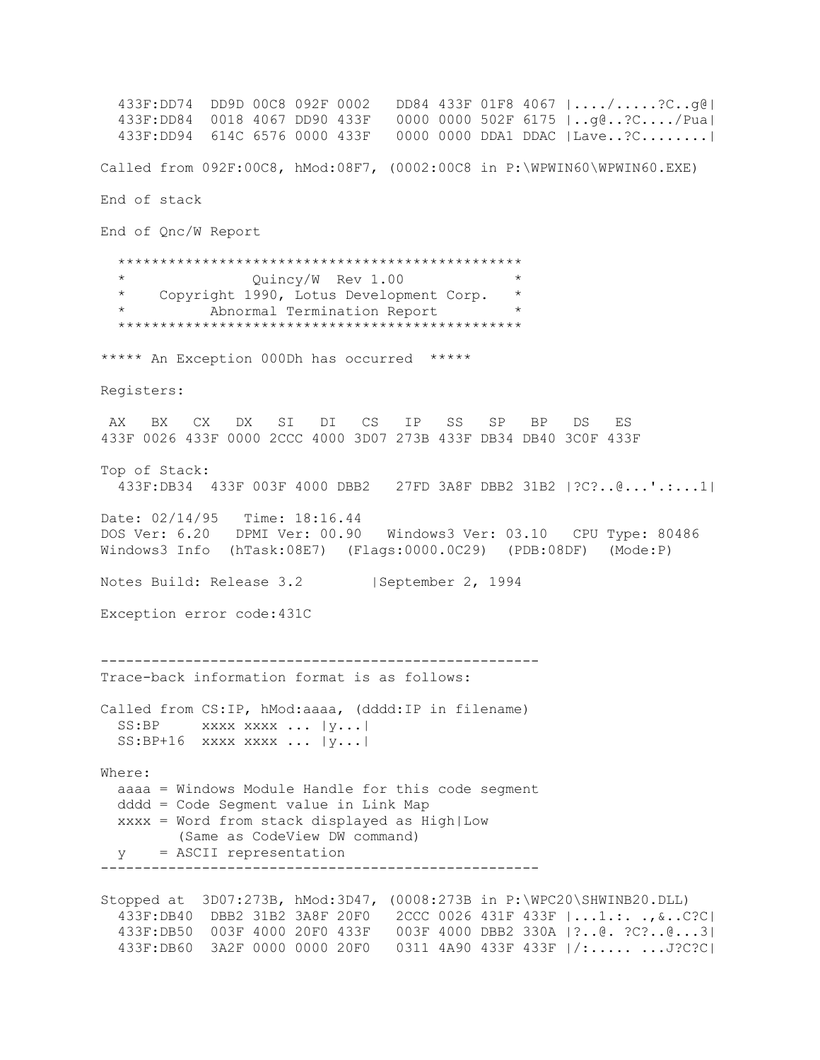```
  433F:DD74  DD9D 00C8 092F 0002   DD84 433F 01F8 4067 |..../.....?C..g@|
  433F:DD84  0018 4067 DD90 433F   0000 0000 502F 6175 |..g@..?C..../Pua|
  433F:DD94  614C 6576 0000 433F   0000 0000 DDA1 DDAC |Lave..?C........|

Called from 092F:00C8, hMod:08F7, (0002:00C8 in P:\WPWIN60\WPWIN60.EXE)

End of stack

End of Qnc/W Report

  **********************************************
  *              Quincy/W  Rev 1.00            *
  *    Copyright 1990, Lotus Development Corp.   *
  *         Abnormal Termination Report        *
  **********************************************

***** An Exception 000Dh has occurred  *****

Registers:

 AX   BX   CX   DX   SI   DI   CS   IP   SS   SP   BP   DS   ES
433F 0026 433F 0000 2CCC 4000 3D07 273B 433F DB34 DB40 3C0F 433F

Top of Stack:
  433F:DB34  433F 003F 4000 DBB2   27FD 3A8F DBB2 31B2 |?C?..@...'.:...1|

Date: 02/14/95   Time: 18:16.44
DOS Ver: 6.20   DPMI Ver: 00.90   Windows3 Ver: 03.10   CPU Type: 80486
Windows3 Info  (hTask:08E7)  (Flags:0000.0C29)  (PDB:08DF)  (Mode:P)

Notes Build: Release 3.2        |September 2, 1994

Exception error code:431C


---------------------------------------------------
Trace-back information format is as follows:

Called from CS:IP, hMod:aaaa, (dddd:IP in filename)
  SS:BP     xxxx xxxx ... |y...|
  SS:BP+16  xxxx xxxx ... |y...|

Where:
  aaaa = Windows Module Handle for this code segment
  dddd = Code Segment value in Link Map
  xxxx = Word from stack displayed as High|Low
         (Same as CodeView DW command)
  y    = ASCII representation
---------------------------------------------------

Stopped at  3D07:273B, hMod:3D47, (0008:273B in P:\WPC20\SHWINB20.DLL)
  433F:DB40  DBB2 31B2 3A8F 20F0   2CCC 0026 431F 433F |...1.:. .,&..C?C|
  433F:DB50  003F 4000 20F0 433F   003F 4000 DBB2 330A |?..@. ?C?..@...3|
  433F:DB60  3A2F 0000 0000 20F0   0311 4A90 433F 433F |/:..... ...J?C?C|
```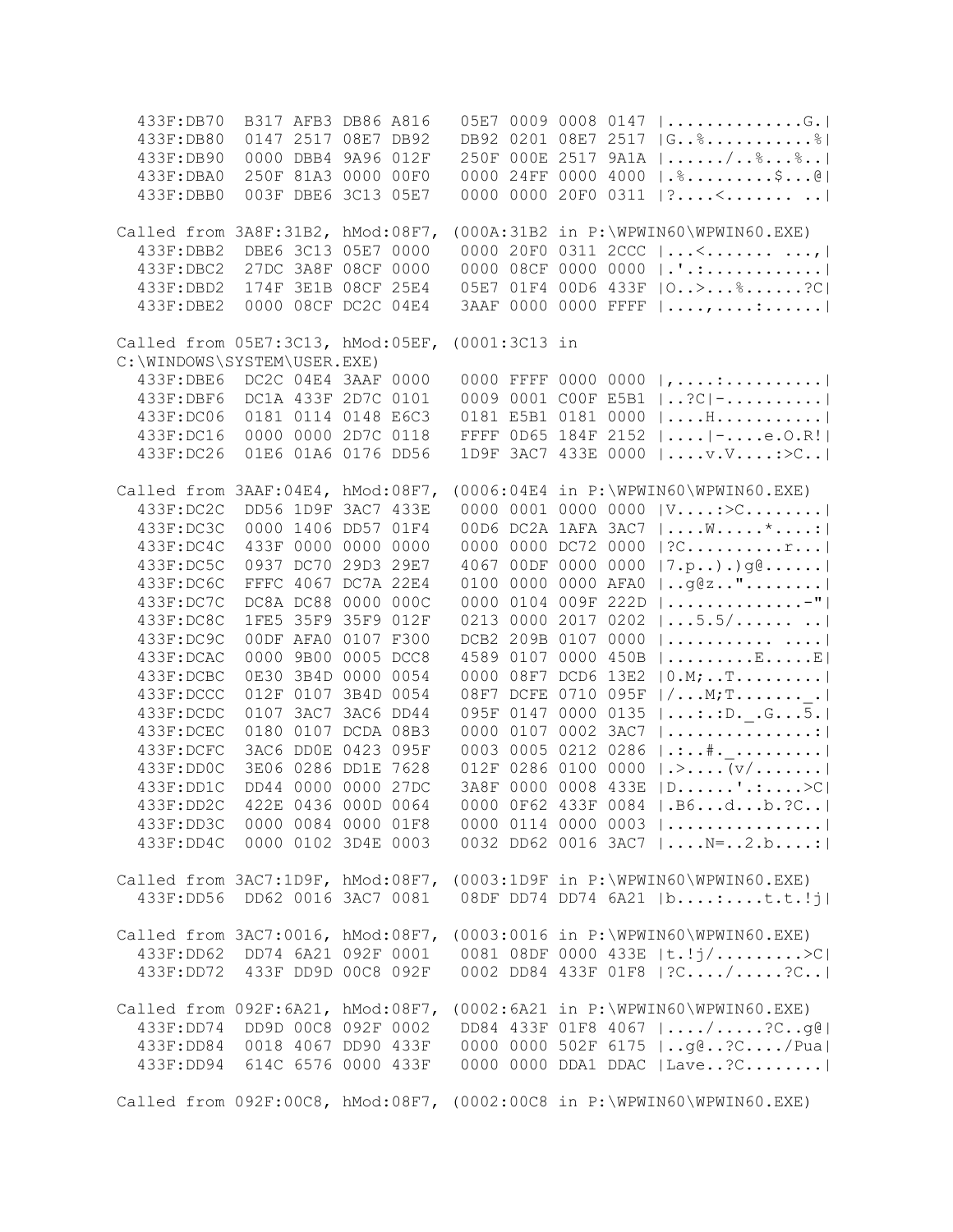```
  433F:DB70  B317 AFB3 DB86 A816   05E7 0009 0008 0147 |.............G.|
  433F:DB80  0147 2517 08E7 DB92   DB92 0201 08E7 2517 |G..%..........%|
  433F:DB90  0000 DBB4 9A96 012F   250F 000E 2517 9A1A |....../..%...%..|
  433F:DBA0  250F 81A3 0000 00F0   0000 24FF 0000 4000 |.%.........$...@|
  433F:DBB0  003F DBE6 3C13 05E7   0000 0000 20F0 0311 |?....<....... ..|

Called from 3A8F:31B2, hMod:08F7, (000A:31B2 in P:\WPWIN60\WPWIN60.EXE)
  433F:DBB2  DBE6 3C13 05E7 0000   0000 20F0 0311 2CCC |...<....... ...,|
  433F:DBC2  27DC 3A8F 08CF 0000   0000 08CF 0000 0000 |.'.:............|
  433F:DBD2  174F 3E1B 08CF 25E4   05E7 01F4 00D6 433F |O..>...%......?C|
  433F:DBE2  0000 08CF DC2C 04E4   3AAF 0000 0000 FFFF |....,....:......|

Called from 05E7:3C13, hMod:05EF, (0001:3C13 in
C:\WINDOWS\SYSTEM\USER.EXE)
  433F:DBE6  DC2C 04E4 3AAF 0000   0000 FFFF 0000 0000 |,....:..........|
  433F:DBF6  DC1A 433F 2D7C 0101   0009 0001 C00F E5B1 |..?C|-..........|
  433F:DC06  0181 0114 0148 E6C3   0181 E5B1 0181 0000 |....H...........|
  433F:DC16  0000 0000 2D7C 0118   FFFF 0D65 184F 2152 |....|-....e.O.R!|
  433F:DC26  01E6 01A6 0176 DD56   1D9F 3AC7 433E 0000 |....v.V....:>C..|

Called from 3AAF:04E4, hMod:08F7, (0006:04E4 in P:\WPWIN60\WPWIN60.EXE)
  433F:DC2C  DD56 1D9F 3AC7 433E   0000 0001 0000 0000 |V....:>C........|
  433F:DC3C  0000 1406 DD57 01F4   00D6 DC2A 1AFA 3AC7 |....W.....*....:|
  433F:DC4C  433F 0000 0000 0000   0000 0000 DC72 0000 |?C..........r...|
  433F:DC5C  0937 DC70 29D3 29E7   4067 00DF 0000 0000 |7.p..).)g@......|
  433F:DC6C  FFFC 4067 DC7A 22E4   0100 0000 0000 AFA0 |..g@z.."........|
  433F:DC7C  DC8A DC88 0000 000C   0000 0104 009F 222D |..............-"|
  433F:DC8C  1FE5 35F9 35F9 012F   0213 0000 2017 0202 |...5.5/...... ..|
  433F:DC9C  00DF AFA0 0107 F300   DCB2 209B 0107 0000 |........... ....|
  433F:DCAC  0000 9B00 0005 DCC8   4589 0107 0000 450B |.........E.....E|
  433F:DCBC  0E30 3B4D 0000 0054   0000 08F7 DCD6 13E2 |0.M;..T.........|
  433F:DCCC  012F 0107 3B4D 0054   08F7 DCFE 0710 095F |/...M;T......._.|
  433F:DCDC  0107 3AC7 3AC6 DD44   095F 0147 0000 0135 |...:.:D._.G...5.|
  433F:DCEC  0180 0107 DCDA 08B3   0000 0107 0002 3AC7 |...............:|
  433F:DCFC  3AC6 DD0E 0423 095F   0003 0005 0212 0286 |.:..#._.........|
  433F:DD0C  3E06 0286 DD1E 7628   012F 0286 0100 0000 |.>....(v/.......|
  433F:DD1C  DD44 0000 0000 27DC   3A8F 0000 0008 433E |D......'.:....>C|
  433F:DD2C  422E 0436 000D 0064   0000 0F62 433F 0084 |.B6...d...b.?C..|
  433F:DD3C  0000 0084 0000 01F8   0000 0114 0000 0003 |................|
  433F:DD4C  0000 0102 3D4E 0003   0032 DD62 0016 3AC7 |....N=..2.b....:|

Called from 3AC7:1D9F, hMod:08F7, (0003:1D9F in P:\WPWIN60\WPWIN60.EXE)
  433F:DD56  DD62 0016 3AC7 0081   08DF DD74 DD74 6A21 |b....:....t.t.!j|

Called from 3AC7:0016, hMod:08F7, (0003:0016 in P:\WPWIN60\WPWIN60.EXE)
  433F:DD62  DD74 6A21 092F 0001   0081 08DF 0000 433E |t.!j/.........>C|
  433F:DD72  433F DD9D 00C8 092F   0002 DD84 433F 01F8 |?C..../.....?C..|

Called from 092F:6A21, hMod:08F7, (0002:6A21 in P:\WPWIN60\WPWIN60.EXE)
  433F:DD74  DD9D 00C8 092F 0002   DD84 433F 01F8 4067 |..../.....?C..g@|
  433F:DD84  0018 4067 DD90 433F   0000 0000 502F 6175 |..g@..?C..../Pua|
  433F:DD94  614C 6576 0000 433F   0000 0000 DDA1 DDAC |Lave..?C........|

Called from 092F:00C8, hMod:08F7, (0002:00C8 in P:\WPWIN60\WPWIN60.EXE)
```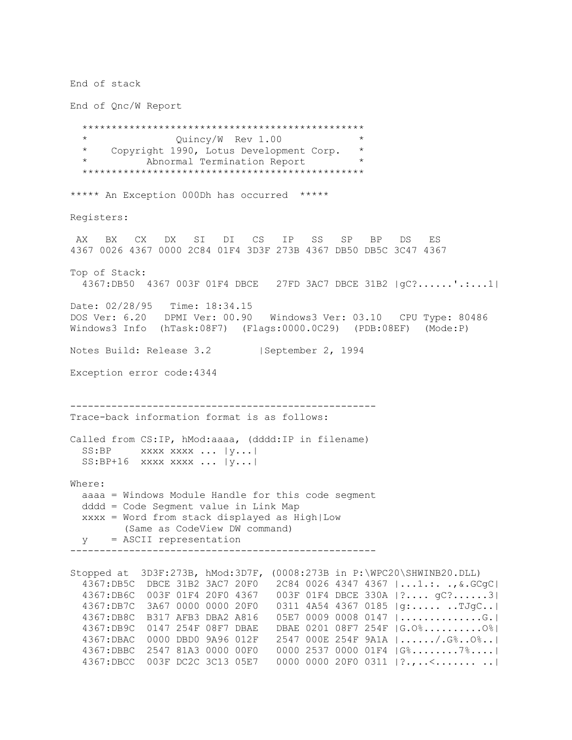End of stack

End of Qnc/W Report

```
  **********************************************
  *              Quincy/W  Rev 1.00            *
  *    Copyright 1990, Lotus Development Corp.  *
  *         Abnormal Termination Report         *
  **********************************************
```

***** An Exception 000Dh has occurred *****

Registers:

```
 AX   BX   CX   DX   SI   DI   CS   IP   SS   SP   BP   DS   ES
4367 0026 4367 0000 2C84 01F4 3D3F 273B 4367 DB50 DB5C 3C47 4367
```

Top of Stack:

```
  4367:DB50  4367 003F 01F4 DBCE   27FD 3AC7 DBCE 31B2 |gC?......'.:...1|
```

```
Date: 02/28/95   Time: 18:34.15
DOS Ver: 6.20   DPMI Ver: 00.90   Windows3 Ver: 03.10   CPU Type: 80486
Windows3 Info  (hTask:08F7)  (Flags:0000.0C29)  (PDB:08EF)  (Mode:P)
```

Notes Build: Release 3.2        |September 2, 1994

Exception error code:4344

---

Trace-back information format is as follows:

```
Called from CS:IP, hMod:aaaa, (dddd:IP in filename)
  SS:BP     xxxx xxxx ... |y...|
  SS:BP+16  xxxx xxxx ... |y...|
```

Where:

```
  aaaa = Windows Module Handle for this code segment
  dddd = Code Segment value in Link Map
  xxxx = Word from stack displayed as High|Low
         (Same as CodeView DW command)
  y    = ASCII representation
```

---

```
Stopped at  3D3F:273B, hMod:3D7F, (0008:273B in P:\WPC20\SHWINB20.DLL)
  4367:DB5C  DBCE 31B2 3AC7 20F0   2C84 0026 4347 4367 |...1.:. .,&.GCgC|
  4367:DB6C  003F 01F4 20F0 4367   003F 01F4 DBCE 330A |?.... gC?......3|
  4367:DB7C  3A67 0000 0000 20F0   0311 4A54 4367 0185 |g:..... ..TJgC..|
  4367:DB8C  B317 AFB3 DBA2 A816   05E7 0009 0008 0147 |..............G.|
  4367:DB9C  0147 254F 08F7 DBAE   DBAE 0201 08F7 254F |G.O%..........O%|
  4367:DBAC  0000 DBD0 9A96 012F   2547 000E 254F 9A1A |....../.G%..O%..|
  4367:DBBC  2547 81A3 0000 00F0   0000 2537 0000 01F4 |G%........7%....|
  4367:DBCC  003F DC2C 3C13 05E7   0000 0000 20F0 0311 |?.,..<....... ..|
```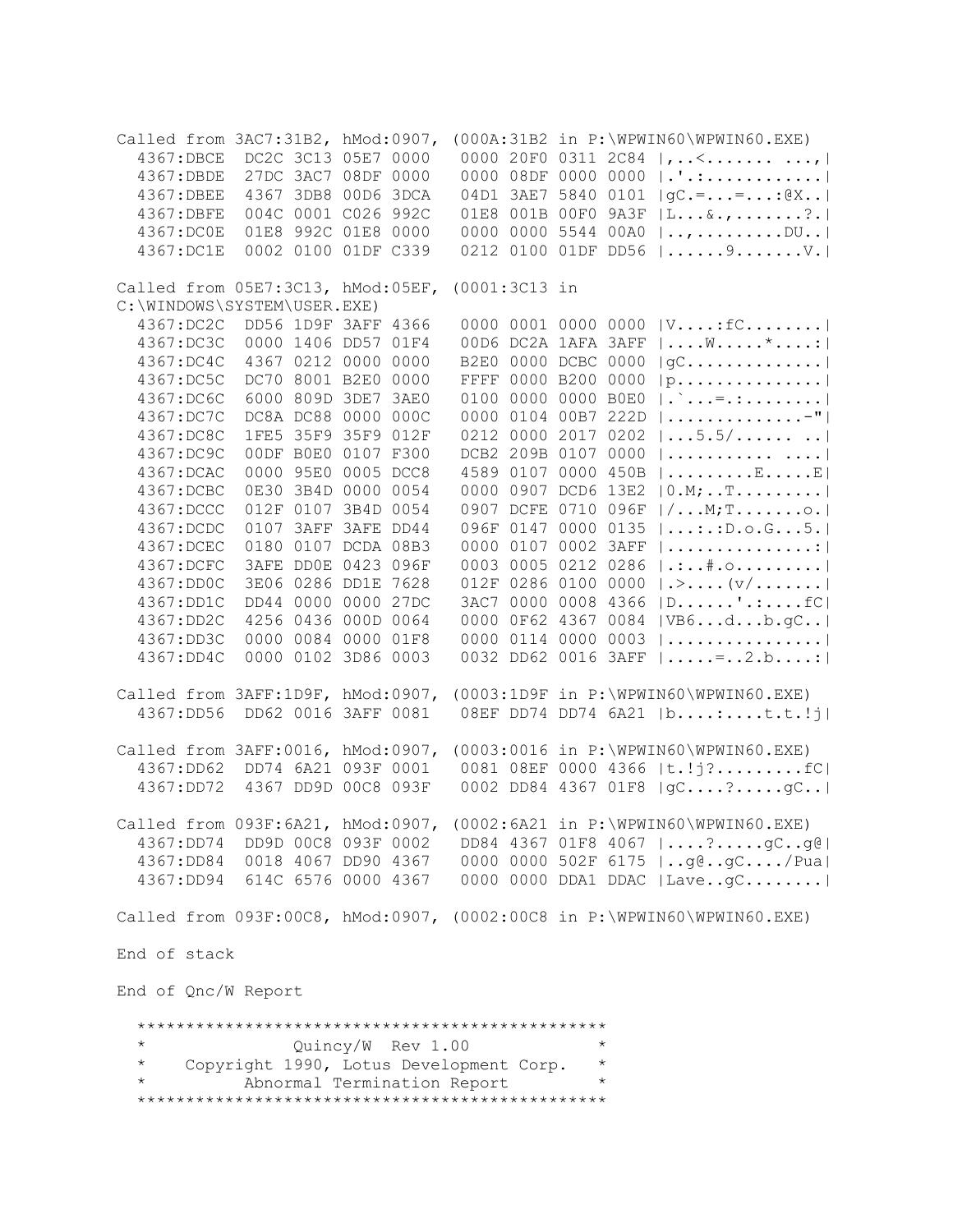```
Called from 3AC7:31B2, hMod:0907, (000A:31B2 in P:\WPWIN60\WPWIN60.EXE)
  4367:DBCE  DC2C 3C13 05E7 0000   0000 20F0 0311 2C84 |,..<....... ...,|
  4367:DBDE  27DC 3AC7 08DF 0000   0000 08DF 0000 0000 |.'.:............|
  4367:DBEE  4367 3DB8 00D6 3DCA   04D1 3AE7 5840 0101 |gC.=...=...:@X..|
  4367:DBFE  004C 0001 C026 992C   01E8 001B 00F0 9A3F |L...&.,.......?.|
  4367:DC0E  01E8 992C 01E8 0000   0000 0000 5544 00A0 |..,.........DU..|
  4367:DC1E  0002 0100 01DF C339   0212 0100 01DF DD56 |......9.......V.|

Called from 05E7:3C13, hMod:05EF, (0001:3C13 in
C:\WINDOWS\SYSTEM\USER.EXE)
  4367:DC2C  DD56 1D9F 3AFF 4366   0000 0001 0000 0000 |V....:fC........|
  4367:DC3C  0000 1406 DD57 01F4   00D6 DC2A 1AFA 3AFF |....W.....*....:|
  4367:DC4C  4367 0212 0000 0000   B2E0 0000 DCBC 0000 |gC..............|
  4367:DC5C  DC70 8001 B2E0 0000   FFFF 0000 B200 0000 |p...............|
  4367:DC6C  6000 809D 3DE7 3AE0   0100 0000 0000 B0E0 |.`...=.:........|
  4367:DC7C  DC8A DC88 0000 000C   0000 0104 00B7 222D |..............-"|
  4367:DC8C  1FE5 35F9 35F9 012F   0212 0000 2017 0202 |...5.5/...... ..|
  4367:DC9C  00DF B0E0 0107 F300   DCB2 209B 0107 0000 |........... ....|
  4367:DCAC  0000 95E0 0005 DCC8   4589 0107 0000 450B |.........E.....E|
  4367:DCBC  0E30 3B4D 0000 0054   0000 0907 DCD6 13E2 |0.M;..T.........|
  4367:DCCC  012F 0107 3B4D 0054   0907 DCFE 0710 096F |/...M;T.......o.|
  4367:DCDC  0107 3AFF 3AFE DD44   096F 0147 0000 0135 |...:.:D.o.G...5.|
  4367:DCEC  0180 0107 DCDA 08B3   0000 0107 0002 3AFF |...............:|
  4367:DCFC  3AFE DD0E 0423 096F   0003 0005 0212 0286 |.:..#.o.........|
  4367:DD0C  3E06 0286 DD1E 7628   012F 0286 0100 0000 |.>....(v/.......|
  4367:DD1C  DD44 0000 0000 27DC   3AC7 0000 0008 4366 |D......'.:....fC|
  4367:DD2C  4256 0436 000D 0064   0000 0F62 4367 0084 |VB6...d...b.gC..|
  4367:DD3C  0000 0084 0000 01F8   0000 0114 0000 0003 |................|
  4367:DD4C  0000 0102 3D86 0003   0032 DD62 0016 3AFF |.....=..2.b....:|

Called from 3AFF:1D9F, hMod:0907, (0003:1D9F in P:\WPWIN60\WPWIN60.EXE)
  4367:DD56  DD62 0016 3AFF 0081   08EF DD74 DD74 6A21 |b....:....t.t.!j|

Called from 3AFF:0016, hMod:0907, (0003:0016 in P:\WPWIN60\WPWIN60.EXE)
  4367:DD62  DD74 6A21 093F 0001   0081 08EF 0000 4366 |t.!j?.........fC|
  4367:DD72  4367 DD9D 00C8 093F   0002 DD84 4367 01F8 |gC....?.....gC..|

Called from 093F:6A21, hMod:0907, (0002:6A21 in P:\WPWIN60\WPWIN60.EXE)
  4367:DD74  DD9D 00C8 093F 0002   DD84 4367 01F8 4067 |....?.....gC..g@|
  4367:DD84  0018 4067 DD90 4367   0000 0000 502F 6175 |..g@..gC..../Pua|
  4367:DD94  614C 6576 0000 4367   0000 0000 DDA1 DDAC |Lave..gC........|

Called from 093F:00C8, hMod:0907, (0002:00C8 in P:\WPWIN60\WPWIN60.EXE)

End of stack

End of Qnc/W Report

  ***********************************************
  *              Quincy/W  Rev 1.00             *
  *    Copyright 1990, Lotus Development Corp.  *
  *         Abnormal Termination Report         *
  ***********************************************
```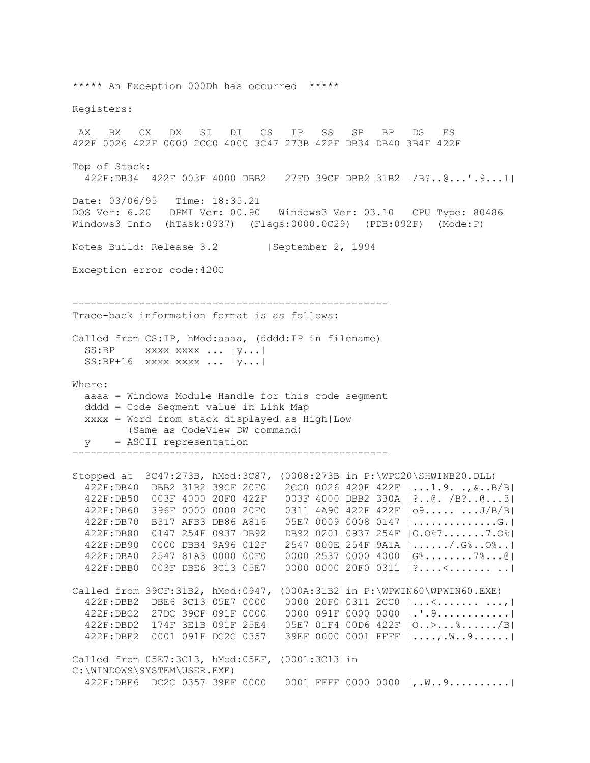```
***** An Exception 000Dh has occurred  *****

Registers:

 AX   BX   CX   DX   SI   DI   CS   IP   SS   SP   BP   DS   ES
422F 0026 422F 0000 2CC0 4000 3C47 273B 422F DB34 DB40 3B4F 422F

Top of Stack:
  422F:DB34  422F 003F 4000 DBB2   27FD 39CF DBB2 31B2 |/B?..@...'.9...1|

Date: 03/06/95   Time: 18:35.21
DOS Ver: 6.20   DPMI Ver: 00.90   Windows3 Ver: 03.10   CPU Type: 80486
Windows3 Info  (hTask:0937)  (Flags:0000.0C29)  (PDB:092F)  (Mode:P)

Notes Build: Release 3.2        |September 2, 1994

Exception error code:420C


----------------------------------------------------
Trace-back information format is as follows:

Called from CS:IP, hMod:aaaa, (dddd:IP in filename)
  SS:BP     xxxx xxxx ... |y...|
  SS:BP+16  xxxx xxxx ... |y...|

Where:
  aaaa = Windows Module Handle for this code segment
  dddd = Code Segment value in Link Map
  xxxx = Word from stack displayed as High|Low
         (Same as CodeView DW command)
  y    = ASCII representation
----------------------------------------------------

Stopped at  3C47:273B, hMod:3C87, (0008:273B in P:\WPC20\SHWINB20.DLL)
  422F:DB40  DBB2 31B2 39CF 20F0   2CC0 0026 420F 422F |...1.9. .,&..B/B|
  422F:DB50  003F 4000 20F0 422F   003F 4000 DBB2 330A |?..@. /B?..@...3|
  422F:DB60  396F 0000 0000 20F0   0311 4A90 422F 422F |o9..... ...J/B/B|
  422F:DB70  B317 AFB3 DB86 A816   05E7 0009 0008 0147 |..............G.|
  422F:DB80  0147 254F 0937 DB92   DB92 0201 0937 254F |G.O%7.......7.O%|
  422F:DB90  0000 DBB4 9A96 012F   2547 000E 254F 9A1A |....../.G%..O%..|
  422F:DBA0  2547 81A3 0000 00F0   0000 2537 0000 4000 |G%........7%...@|
  422F:DBB0  003F DBE6 3C13 05E7   0000 0000 20F0 0311 |?....<....... ..|

Called from 39CF:31B2, hMod:0947, (000A:31B2 in P:\WPWIN60\WPWIN60.EXE)
  422F:DBB2  DBE6 3C13 05E7 0000   0000 20F0 0311 2CC0 |...<....... ...,|
  422F:DBC2  27DC 39CF 091F 0000   0000 091F 0000 0000 |.'.9............|
  422F:DBD2  174F 3E1B 091F 25E4   05E7 01F4 00D6 422F |O..>...%....../B|
  422F:DBE2  0001 091F DC2C 0357   39EF 0000 0001 FFFF |....,.W..9......|

Called from 05E7:3C13, hMod:05EF, (0001:3C13 in
C:\WINDOWS\SYSTEM\USER.EXE)
  422F:DBE6  DC2C 0357 39EF 0000   0001 FFFF 0000 0000 |,.W..9..........|
```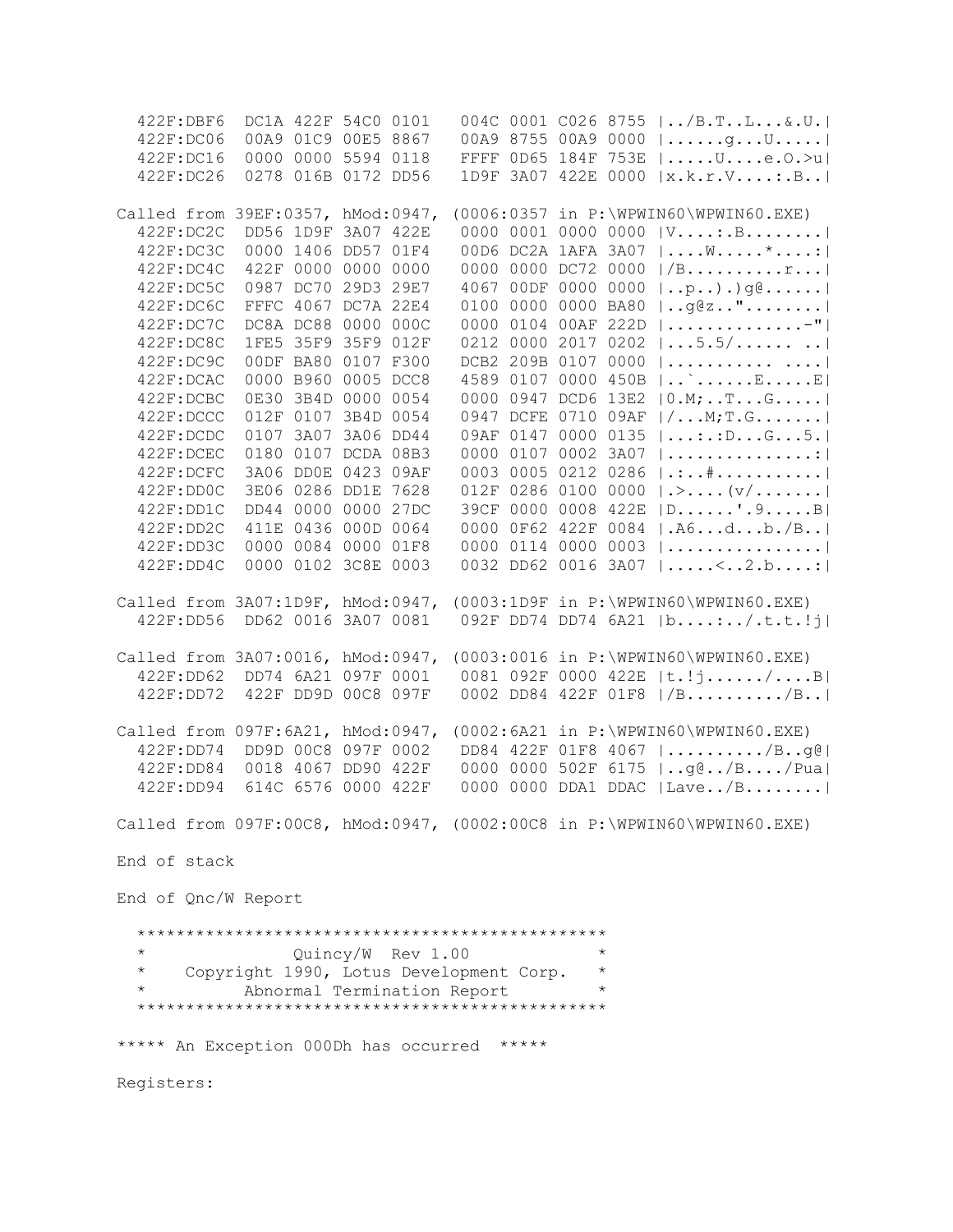```
  422F:DBF6  DC1A 422F 54C0 0101   004C 0001 C026 8755 |../B.T..L...&.U.|
  422F:DC06  00A9 01C9 00E5 8867   00A9 8755 00A9 0000 |......g...U.....|
  422F:DC16  0000 0000 5594 0118   FFFF 0D65 184F 753E |.....U....e.O.>u|
  422F:DC26  0278 016B 0172 DD56   1D9F 3A07 422E 0000 |x.k.r.V....:.B..|

Called from 39EF:0357, hMod:0947, (0006:0357 in P:\WPWIN60\WPWIN60.EXE)
  422F:DC2C  DD56 1D9F 3A07 422E   0000 0001 0000 0000 |V....:.B........|
  422F:DC3C  0000 1406 DD57 01F4   00D6 DC2A 1AFA 3A07 |....W.....*....:|
  422F:DC4C  422F 0000 0000 0000   0000 0000 DC72 0000 |/B..........r...|
  422F:DC5C  0987 DC70 29D3 29E7   4067 00DF 0000 0000 |..p..).)g@......|
  422F:DC6C  FFFC 4067 DC7A 22E4   0100 0000 0000 BA80 |..g@z.."........|
  422F:DC7C  DC8A DC88 0000 000C   0000 0104 00AF 222D |..............-"|
  422F:DC8C  1FE5 35F9 35F9 012F   0212 0000 2017 0202 |...5.5/...... ..|
  422F:DC9C  00DF BA80 0107 F300   DCB2 209B 0107 0000 |........... ....|
  422F:DCAC  0000 B960 0005 DCC8   4589 0107 0000 450B |..`......E.....E|
  422F:DCBC  0E30 3B4D 0000 0054   0000 0947 DCD6 13E2 |0.M;..T...G.....|
  422F:DCCC  012F 0107 3B4D 0054   0947 DCFE 0710 09AF |/...M;T.G.......|
  422F:DCDC  0107 3A07 3A06 DD44   09AF 0147 0000 0135 |...:.:D...G...5.|
  422F:DCEC  0180 0107 DCDA 08B3   0000 0107 0002 3A07 |...............:|
  422F:DCFC  3A06 DD0E 0423 09AF   0003 0005 0212 0286 |.:..#...........|
  422F:DD0C  3E06 0286 DD1E 7628   012F 0286 0100 0000 |.>....(v/.......|
  422F:DD1C  DD44 0000 0000 27DC   39CF 0000 0008 422E |D......'.9.....B|
  422F:DD2C  411E 0436 000D 0064   0000 0F62 422F 0084 |.A6...d...b./B..|
  422F:DD3C  0000 0084 0000 01F8   0000 0114 0000 0003 |................|
  422F:DD4C  0000 0102 3C8E 0003   0032 DD62 0016 3A07 |.....<..2.b....:|

Called from 3A07:1D9F, hMod:0947, (0003:1D9F in P:\WPWIN60\WPWIN60.EXE)
  422F:DD56  DD62 0016 3A07 0081   092F DD74 DD74 6A21 |b....:../.t.t.!j|

Called from 3A07:0016, hMod:0947, (0003:0016 in P:\WPWIN60\WPWIN60.EXE)
  422F:DD62  DD74 6A21 097F 0001   0081 092F 0000 422E |t.!j....../....B|
  422F:DD72  422F DD9D 00C8 097F   0002 DD84 422F 01F8 |/B........../B..|

Called from 097F:6A21, hMod:0947, (0002:6A21 in P:\WPWIN60\WPWIN60.EXE)
  422F:DD74  DD9D 00C8 097F 0002   DD84 422F 01F8 4067 |........../B..g@|
  422F:DD84  0018 4067 DD90 422F   0000 0000 502F 6175 |..g@../B..../Pua|
  422F:DD94  614C 6576 0000 422F   0000 0000 DDA1 DDAC |Lave../B........|

Called from 097F:00C8, hMod:0947, (0002:00C8 in P:\WPWIN60\WPWIN60.EXE)

End of stack

End of Qnc/W Report

  ***********************************************
  *              Quincy/W  Rev 1.00             *
  *    Copyright 1990, Lotus Development Corp.   *
  *         Abnormal Termination Report          *
  ***********************************************

***** An Exception 000Dh has occurred  *****

Registers:
```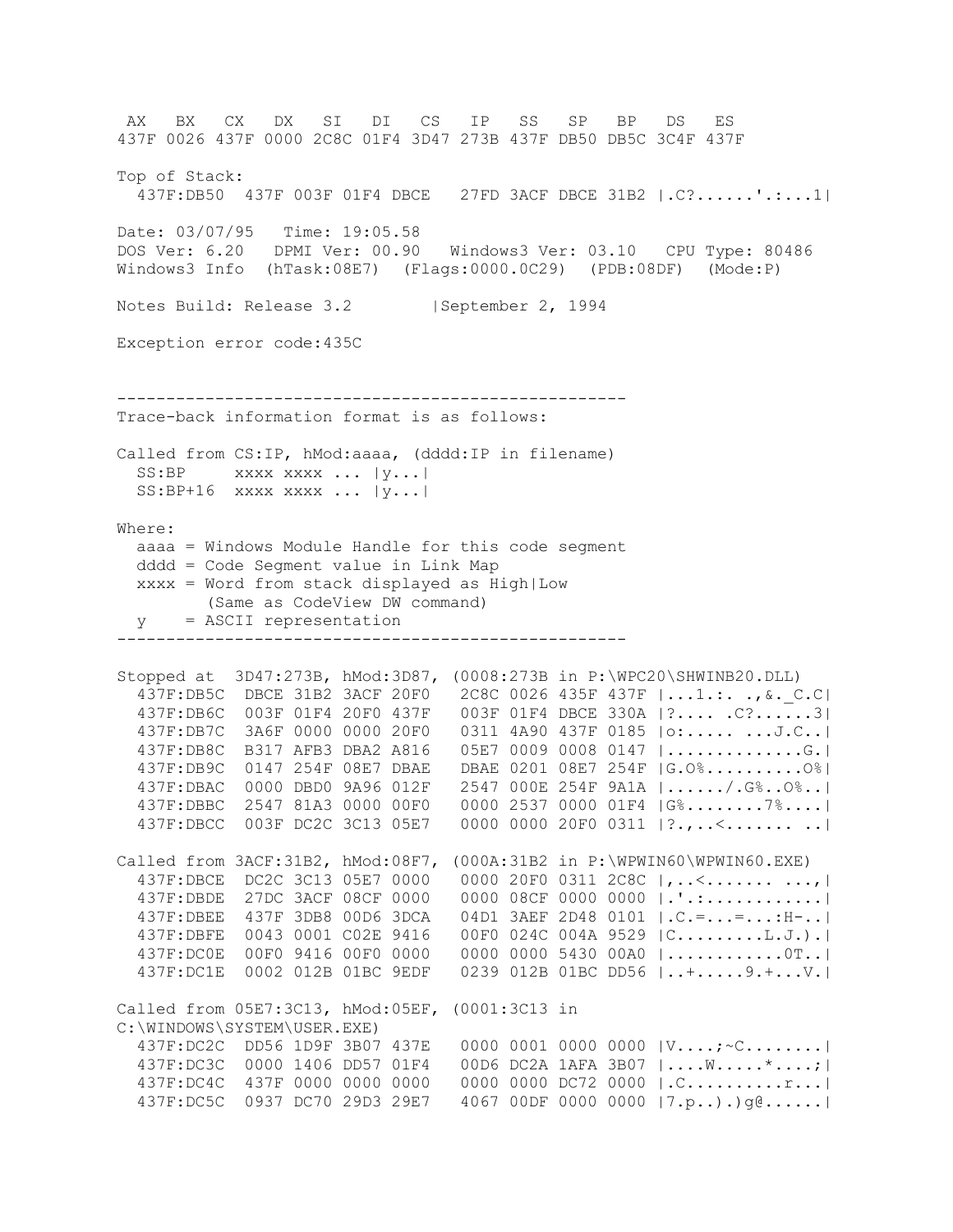```
 AX   BX   CX   DX   SI   DI   CS   IP   SS   SP   BP   DS   ES
437F 0026 437F 0000 2C8C 01F4 3D47 273B 437F DB50 DB5C 3C4F 437F

Top of Stack:
  437F:DB50  437F 003F 01F4 DBCE   27FD 3ACF DBCE 31B2 |.C?......'.:...1|

Date: 03/07/95   Time: 19:05.58
DOS Ver: 6.20   DPMI Ver: 00.90   Windows3 Ver: 03.10   CPU Type: 80486
Windows3 Info  (hTask:08E7)  (Flags:0000.0C29)  (PDB:08DF)  (Mode:P)

Notes Build: Release 3.2        |September 2, 1994

Exception error code:435C


----------------------------------------------------
Trace-back information format is as follows:

Called from CS:IP, hMod:aaaa, (dddd:IP in filename)
  SS:BP     xxxx xxxx ... |y...|
  SS:BP+16  xxxx xxxx ... |y...|

Where:
  aaaa = Windows Module Handle for this code segment
  dddd = Code Segment value in Link Map
  xxxx = Word from stack displayed as High|Low
         (Same as CodeView DW command)
  y    = ASCII representation
----------------------------------------------------

Stopped at  3D47:273B, hMod:3D87, (0008:273B in P:\WPC20\SHWINB20.DLL)
  437F:DB5C  DBCE 31B2 3ACF 20F0   2C8C 0026 435F 437F |...1.:. .,&._C.C|
  437F:DB6C  003F 01F4 20F0 437F   003F 01F4 DBCE 330A |?.... .C?......3|
  437F:DB7C  3A6F 0000 0000 20F0   0311 4A90 437F 0185 |o:..... ...J.C..|
  437F:DB8C  B317 AFB3 DBA2 A816   05E7 0009 0008 0147 |..............G.|
  437F:DB9C  0147 254F 08E7 DBAE   DBAE 0201 08E7 254F |G.O%..........O%|
  437F:DBAC  0000 DBD0 9A96 012F   2547 000E 254F 9A1A |....../.G%..O%..|
  437F:DBBC  2547 81A3 0000 00F0   0000 2537 0000 01F4 |G%........7%....|
  437F:DBCC  003F DC2C 3C13 05E7   0000 0000 20F0 0311 |?.,..<....... ..|

Called from 3ACF:31B2, hMod:08F7, (000A:31B2 in P:\WPWIN60\WPWIN60.EXE)
  437F:DBCE  DC2C 3C13 05E7 0000   0000 20F0 0311 2C8C |,..<....... ...,|
  437F:DBDE  27DC 3ACF 08CF 0000   0000 08CF 0000 0000 |.'.:............|
  437F:DBEE  437F 3DB8 00D6 3DCA   04D1 3AEF 2D48 0101 |.C.=...=...:H-..|
  437F:DBFE  0043 0001 C02E 9416   00F0 024C 004A 9529 |C.........L.J.).|
  437F:DC0E  00F0 9416 00F0 0000   0000 0000 5430 00A0 |............0T..|
  437F:DC1E  0002 012B 01BC 9EDF   0239 012B 01BC DD56 |..+.....9.+...V.|

Called from 05E7:3C13, hMod:05EF, (0001:3C13 in
C:\WINDOWS\SYSTEM\USER.EXE)
  437F:DC2C  DD56 1D9F 3B07 437E   0000 0001 0000 0000 |V....;~C........|
  437F:DC3C  0000 1406 DD57 01F4   00D6 DC2A 1AFA 3B07 |....W.....*....;|
  437F:DC4C  437F 0000 0000 0000   0000 0000 DC72 0000 |.C..........r...|
  437F:DC5C  0937 DC70 29D3 29E7   4067 00DF 0000 0000 |7.p..).)g@......|
```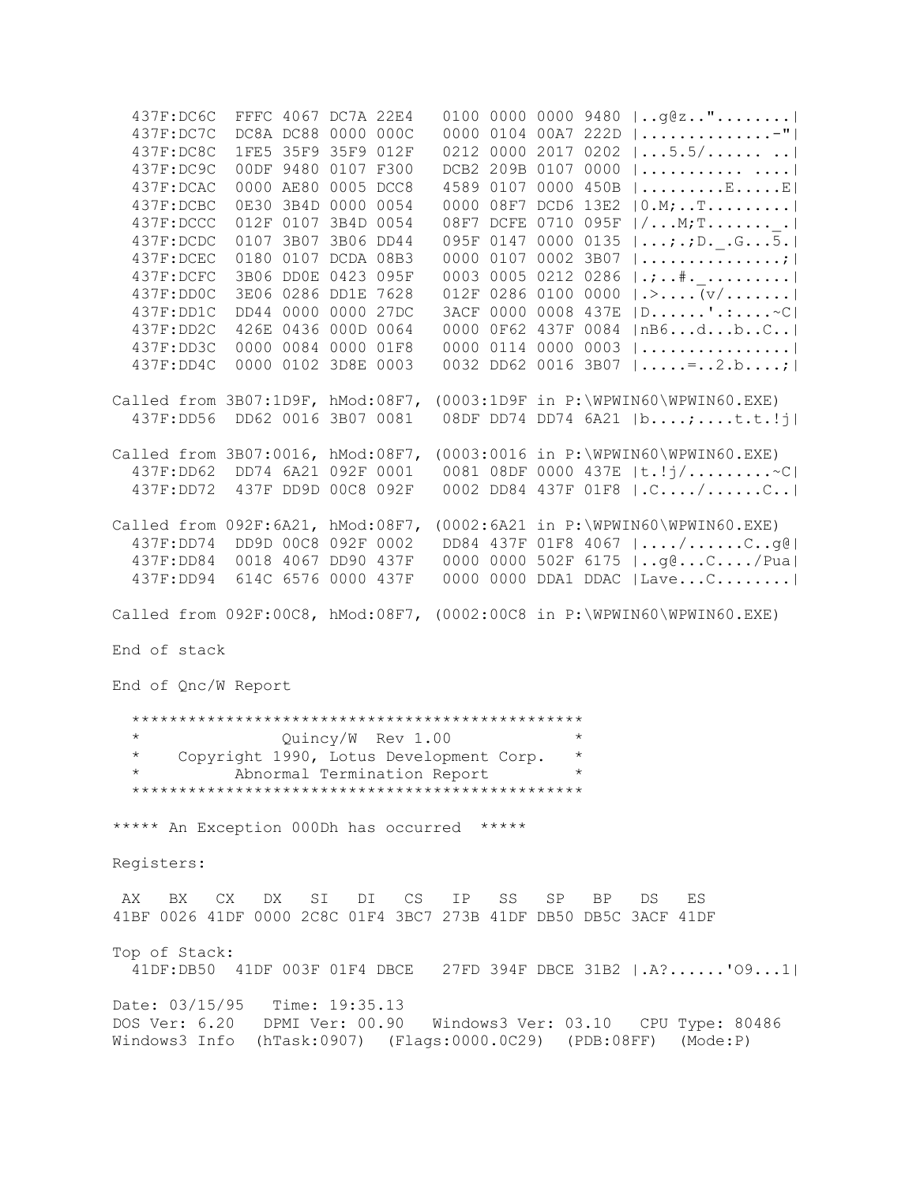```
  437F:DC6C  FFFC 4067 DC7A 22E4   0100 0000 0000 9480 |..g@z.."........|
  437F:DC7C  DC8A DC88 0000 000C   0000 0104 00A7 222D |..............-"|
  437F:DC8C  1FE5 35F9 35F9 012F   0212 0000 2017 0202 |...5.5/...... ..|
  437F:DC9C  00DF 9480 0107 F300   DCB2 209B 0107 0000 |........... ....|
  437F:DCAC  0000 AE80 0005 DCC8   4589 0107 0000 450B |.........E.....E|
  437F:DCBC  0E30 3B4D 0000 0054   0000 08F7 DCD6 13E2 |0.M;..T.........|
  437F:DCCC  012F 0107 3B4D 0054   08F7 DCFE 0710 095F |/...M;T......._.|
  437F:DCDC  0107 3B07 3B06 DD44   095F 0147 0000 0135 |...;.;D._.G...5.|
  437F:DCEC  0180 0107 DCDA 08B3   0000 0107 0002 3B07 |..............;|
  437F:DCFC  3B06 DD0E 0423 095F   0003 0005 0212 0286 |.;..#._.........|
  437F:DD0C  3E06 0286 DD1E 7628   012F 0286 0100 0000 |.>....(v/.......|
  437F:DD1C  DD44 0000 0000 27DC   3ACF 0000 0008 437E |D......'.:....~C|
  437F:DD2C  426E 0436 000D 0064   0000 0F62 437F 0084 |nB6...d...b..C..|
  437F:DD3C  0000 0084 0000 01F8   0000 0114 0000 0003 |................|
  437F:DD4C  0000 0102 3D8E 0003   0032 DD62 0016 3B07 |.....=..2.b....;|

Called from 3B07:1D9F, hMod:08F7, (0003:1D9F in P:\WPWIN60\WPWIN60.EXE)
  437F:DD56  DD62 0016 3B07 0081   08DF DD74 DD74 6A21 |b....;....t.t.!j|

Called from 3B07:0016, hMod:08F7, (0003:0016 in P:\WPWIN60\WPWIN60.EXE)
  437F:DD62  DD74 6A21 092F 0001   0081 08DF 0000 437E |t.!j/.........~C|
  437F:DD72  437F DD9D 00C8 092F   0002 DD84 437F 01F8 |.C..../......C..|

Called from 092F:6A21, hMod:08F7, (0002:6A21 in P:\WPWIN60\WPWIN60.EXE)
  437F:DD74  DD9D 00C8 092F 0002   DD84 437F 01F8 4067 |..../......C..g@|
  437F:DD84  0018 4067 DD90 437F   0000 0000 502F 6175 |..g@...C..../Pua|
  437F:DD94  614C 6576 0000 437F   0000 0000 DDA1 DDAC |Lave...C........|

Called from 092F:00C8, hMod:08F7, (0002:00C8 in P:\WPWIN60\WPWIN60.EXE)

End of stack

End of Qnc/W Report

  ************************************************
  *              Quincy/W  Rev 1.00              *
  *    Copyright 1990, Lotus Development Corp.   *
  *         Abnormal Termination Report          *
  ************************************************

***** An Exception 000Dh has occurred  *****

Registers:

 AX   BX   CX   DX   SI   DI   CS   IP   SS   SP   BP   DS   ES
41BF 0026 41DF 0000 2C8C 01F4 3BC7 273B 41DF DB50 DB5C 3ACF 41DF

Top of Stack:
  41DF:DB50  41DF 003F 01F4 DBCE   27FD 394F DBCE 31B2 |.A?......'O9...1|

Date: 03/15/95   Time: 19:35.13
DOS Ver: 6.20   DPMI Ver: 00.90   Windows3 Ver: 03.10   CPU Type: 80486
Windows3 Info  (hTask:0907)  (Flags:0000.0C29)  (PDB:08FF)  (Mode:P)
```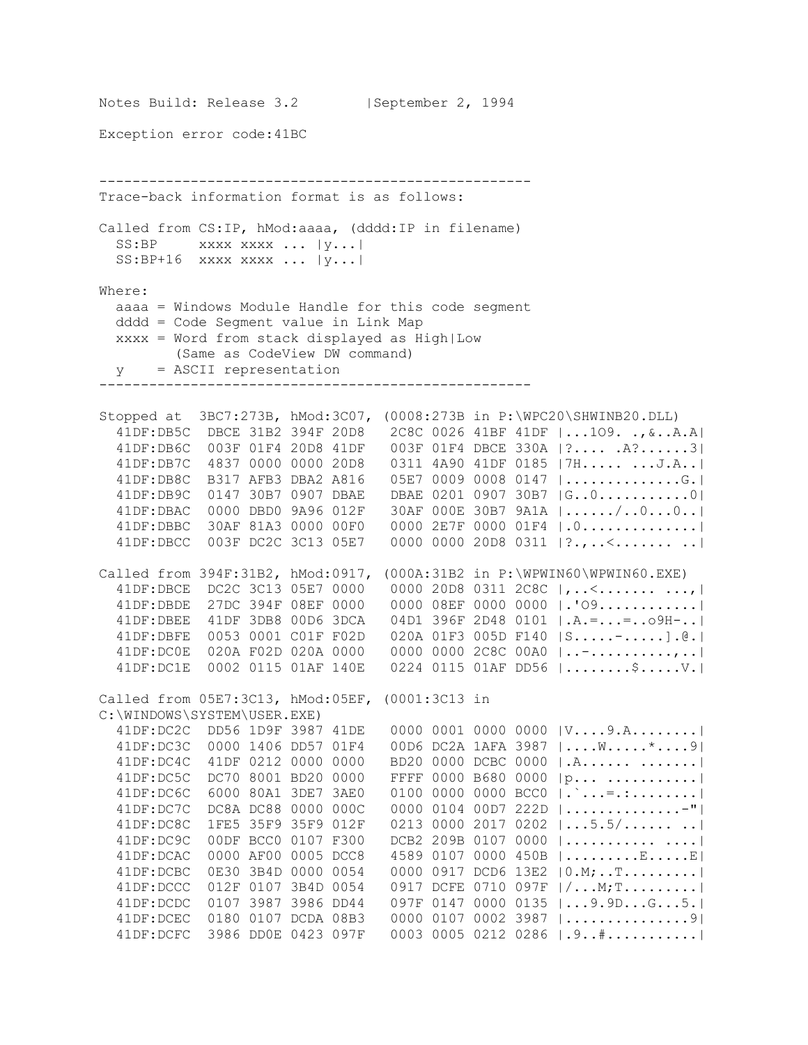Notes Build: Release 3.2        |September 2, 1994

Exception error code:41BC

```
----------------------------------------------------
Trace-back information format is as follows:

Called from CS:IP, hMod:aaaa, (dddd:IP in filename)
  SS:BP     xxxx xxxx ... |y...|
  SS:BP+16  xxxx xxxx ... |y...|

Where:
  aaaa = Windows Module Handle for this code segment
  dddd = Code Segment value in Link Map
  xxxx = Word from stack displayed as High|Low
         (Same as CodeView DW command)
  y    = ASCII representation
----------------------------------------------------

Stopped at  3BC7:273B, hMod:3C07, (0008:273B in P:\WPC20\SHWINB20.DLL)
  41DF:DB5C  DBCE 31B2 394F 20D8   2C8C 0026 41BF 41DF |...1O9. .,&..A.A|
  41DF:DB6C  003F 01F4 20D8 41DF   003F 01F4 DBCE 330A |?.... .A?......3|
  41DF:DB7C  4837 0000 0000 20D8   0311 4A90 41DF 0185 |7H..... ...J.A..|
  41DF:DB8C  B317 AFB3 DBA2 A816   05E7 0009 0008 0147 |.............G.|
  41DF:DB9C  0147 30B7 0907 DBAE   DBAE 0201 0907 30B7 |G..0...........0|
  41DF:DBAC  0000 DBD0 9A96 012F   30AF 000E 30B7 9A1A |....../..0...0..|
  41DF:DBBC  30AF 81A3 0000 00F0   0000 2E7F 0000 01F4 |.0.............|
  41DF:DBCC  003F DC2C 3C13 05E7   0000 0000 20D8 0311 |?.,..<....... ..|

Called from 394F:31B2, hMod:0917, (000A:31B2 in P:\WPWIN60\WPWIN60.EXE)
  41DF:DBCE  DC2C 3C13 05E7 0000   0000 20D8 0311 2C8C |,..<....... ...,|
  41DF:DBDE  27DC 394F 08EF 0000   0000 08EF 0000 0000 |.'O9...........|
  41DF:DBEE  41DF 3DB8 00D6 3DCA   04D1 396F 2D48 0101 |.A.=...=..o9H-..|
  41DF:DBFE  0053 0001 C01F F02D   020A 01F3 005D F140 |S.....-.....].@.|
  41DF:DC0E  020A F02D 020A 0000   0000 0000 2C8C 00A0 |..-..........,..|
  41DF:DC1E  0002 0115 01AF 140E   0224 0115 01AF DD56 |........$.....V.|

Called from 05E7:3C13, hMod:05EF, (0001:3C13 in
C:\WINDOWS\SYSTEM\USER.EXE)
  41DF:DC2C  DD56 1D9F 3987 41DE   0000 0001 0000 0000 |V....9.A........|
  41DF:DC3C  0000 1406 DD57 01F4   00D6 DC2A 1AFA 3987 |....W.....*....9|
  41DF:DC4C  41DF 0212 0000 0000   BD20 0000 DCBC 0000 |.A...... .......|
  41DF:DC5C  DC70 8001 BD20 0000   FFFF 0000 B680 0000 |p... ..........|
  41DF:DC6C  6000 80A1 3DE7 3AE0   0100 0000 0000 BCC0 |.`...=.:........|
  41DF:DC7C  DC8A DC88 0000 000C   0000 0104 00D7 222D |.............-"|
  41DF:DC8C  1FE5 35F9 35F9 012F   0213 0000 2017 0202 |...5.5/...... ..|
  41DF:DC9C  00DF BCC0 0107 F300   DCB2 209B 0107 0000 |........... ....|
  41DF:DCAC  0000 AF00 0005 DCC8   4589 0107 0000 450B |.........E.....E|
  41DF:DCBC  0E30 3B4D 0000 0054   0000 0917 DCD6 13E2 |0.M;..T.........|
  41DF:DCCC  012F 0107 3B4D 0054   0917 DCFE 0710 097F |/...M;T.........|
  41DF:DCDC  0107 3987 3986 DD44   097F 0147 0000 0135 |...9.9D...G...5.|
  41DF:DCEC  0180 0107 DCDA 08B3   0000 0107 0002 3987 |...............9|
  41DF:DCFC  3986 DD0E 0423 097F   0003 0005 0212 0286 |.9..#...........|
```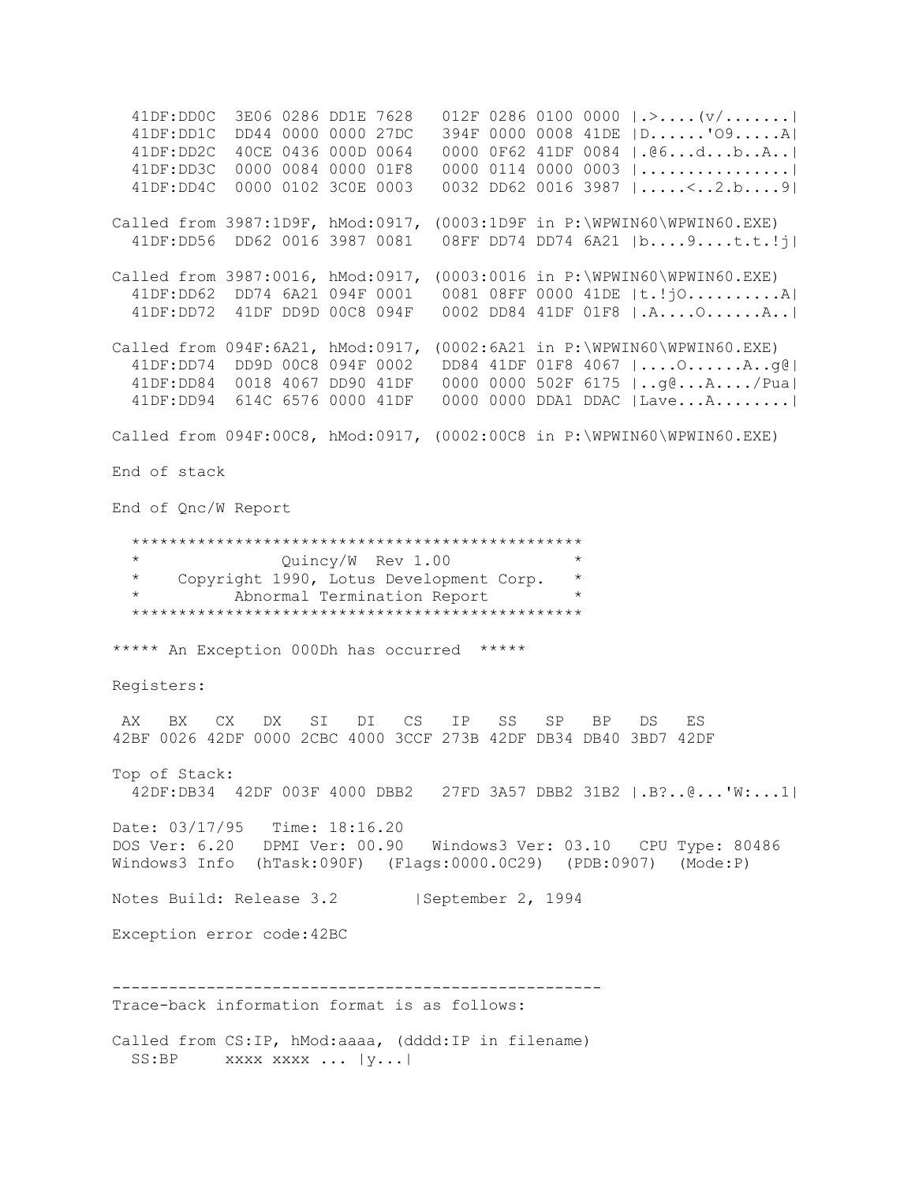```
  41DF:DD0C  3E06 0286 DD1E 7628   012F 0286 0100 0000 |.>....(v/.......|
  41DF:DD1C  DD44 0000 0000 27DC   394F 0000 0008 41DE |D......'O9.....A|
  41DF:DD2C  40CE 0436 000D 0064   0000 0F62 41DF 0084 |.@6...d...b..A..|
  41DF:DD3C  0000 0084 0000 01F8   0000 0114 0000 0003 |................|
  41DF:DD4C  0000 0102 3C0E 0003   0032 DD62 0016 3987 |.....<..2.b....9|

Called from 3987:1D9F, hMod:0917, (0003:1D9F in P:\WPWIN60\WPWIN60.EXE)
  41DF:DD56  DD62 0016 3987 0081   08FF DD74 DD74 6A21 |b....9....t.t.!j|

Called from 3987:0016, hMod:0917, (0003:0016 in P:\WPWIN60\WPWIN60.EXE)
  41DF:DD62  DD74 6A21 094F 0001   0081 08FF 0000 41DE |t.!jO.........A|
  41DF:DD72  41DF DD9D 00C8 094F   0002 DD84 41DF 01F8 |.A....O......A..|

Called from 094F:6A21, hMod:0917, (0002:6A21 in P:\WPWIN60\WPWIN60.EXE)
  41DF:DD74  DD9D 00C8 094F 0002   DD84 41DF 01F8 4067 |....O......A..g@|
  41DF:DD84  0018 4067 DD90 41DF   0000 0000 502F 6175 |..g@...A..../Pua|
  41DF:DD94  614C 6576 0000 41DF   0000 0000 DDA1 DDAC |Lave...A........|

Called from 094F:00C8, hMod:0917, (0002:00C8 in P:\WPWIN60\WPWIN60.EXE)

End of stack

End of Qnc/W Report

  ***********************************************
  *              Quincy/W  Rev 1.00             *
  *    Copyright 1990, Lotus Development Corp.  *
  *         Abnormal Termination Report         *
  ***********************************************

***** An Exception 000Dh has occurred  *****

Registers:

 AX   BX   CX   DX   SI   DI   CS   IP   SS   SP   BP   DS   ES
42BF 0026 42DF 0000 2CBC 4000 3CCF 273B 42DF DB34 DB40 3BD7 42DF

Top of Stack:
  42DF:DB34  42DF 003F 4000 DBB2   27FD 3A57 DBB2 31B2 |.B?..@...'W:...1|

Date: 03/17/95   Time: 18:16.20
DOS Ver: 6.20   DPMI Ver: 00.90   Windows3 Ver: 03.10   CPU Type: 80486
Windows3 Info  (hTask:090F)  (Flags:0000.0C29)  (PDB:0907)  (Mode:P)

Notes Build: Release 3.2        |September 2, 1994

Exception error code:42BC


----------------------------------------------------
Trace-back information format is as follows:

Called from CS:IP, hMod:aaaa, (dddd:IP in filename)
  SS:BP     xxxx xxxx ... |y...|
```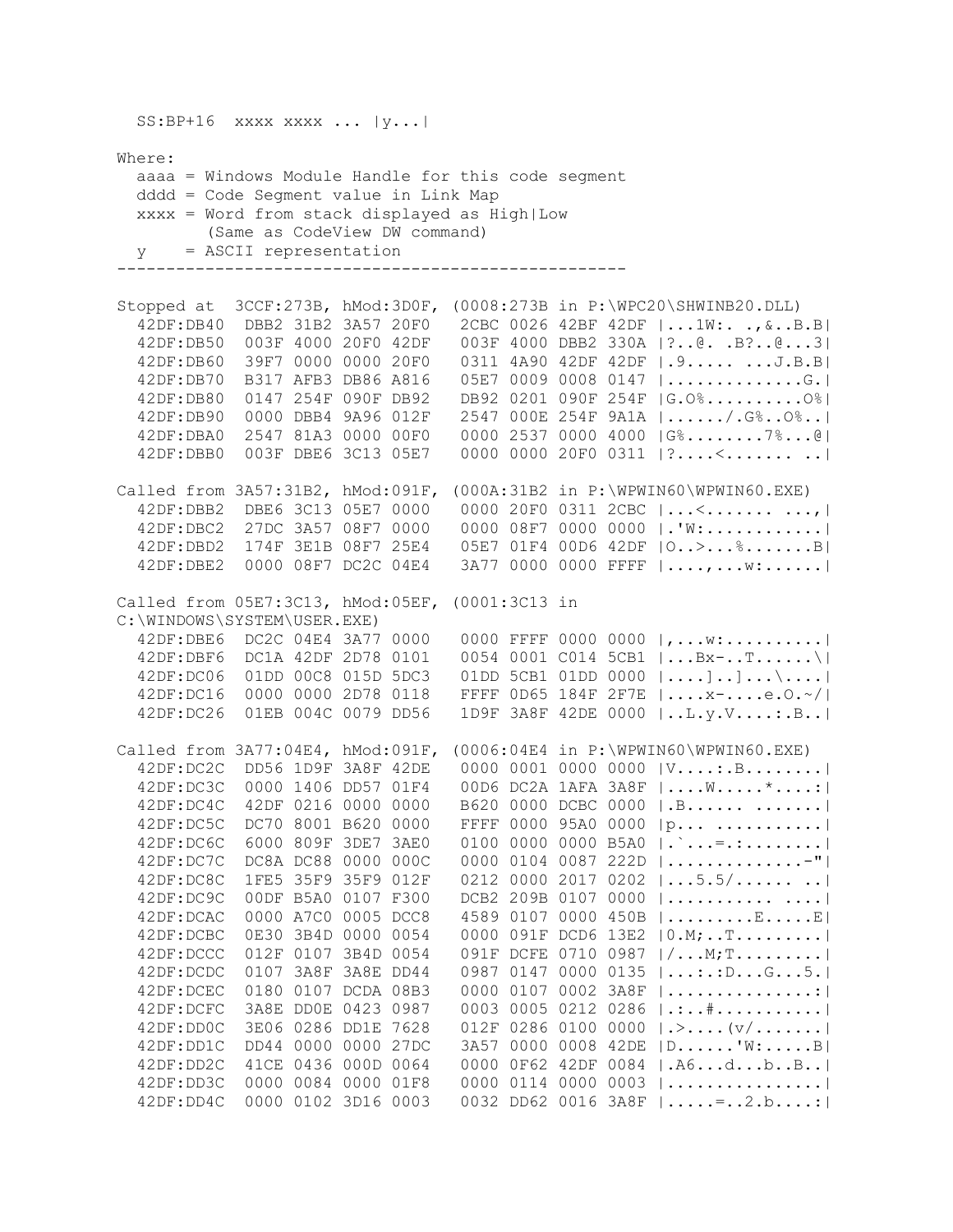```
  SS:BP+16  xxxx xxxx ... |y...|

Where:
  aaaa = Windows Module Handle for this code segment
  dddd = Code Segment value in Link Map
  xxxx = Word from stack displayed as High|Low
         (Same as CodeView DW command)
  y    = ASCII representation
----------------------------------------------------

Stopped at  3CCF:273B, hMod:3D0F, (0008:273B in P:\WPC20\SHWINB20.DLL)
  42DF:DB40  DBB2 31B2 3A57 20F0   2CBC 0026 42BF 42DF |...1W:. .,&..B.B|
  42DF:DB50  003F 4000 20F0 42DF   003F 4000 DBB2 330A |?..@. .B?..@...3|
  42DF:DB60  39F7 0000 0000 20F0   0311 4A90 42DF 42DF |.9..... ...J.B.B|
  42DF:DB70  B317 AFB3 DB86 A816   05E7 0009 0008 0147 |..............G.|
  42DF:DB80  0147 254F 090F DB92   DB92 0201 090F 254F |G.O%..........O%|
  42DF:DB90  0000 DBB4 9A96 012F   2547 000E 254F 9A1A |....../.G%..O%..|
  42DF:DBA0  2547 81A3 0000 00F0   0000 2537 0000 4000 |G%........7%...@|
  42DF:DBB0  003F DBE6 3C13 05E7   0000 0000 20F0 0311 |?....<....... ..|

Called from 3A57:31B2, hMod:091F, (000A:31B2 in P:\WPWIN60\WPWIN60.EXE)
  42DF:DBB2  DBE6 3C13 05E7 0000   0000 20F0 0311 2CBC |...<....... ...,|
  42DF:DBC2  27DC 3A57 08F7 0000   0000 08F7 0000 0000 |.'W:............|
  42DF:DBD2  174F 3E1B 08F7 25E4   05E7 01F4 00D6 42DF |O..>...%.......B|
  42DF:DBE2  0000 08F7 DC2C 04E4   3A77 0000 0000 FFFF |....,...w:......|

Called from 05E7:3C13, hMod:05EF, (0001:3C13 in
C:\WINDOWS\SYSTEM\USER.EXE)
  42DF:DBE6  DC2C 04E4 3A77 0000   0000 FFFF 0000 0000 |,...w:..........|
  42DF:DBF6  DC1A 42DF 2D78 0101   0054 0001 C014 5CB1 |...Bx-..T......\|
  42DF:DC06  01DD 00C8 015D 5DC3   01DD 5CB1 01DD 0000 |....]..]...\....|
  42DF:DC16  0000 0000 2D78 0118   FFFF 0D65 184F 2F7E |....x-....e.O.~/|
  42DF:DC26  01EB 004C 0079 DD56   1D9F 3A8F 42DE 0000 |..L.y.V....:.B..|

Called from 3A77:04E4, hMod:091F, (0006:04E4 in P:\WPWIN60\WPWIN60.EXE)
  42DF:DC2C  DD56 1D9F 3A8F 42DE   0000 0001 0000 0000 |V....:.B........|
  42DF:DC3C  0000 1406 DD57 01F4   00D6 DC2A 1AFA 3A8F |....W.....*....:|
  42DF:DC4C  42DF 0216 0000 0000   B620 0000 DCBC 0000 |.B...... .......|
  42DF:DC5C  DC70 8001 B620 0000   FFFF 0000 95A0 0000 |p... ...........|
  42DF:DC6C  6000 809F 3DE7 3AE0   0100 0000 0000 B5A0 |.`...=.:........|
  42DF:DC7C  DC8A DC88 0000 000C   0000 0104 0087 222D |..............-"|
  42DF:DC8C  1FE5 35F9 35F9 012F   0212 0000 2017 0202 |...5.5/...... ..|
  42DF:DC9C  00DF B5A0 0107 F300   DCB2 209B 0107 0000 |........... ....|
  42DF:DCAC  0000 A7C0 0005 DCC8   4589 0107 0000 450B |.........E.....E|
  42DF:DCBC  0E30 3B4D 0000 0054   0000 091F DCD6 13E2 |0.M;..T.........|
  42DF:DCCC  012F 0107 3B4D 0054   091F DCFE 0710 0987 |/...M;T.........|
  42DF:DCDC  0107 3A8F 3A8E DD44   0987 0147 0000 0135 |...:.:D...G...5.|
  42DF:DCEC  0180 0107 DCDA 08B3   0000 0107 0002 3A8F |...............:|
  42DF:DCFC  3A8E DD0E 0423 0987   0003 0005 0212 0286 |.:..#...........|
  42DF:DD0C  3E06 0286 DD1E 7628   012F 0286 0100 0000 |.>....(v/.......|
  42DF:DD1C  DD44 0000 0000 27DC   3A57 0000 0008 42DE |D......'W:.....B|
  42DF:DD2C  41CE 0436 000D 0064   0000 0F62 42DF 0084 |.A6...d...b..B..|
  42DF:DD3C  0000 0084 0000 01F8   0000 0114 0000 0003 |................|
  42DF:DD4C  0000 0102 3D16 0003   0032 DD62 0016 3A8F |.....=..2.b....:|
```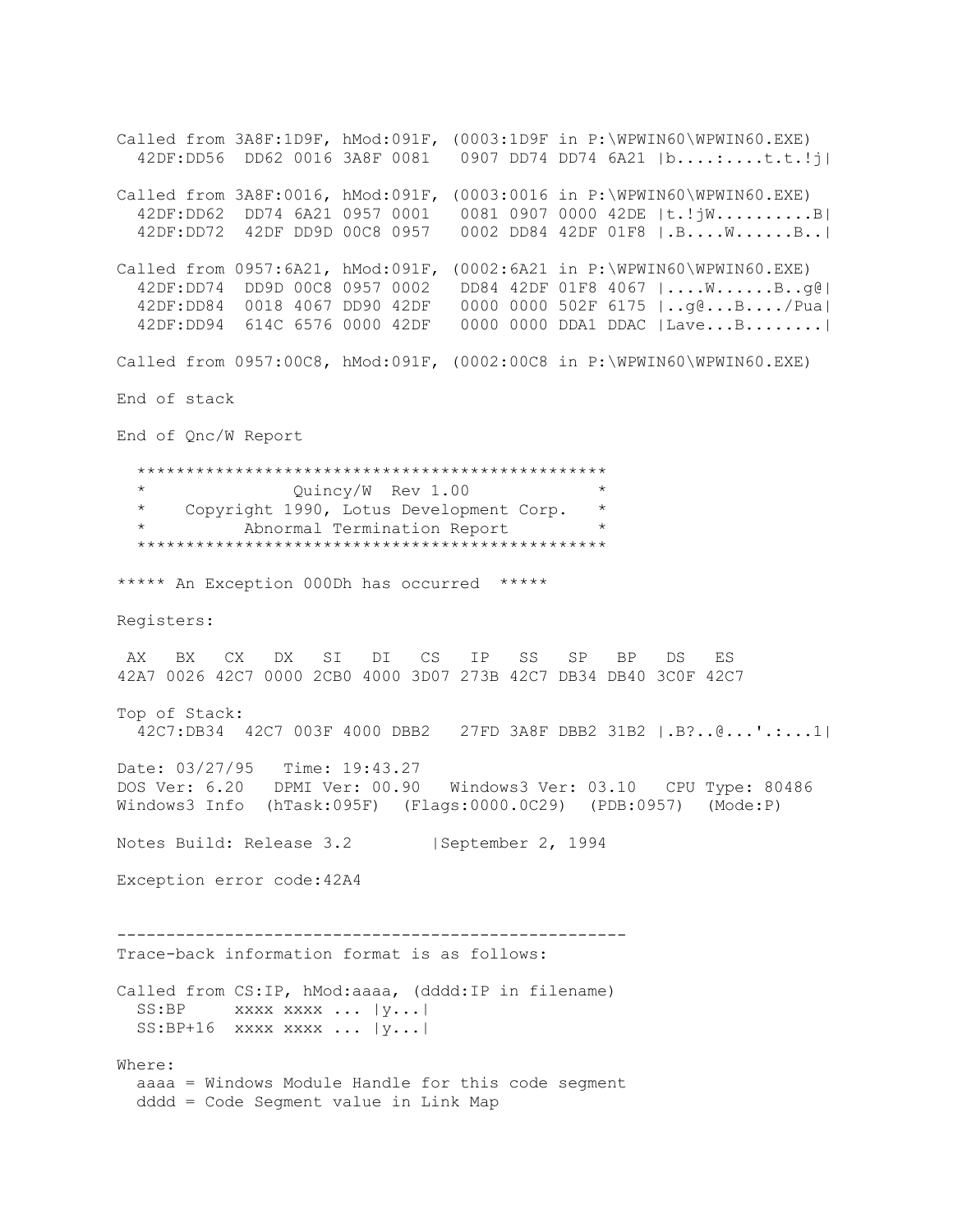```
Called from 3A8F:1D9F, hMod:091F, (0003:1D9F in P:\WPWIN60\WPWIN60.EXE)
  42DF:DD56  DD62 0016 3A8F 0081   0907 DD74 DD74 6A21 |b....:....t.t.!j|

Called from 3A8F:0016, hMod:091F, (0003:0016 in P:\WPWIN60\WPWIN60.EXE)
  42DF:DD62  DD74 6A21 0957 0001   0081 0907 0000 42DE |t.!jW..........B|
  42DF:DD72  42DF DD9D 00C8 0957   0002 DD84 42DF 01F8 |.B....W......B..|

Called from 0957:6A21, hMod:091F, (0002:6A21 in P:\WPWIN60\WPWIN60.EXE)
  42DF:DD74  DD9D 00C8 0957 0002   DD84 42DF 01F8 4067 |....W......B..g@|
  42DF:DD84  0018 4067 DD90 42DF   0000 0000 502F 6175 |..g@...B..../Pua|
  42DF:DD94  614C 6576 0000 42DF   0000 0000 DDA1 DDAC |Lave...B........|

Called from 0957:00C8, hMod:091F, (0002:00C8 in P:\WPWIN60\WPWIN60.EXE)

End of stack

End of Qnc/W Report

  ***********************************************
  *              Quincy/W  Rev 1.00             *
  *    Copyright 1990, Lotus Development Corp.  *
  *         Abnormal Termination Report         *
  ***********************************************

***** An Exception 000Dh has occurred  *****

Registers:

 AX   BX   CX   DX   SI   DI   CS   IP   SS   SP   BP   DS   ES
42A7 0026 42C7 0000 2CB0 4000 3D07 273B 42C7 DB34 DB40 3C0F 42C7

Top of Stack:
  42C7:DB34  42C7 003F 4000 DBB2   27FD 3A8F DBB2 31B2 |.B?..@...'.:...1|

Date: 03/27/95   Time: 19:43.27
DOS Ver: 6.20   DPMI Ver: 00.90   Windows3 Ver: 03.10   CPU Type: 80486
Windows3 Info  (hTask:095F)  (Flags:0000.0C29)  (PDB:0957)  (Mode:P)

Notes Build: Release 3.2        |September 2, 1994

Exception error code:42A4


----------------------------------------------------
Trace-back information format is as follows:

Called from CS:IP, hMod:aaaa, (dddd:IP in filename)
  SS:BP     xxxx xxxx ... |y...|
  SS:BP+16  xxxx xxxx ... |y...|

Where:
  aaaa = Windows Module Handle for this code segment
  dddd = Code Segment value in Link Map
```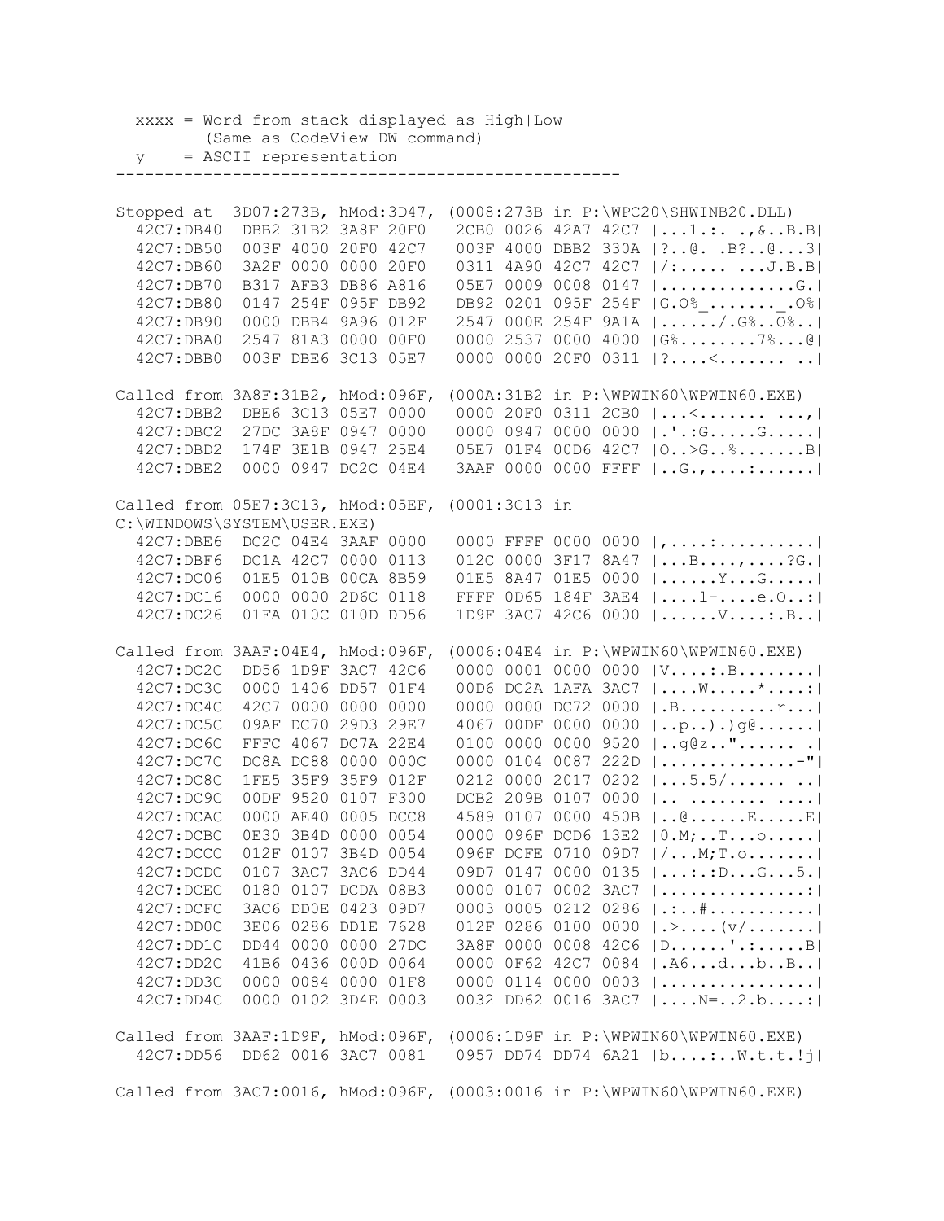```
  xxxx = Word from stack displayed as High|Low
         (Same as CodeView DW command)
  y    = ASCII representation
----------------------------------------------------

Stopped at  3D07:273B, hMod:3D47, (0008:273B in P:\WPC20\SHWINB20.DLL)
  42C7:DB40  DBB2 31B2 3A8F 20F0   2CB0 0026 42A7 42C7 |...1.:. .,&..B.B|
  42C7:DB50  003F 4000 20F0 42C7   003F 4000 DBB2 330A |?..@. .B?..@...3|
  42C7:DB60  3A2F 0000 0000 20F0   0311 4A90 42C7 42C7 |/:..... ...J.B.B|
  42C7:DB70  B317 AFB3 DB86 A816   05E7 0009 0008 0147 |..............G.|
  42C7:DB80  0147 254F 095F DB92   DB92 0201 095F 254F |G.O%_......._.O%|
  42C7:DB90  0000 DBB4 9A96 012F   2547 000E 254F 9A1A |....../.G%..O%..|
  42C7:DBA0  2547 81A3 0000 00F0   0000 2537 0000 4000 |G%........7%...@|
  42C7:DBB0  003F DBE6 3C13 05E7   0000 0000 20F0 0311 |?....<....... ..|

Called from 3A8F:31B2, hMod:096F, (000A:31B2 in P:\WPWIN60\WPWIN60.EXE)
  42C7:DBB2  DBE6 3C13 05E7 0000   0000 20F0 0311 2CB0 |...<....... ...,|
  42C7:DBC2  27DC 3A8F 0947 0000   0000 0947 0000 0000 |.'.:G.....G.....|
  42C7:DBD2  174F 3E1B 0947 25E4   05E7 01F4 00D6 42C7 |O..>G..%.......B|
  42C7:DBE2  0000 0947 DC2C 04E4   3AAF 0000 0000 FFFF |..G.,....:......|

Called from 05E7:3C13, hMod:05EF, (0001:3C13 in
C:\WINDOWS\SYSTEM\USER.EXE)
  42C7:DBE6  DC2C 04E4 3AAF 0000   0000 FFFF 0000 0000 |,....:..........|
  42C7:DBF6  DC1A 42C7 0000 0113   012C 0000 3F17 8A47 |...B....,....?G.|
  42C7:DC06  01E5 010B 00CA 8B59   01E5 8A47 01E5 0000 |......Y...G.....|
  42C7:DC16  0000 0000 2D6C 0118   FFFF 0D65 184F 3AE4 |....l-....e.O..:|
  42C7:DC26  01FA 010C 010D DD56   1D9F 3AC7 42C6 0000 |......V....:.B..|

Called from 3AAF:04E4, hMod:096F, (0006:04E4 in P:\WPWIN60\WPWIN60.EXE)
  42C7:DC2C  DD56 1D9F 3AC7 42C6   0000 0001 0000 0000 |V....:.B........|
  42C7:DC3C  0000 1406 DD57 01F4   00D6 DC2A 1AFA 3AC7 |....W.....*....:|
  42C7:DC4C  42C7 0000 0000 0000   0000 0000 DC72 0000 |.B..........r...|
  42C7:DC5C  09AF DC70 29D3 29E7   4067 00DF 0000 0000 |..p..).)g@......|
  42C7:DC6C  FFFC 4067 DC7A 22E4   0100 0000 0000 9520 |..g@z.."...... .|
  42C7:DC7C  DC8A DC88 0000 000C   0000 0104 0087 222D |..............-"|
  42C7:DC8C  1FE5 35F9 35F9 012F   0212 0000 2017 0202 |...5.5/...... ..|
  42C7:DC9C  00DF 9520 0107 F300   DCB2 209B 0107 0000 |.. ........ ....|
  42C7:DCAC  0000 AE40 0005 DCC8   4589 0107 0000 450B |..@......E.....E|
  42C7:DCBC  0E30 3B4D 0000 0054   0000 096F DCD6 13E2 |0.M;..T....o....|
  42C7:DCCC  012F 0107 3B4D 0054   096F DCFE 0710 09D7 |/...M;T.o.......|
  42C7:DCDC  0107 3AC7 3AC6 DD44   09D7 0147 0000 0135 |...:.:D...G...5.|
  42C7:DCEC  0180 0107 DCDA 08B3   0000 0107 0002 3AC7 |...............:|
  42C7:DCFC  3AC6 DD0E 0423 09D7   0003 0005 0212 0286 |.:..#...........|
  42C7:DD0C  3E06 0286 DD1E 7628   012F 0286 0100 0000 |.>....(v/.......|
  42C7:DD1C  DD44 0000 0000 27DC   3A8F 0000 0008 42C6 |D......'.:.....B|
  42C7:DD2C  41B6 0436 000D 0064   0000 0F62 42C7 0084 |.A6...d...b..B..|
  42C7:DD3C  0000 0084 0000 01F8   0000 0114 0000 0003 |................|
  42C7:DD4C  0000 0102 3D4E 0003   0032 DD62 0016 3AC7 |....N=..2.b....:|

Called from 3AAF:1D9F, hMod:096F, (0006:1D9F in P:\WPWIN60\WPWIN60.EXE)
  42C7:DD56  DD62 0016 3AC7 0081   0957 DD74 DD74 6A21 |b....:..W.t.t.!j|

Called from 3AC7:0016, hMod:096F, (0003:0016 in P:\WPWIN60\WPWIN60.EXE)
```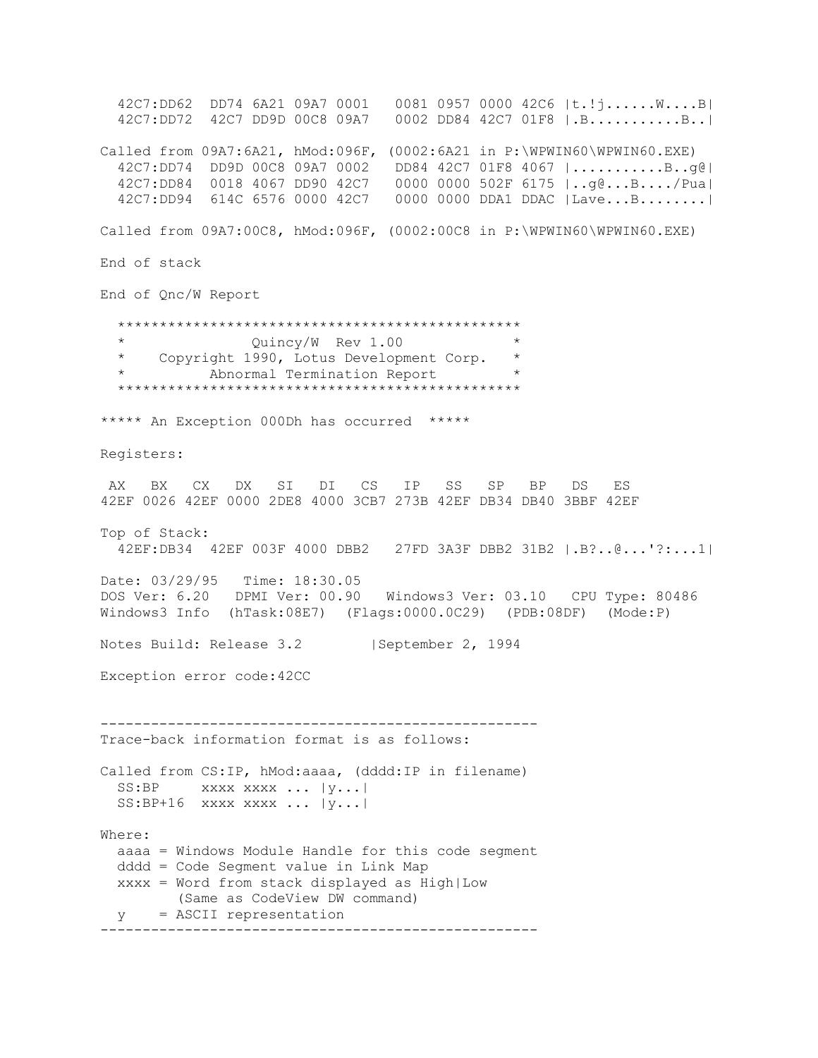```
  42C7:DD62  DD74 6A21 09A7 0001   0081 0957 0000 42C6 |t.!j......W....B|
  42C7:DD72  42C7 DD9D 00C8 09A7   0002 DD84 42C7 01F8 |.B...........B..|

Called from 09A7:6A21, hMod:096F, (0002:6A21 in P:\WPWIN60\WPWIN60.EXE)
  42C7:DD74  DD9D 00C8 09A7 0002   DD84 42C7 01F8 4067 |...........B..g@|
  42C7:DD84  0018 4067 DD90 42C7   0000 0000 502F 6175 |..g@...B..../Pua|
  42C7:DD94  614C 6576 0000 42C7   0000 0000 DDA1 DDAC |Lave...B........|

Called from 09A7:00C8, hMod:096F, (0002:00C8 in P:\WPWIN60\WPWIN60.EXE)

End of stack

End of Qnc/W Report

  ***********************************************
  *              Quincy/W  Rev 1.00             *
  *    Copyright 1990, Lotus Development Corp.  *
  *         Abnormal Termination Report         *
  ***********************************************

***** An Exception 000Dh has occurred  *****

Registers:

 AX   BX   CX   DX   SI   DI   CS   IP   SS   SP   BP   DS   ES
42EF 0026 42EF 0000 2DE8 4000 3CB7 273B 42EF DB34 DB40 3BBF 42EF

Top of Stack:
  42EF:DB34  42EF 003F 4000 DBB2   27FD 3A3F DBB2 31B2 |.B?..@...'?:...1|

Date: 03/29/95   Time: 18:30.05
DOS Ver: 6.20   DPMI Ver: 00.90   Windows3 Ver: 03.10   CPU Type: 80486
Windows3 Info  (hTask:08E7)  (Flags:0000.0C29)  (PDB:08DF)  (Mode:P)

Notes Build: Release 3.2        |September 2, 1994

Exception error code:42CC


----------------------------------------------------
Trace-back information format is as follows:

Called from CS:IP, hMod:aaaa, (dddd:IP in filename)
  SS:BP     xxxx xxxx ... |y...|
  SS:BP+16  xxxx xxxx ... |y...|

Where:
  aaaa = Windows Module Handle for this code segment
  dddd = Code Segment value in Link Map
  xxxx = Word from stack displayed as High|Low
         (Same as CodeView DW command)
  y    = ASCII representation
----------------------------------------------------
```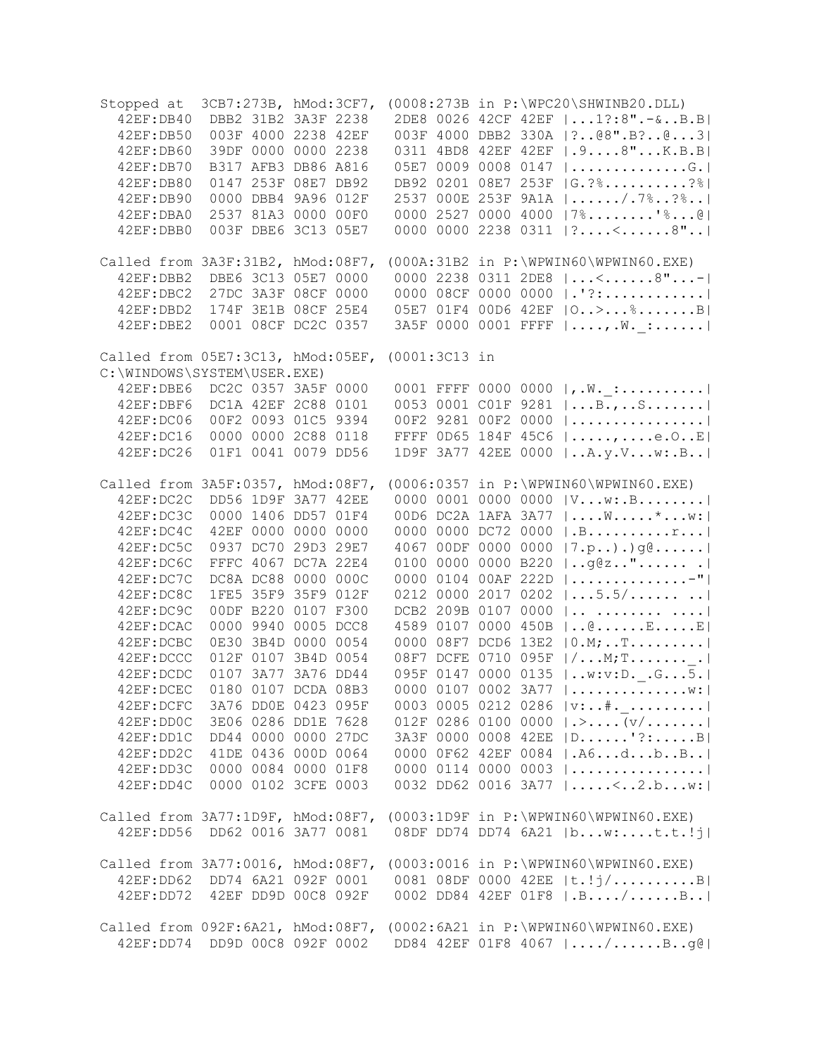```
Stopped at  3CB7:273B, hMod:3CF7, (0008:273B in P:\WPC20\SHWINB20.DLL)
  42EF:DB40  DBB2 31B2 3A3F 2238   2DE8 0026 42CF 42EF |...1?:8".-&..B.B|
  42EF:DB50  003F 4000 2238 42EF   003F 4000 DBB2 330A |?..@8".B?..@...3|
  42EF:DB60  39DF 0000 0000 2238   0311 4BD8 42EF 42EF |.9....8"...K.B.B|
  42EF:DB70  B317 AFB3 DB86 A816   05E7 0009 0008 0147 |..............G.|
  42EF:DB80  0147 253F 08E7 DB92   DB92 0201 08E7 253F |G.?%..........?%|
  42EF:DB90  0000 DBB4 9A96 012F   2537 000E 253F 9A1A |....../.7%..?%..|
  42EF:DBA0  2537 81A3 0000 00F0   0000 2527 0000 4000 |7%........'%...@|
  42EF:DBB0  003F DBE6 3C13 05E7   0000 0000 2238 0311 |?....<......8"..|

Called from 3A3F:31B2, hMod:08F7, (000A:31B2 in P:\WPWIN60\WPWIN60.EXE)
  42EF:DBB2  DBE6 3C13 05E7 0000   0000 2238 0311 2DE8 |...<......8"...-|
  42EF:DBC2  27DC 3A3F 08CF 0000   0000 08CF 0000 0000 |.'?:............|
  42EF:DBD2  174F 3E1B 08CF 25E4   05E7 01F4 00D6 42EF |O..>...%.......B|
  42EF:DBE2  0001 08CF DC2C 0357   3A5F 0000 0001 FFFF |....,.W._:......|

Called from 05E7:3C13, hMod:05EF, (0001:3C13 in
C:\WINDOWS\SYSTEM\USER.EXE)
  42EF:DBE6  DC2C 0357 3A5F 0000   0001 FFFF 0000 0000 |,.W._:..........|
  42EF:DBF6  DC1A 42EF 2C88 0101   0053 0001 C01F 9281 |...B.,..S.......|
  42EF:DC06  00F2 0093 01C5 9394   00F2 9281 00F2 0000 |................|
  42EF:DC16  0000 0000 2C88 0118   FFFF 0D65 184F 45C6 |.....,....e.O..E|
  42EF:DC26  01F1 0041 0079 DD56   1D9F 3A77 42EE 0000 |..A.y.V...w:.B..|

Called from 3A5F:0357, hMod:08F7, (0006:0357 in P:\WPWIN60\WPWIN60.EXE)
  42EF:DC2C  DD56 1D9F 3A77 42EE   0000 0001 0000 0000 |V...w:.B........|
  42EF:DC3C  0000 1406 DD57 01F4   00D6 DC2A 1AFA 3A77 |....W.....*...w:|
  42EF:DC4C  42EF 0000 0000 0000   0000 0000 DC72 0000 |.B..........r...|
  42EF:DC5C  0937 DC70 29D3 29E7   4067 00DF 0000 0000 |7.p..).)g@......|
  42EF:DC6C  FFFC 4067 DC7A 22E4   0100 0000 0000 B220 |..g@z.."...... .|
  42EF:DC7C  DC8A DC88 0000 000C   0000 0104 00AF 222D |..............-"|
  42EF:DC8C  1FE5 35F9 35F9 012F   0212 0000 2017 0202 |...5.5/...... ..|
  42EF:DC9C  00DF B220 0107 F300   DCB2 209B 0107 0000 |.. ........ ....|
  42EF:DCAC  0000 9940 0005 DCC8   4589 0107 0000 450B |..@......E.....E|
  42EF:DCBC  0E30 3B4D 0000 0054   0000 08F7 DCD6 13E2 |0.M;..T.........|
  42EF:DCCC  012F 0107 3B4D 0054   08F7 DCFE 0710 095F |/...M;T......._.|
  42EF:DCDC  0107 3A77 3A76 DD44   095F 0147 0000 0135 |..w:v:D._.G...5.|
  42EF:DCEC  0180 0107 DCDA 08B3   0000 0107 0002 3A77 |..............w:|
  42EF:DCFC  3A76 DD0E 0423 095F   0003 0005 0212 0286 |v:..#._.........|
  42EF:DD0C  3E06 0286 DD1E 7628   012F 0286 0100 0000 |.>....(v/.......|
  42EF:DD1C  DD44 0000 0000 27DC   3A3F 0000 0008 42EE |D......'?:.....B|
  42EF:DD2C  41DE 0436 000D 0064   0000 0F62 42EF 0084 |.A6...d...b..B..|
  42EF:DD3C  0000 0084 0000 01F8   0000 0114 0000 0003 |................|
  42EF:DD4C  0000 0102 3CFE 0003   0032 DD62 0016 3A77 |.....<..2.b...w:|

Called from 3A77:1D9F, hMod:08F7, (0003:1D9F in P:\WPWIN60\WPWIN60.EXE)
  42EF:DD56  DD62 0016 3A77 0081   08DF DD74 DD74 6A21 |b...w:....t.t.!j|

Called from 3A77:0016, hMod:08F7, (0003:0016 in P:\WPWIN60\WPWIN60.EXE)
  42EF:DD62  DD74 6A21 092F 0001   0081 08DF 0000 42EE |t.!j/.........B|
  42EF:DD72  42EF DD9D 00C8 092F   0002 DD84 42EF 01F8 |.B..../......B..|

Called from 092F:6A21, hMod:08F7, (0002:6A21 in P:\WPWIN60\WPWIN60.EXE)
  42EF:DD74  DD9D 00C8 092F 0002   DD84 42EF 01F8 4067 |..../......B..g@|
```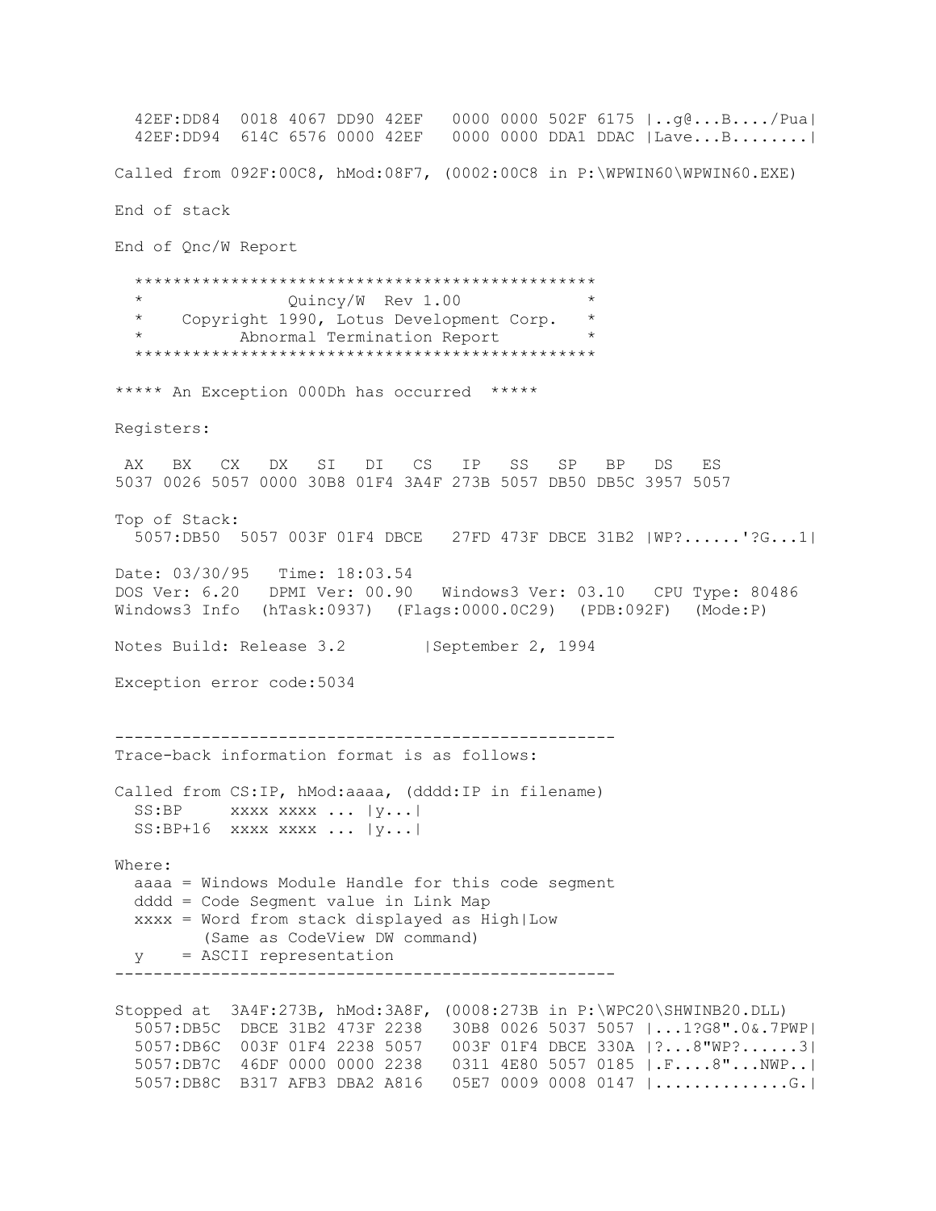```
  42EF:DD84  0018 4067 DD90 42EF   0000 0000 502F 6175 |..g@...B..../Pua|
  42EF:DD94  614C 6576 0000 42EF   0000 0000 DDA1 DDAC |Lave...B........|
```

Called from 092F:00C8, hMod:08F7, (0002:00C8 in P:\WPWIN60\WPWIN60.EXE)

End of stack

End of Qnc/W Report

```
  ***********************************************
  *              Quincy/W  Rev 1.00             *
  *    Copyright 1990, Lotus Development Corp.  *
  *         Abnormal Termination Report         *
  ***********************************************
```

***** An Exception 000Dh has occurred  *****

Registers:

```
 AX   BX   CX   DX   SI   DI   CS   IP   SS   SP   BP   DS   ES
5037 0026 5057 0000 30B8 01F4 3A4F 273B 5057 DB50 DB5C 3957 5057
```

Top of Stack:

```
  5057:DB50  5057 003F 01F4 DBCE   27FD 473F DBCE 31B2 |WP?......'?G...1|
```

Date: 03/30/95   Time: 18:03.54
DOS Ver: 6.20   DPMI Ver: 00.90   Windows3 Ver: 03.10   CPU Type: 80486
Windows3 Info  (hTask:0937)  (Flags:0000.0C29)  (PDB:092F)  (Mode:P)

Notes Build: Release 3.2        |September 2, 1994

Exception error code:5034

---

Trace-back information format is as follows:

```
Called from CS:IP, hMod:aaaa, (dddd:IP in filename)
  SS:BP     xxxx xxxx ... |y...|
  SS:BP+16  xxxx xxxx ... |y...|

Where:
  aaaa = Windows Module Handle for this code segment
  dddd = Code Segment value in Link Map
  xxxx = Word from stack displayed as High|Low
         (Same as CodeView DW command)
  y    = ASCII representation
```

---

Stopped at  3A4F:273B, hMod:3A8F, (0008:273B in P:\WPC20\SHWINB20.DLL)

```
  5057:DB5C  DBCE 31B2 473F 2238   30B8 0026 5037 5057 |...1?G8".0&.7PWP|
  5057:DB6C  003F 01F4 2238 5057   003F 01F4 DBCE 330A |?...8"WP?......3|
  5057:DB7C  46DF 0000 0000 2238   0311 4E80 5057 0185 |.F....8"...NWP..|
  5057:DB8C  B317 AFB3 DBA2 A816   05E7 0009 0008 0147 |..............G.|
```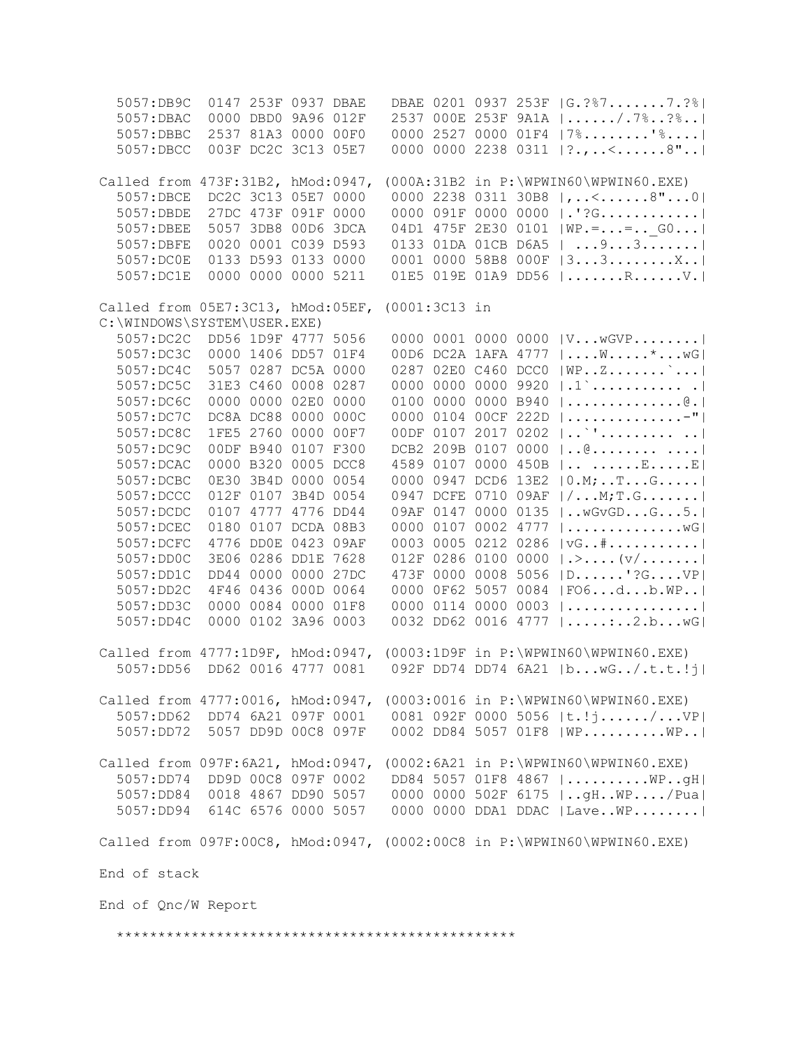```
  5057:DB9C  0147 253F 0937 DBAE   DBAE 0201 0937 253F |G.?%7.......7.?%|
  5057:DBAC  0000 DBD0 9A96 012F   2537 000E 253F 9A1A |....../.7%..?%..|
  5057:DBBC  2537 81A3 0000 00F0   0000 2527 0000 01F4 |7%........'%....|
  5057:DBCC  003F DC2C 3C13 05E7   0000 0000 2238 0311 |?.,..<......8"..|

Called from 473F:31B2, hMod:0947, (000A:31B2 in P:\WPWIN60\WPWIN60.EXE)
  5057:DBCE  DC2C 3C13 05E7 0000   0000 2238 0311 30B8 |,..<......8"...0|
  5057:DBDE  27DC 473F 091F 0000   0000 091F 0000 0000 |.'?G............|
  5057:DBEE  5057 3DB8 00D6 3DCA   04D1 475F 2E30 0101 |WP.=...=.._G0...|
  5057:DBFE  0020 0001 C039 D593   0133 01DA 01CB D6A5 | ...9...3.......|
  5057:DC0E  0133 D593 0133 0000   0001 0000 58B8 000F |3...3........X..|
  5057:DC1E  0000 0000 0000 5211   01E5 019E 01A9 DD56 |.......R......V.|

Called from 05E7:3C13, hMod:05EF, (0001:3C13 in
C:\WINDOWS\SYSTEM\USER.EXE)
  5057:DC2C  DD56 1D9F 4777 5056   0000 0001 0000 0000 |V...wGVP........|
  5057:DC3C  0000 1406 DD57 01F4   00D6 DC2A 1AFA 4777 |....W.....*...wG|
  5057:DC4C  5057 0287 DC5A 0000   0287 02E0 C460 DCC0 |WP..Z.......`...|
  5057:DC5C  31E3 C460 0008 0287   0000 0000 0000 9920 |.1`........... .|
  5057:DC6C  0000 0000 02E0 0000   0100 0000 0000 B940 |..............@.|
  5057:DC7C  DC8A DC88 0000 000C   0000 0104 00CF 222D |..............-"|
  5057:DC8C  1FE5 2760 0000 00F7   00DF 0107 2017 0202 |..`'......... ..|
  5057:DC9C  00DF B940 0107 F300   DCB2 209B 0107 0000 |..@........ ....|
  5057:DCAC  0000 B320 0005 DCC8   4589 0107 0000 450B |.. ......E.....E|
  5057:DCBC  0E30 3B4D 0000 0054   0000 0947 DCD6 13E2 |0.M;..T...G.....|
  5057:DCCC  012F 0107 3B4D 0054   0947 DCFE 0710 09AF |/...M;T.G.......|
  5057:DCDC  0107 4777 4776 DD44   09AF 0147 0000 0135 |..wGvGD...G...5.|
  5057:DCEC  0180 0107 DCDA 08B3   0000 0107 0002 4777 |..............wG|
  5057:DCFC  4776 DD0E 0423 09AF   0003 0005 0212 0286 |vG..#...........|
  5057:DD0C  3E06 0286 DD1E 7628   012F 0286 0100 0000 |.>....(v/.......|
  5057:DD1C  DD44 0000 0000 27DC   473F 0000 0008 5056 |D......'?G....VP|
  5057:DD2C  4F46 0436 000D 0064   0000 0F62 5057 0084 |FO6...d...b.WP..|
  5057:DD3C  0000 0084 0000 01F8   0000 0114 0000 0003 |................|
  5057:DD4C  0000 0102 3A96 0003   0032 DD62 0016 4777 |.....:..2.b...wG|

Called from 4777:1D9F, hMod:0947, (0003:1D9F in P:\WPWIN60\WPWIN60.EXE)
  5057:DD56  DD62 0016 4777 0081   092F DD74 DD74 6A21 |b...wG../.t.t.!j|

Called from 4777:0016, hMod:0947, (0003:0016 in P:\WPWIN60\WPWIN60.EXE)
  5057:DD62  DD74 6A21 097F 0001   0081 092F 0000 5056 |t.!j....../...VP|
  5057:DD72  5057 DD9D 00C8 097F   0002 DD84 5057 01F8 |WP..........WP..|

Called from 097F:6A21, hMod:0947, (0002:6A21 in P:\WPWIN60\WPWIN60.EXE)
  5057:DD74  DD9D 00C8 097F 0002   DD84 5057 01F8 4867 |..........WP..gH|
  5057:DD84  0018 4867 DD90 5057   0000 0000 502F 6175 |..gH..WP..../Pua|
  5057:DD94  614C 6576 0000 5057   0000 0000 DDA1 DDAC |Lave..WP........|

Called from 097F:00C8, hMod:0947, (0002:00C8 in P:\WPWIN60\WPWIN60.EXE)

End of stack

End of Qnc/W Report

  ***********************************************
```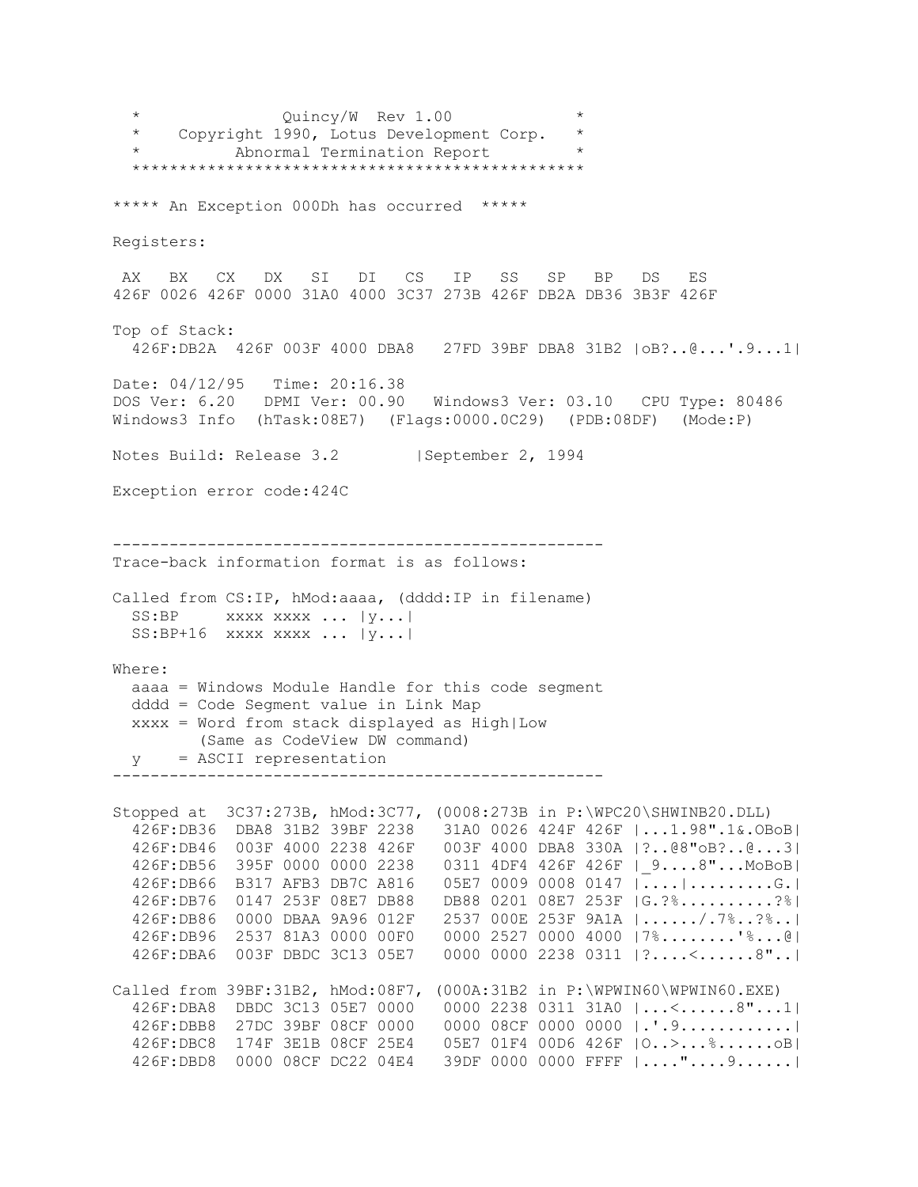```
  *              Quincy/W  Rev 1.00            *
  *    Copyright 1990, Lotus Development Corp.   *
  *          Abnormal Termination Report        *
  ***********************************************

***** An Exception 000Dh has occurred  *****

Registers:

 AX   BX   CX   DX   SI   DI   CS   IP   SS   SP   BP   DS   ES
426F 0026 426F 0000 31A0 4000 3C37 273B 426F DB2A DB36 3B3F 426F

Top of Stack:
  426F:DB2A  426F 003F 4000 DBA8   27FD 39BF DBA8 31B2 |oB?..@...'.9...1|

Date: 04/12/95   Time: 20:16.38
DOS Ver: 6.20   DPMI Ver: 00.90   Windows3 Ver: 03.10   CPU Type: 80486
Windows3 Info  (hTask:08E7)  (Flags:0000.0C29)  (PDB:08DF)  (Mode:P)

Notes Build: Release 3.2        |September 2, 1994

Exception error code:424C


----------------------------------------------------
Trace-back information format is as follows:

Called from CS:IP, hMod:aaaa, (dddd:IP in filename)
  SS:BP     xxxx xxxx ... |y...|
  SS:BP+16  xxxx xxxx ... |y...|

Where:
  aaaa = Windows Module Handle for this code segment
  dddd = Code Segment value in Link Map
  xxxx = Word from stack displayed as High|Low
         (Same as CodeView DW command)
  y    = ASCII representation
----------------------------------------------------

Stopped at  3C37:273B, hMod:3C77, (0008:273B in P:\WPC20\SHWINB20.DLL)
  426F:DB36  DBA8 31B2 39BF 2238   31A0 0026 424F 426F |...1.98".1&.OBoB|
  426F:DB46  003F 4000 2238 426F   003F 4000 DBA8 330A |?..@8"oB?..@...3|
  426F:DB56  395F 0000 0000 2238   0311 4DF4 426F 426F |_9....8"...MoBoB|
  426F:DB66  B317 AFB3 DB7C A816   05E7 0009 0008 0147 |....|.........G.|
  426F:DB76  0147 253F 08E7 DB88   DB88 0201 08E7 253F |G.?%..........?%|
  426F:DB86  0000 DBAA 9A96 012F   2537 000E 253F 9A1A |....../.7%..?%..|
  426F:DB96  2537 81A3 0000 00F0   0000 2527 0000 4000 |7%........'%...@|
  426F:DBA6  003F DBDC 3C13 05E7   0000 0000 2238 0311 |?....<......8"..|

Called from 39BF:31B2, hMod:08F7, (000A:31B2 in P:\WPWIN60\WPWIN60.EXE)
  426F:DBA8  DBDC 3C13 05E7 0000   0000 2238 0311 31A0 |...<......8"...1|
  426F:DBB8  27DC 39BF 08CF 0000   0000 08CF 0000 0000 |.'.9............|
  426F:DBC8  174F 3E1B 08CF 25E4   05E7 01F4 00D6 426F |O..>...%......oB|
  426F:DBD8  0000 08CF DC22 04E4   39DF 0000 0000 FFFF |...."....9......|
```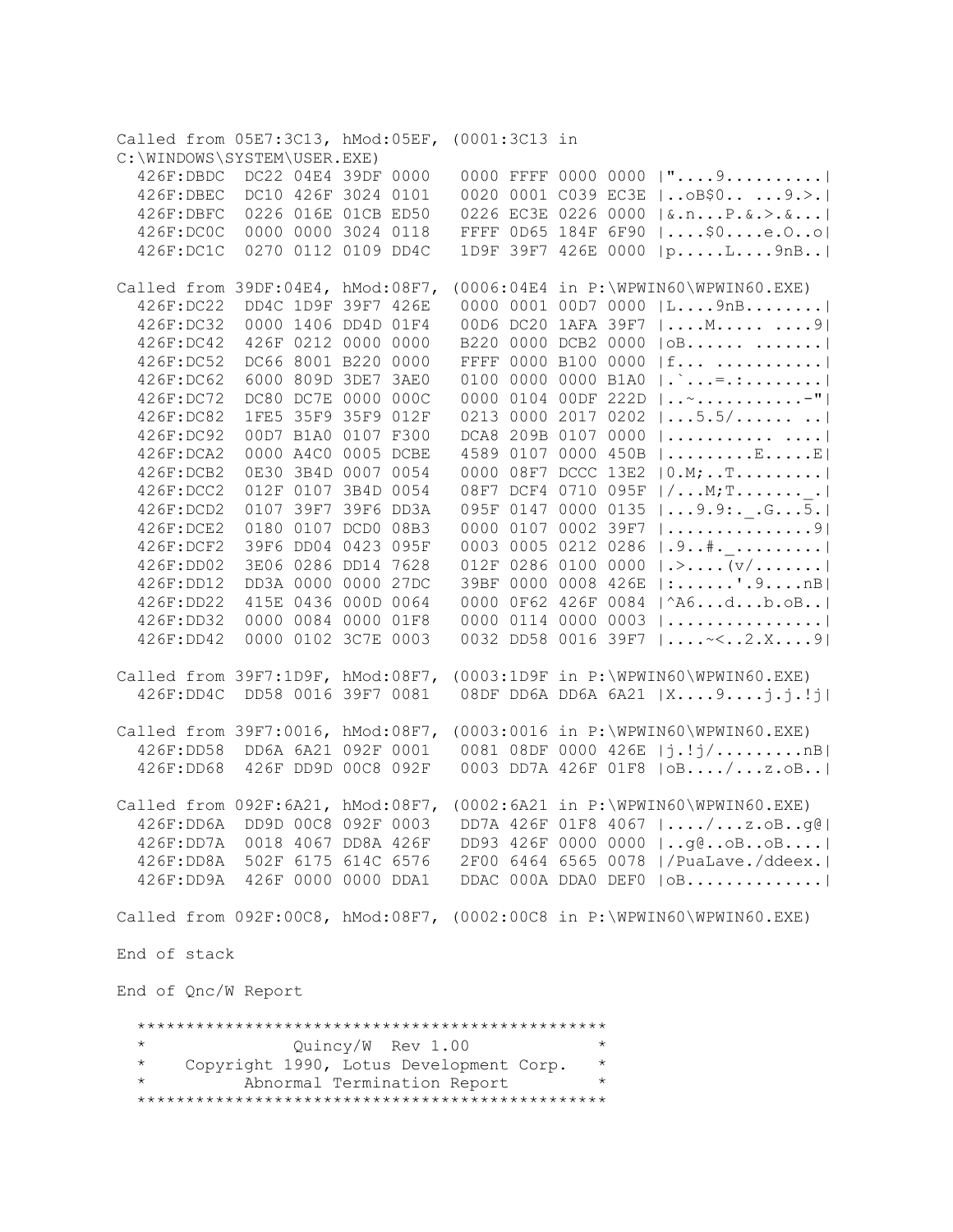```
Called from 05E7:3C13, hMod:05EF, (0001:3C13 in
C:\WINDOWS\SYSTEM\USER.EXE)
  426F:DBDC  DC22 04E4 39DF 0000   0000 FFFF 0000 0000 |"....9..........|
  426F:DBEC  DC10 426F 3024 0101   0020 0001 C039 EC3E |..oB$0.. ...9.>.|
  426F:DBFC  0226 016E 01CB ED50   0226 EC3E 0226 0000 |&.n...P.&.>.&...|
  426F:DC0C  0000 0000 3024 0118   FFFF 0D65 184F 6F90 |....$0....e.O..o|
  426F:DC1C  0270 0112 0109 DD4C   1D9F 39F7 426E 0000 |p.....L....9nB..|

Called from 39DF:04E4, hMod:08F7, (0006:04E4 in P:\WPWIN60\WPWIN60.EXE)
  426F:DC22  DD4C 1D9F 39F7 426E   0000 0001 00D7 0000 |L....9nB........|
  426F:DC32  0000 1406 DD4D 01F4   00D6 DC20 1AFA 39F7 |....M..... ....9|
  426F:DC42  426F 0212 0000 0000   B220 0000 DCB2 0000 |oB...... .......|
  426F:DC52  DC66 8001 B220 0000   FFFF 0000 B100 0000 |f... ...........|
  426F:DC62  6000 809D 3DE7 3AE0   0100 0000 0000 B1A0 |.`...=.:........|
  426F:DC72  DC80 DC7E 0000 000C   0000 0104 00DF 222D |..~...........-"|
  426F:DC82  1FE5 35F9 35F9 012F   0213 0000 2017 0202 |...5.5/...... ..|
  426F:DC92  00D7 B1A0 0107 F300   DCA8 209B 0107 0000 |........... ....|
  426F:DCA2  0000 A4C0 0005 DCBE   4589 0107 0000 450B |.........E.....E|
  426F:DCB2  0E30 3B4D 0007 0054   0000 08F7 DCCC 13E2 |0.M;..T.........|
  426F:DCC2  012F 0107 3B4D 0054   08F7 DCF4 0710 095F |/...M;T......._.|
  426F:DCD2  0107 39F7 39F6 DD3A   095F 0147 0000 0135 |...9.9:._.G...5.|
  426F:DCE2  0180 0107 DCD0 08B3   0000 0107 0002 39F7 |...............9|
  426F:DCF2  39F6 DD04 0423 095F   0003 0005 0212 0286 |.9..#._.........|
  426F:DD02  3E06 0286 DD14 7628   012F 0286 0100 0000 |.>....(v/.......|
  426F:DD12  DD3A 0000 0000 27DC   39BF 0000 0008 426E |:.......'.9....nB|
  426F:DD22  415E 0436 000D 0064   0000 0F62 426F 0084 |^A6...d...b.oB..|
  426F:DD32  0000 0084 0000 01F8   0000 0114 0000 0003 |................|
  426F:DD42  0000 0102 3C7E 0003   0032 DD58 0016 39F7 |....~<..2.X....9|

Called from 39F7:1D9F, hMod:08F7, (0003:1D9F in P:\WPWIN60\WPWIN60.EXE)
  426F:DD4C  DD58 0016 39F7 0081   08DF DD6A DD6A 6A21 |X....9....j.j.!j|

Called from 39F7:0016, hMod:08F7, (0003:0016 in P:\WPWIN60\WPWIN60.EXE)
  426F:DD58  DD6A 6A21 092F 0001   0081 08DF 0000 426E |j.!j/.........nB|
  426F:DD68  426F DD9D 00C8 092F   0003 DD7A 426F 01F8 |oB..../...z.oB..|

Called from 092F:6A21, hMod:08F7, (0002:6A21 in P:\WPWIN60\WPWIN60.EXE)
  426F:DD6A  DD9D 00C8 092F 0003   DD7A 426F 01F8 4067 |..../...z.oB..g@|
  426F:DD7A  0018 4067 DD8A 426F   DD93 426F 0000 0000 |..g@..oB..oB....|
  426F:DD8A  502F 6175 614C 6576   2F00 6464 6565 0078 |/PuaLave./ddeex.|
  426F:DD9A  426F 0000 0000 DDA1   DDAC 000A DDA0 DEF0 |oB..............|

Called from 092F:00C8, hMod:08F7, (0002:00C8 in P:\WPWIN60\WPWIN60.EXE)

End of stack

End of Qnc/W Report

  ************************************************
  *              Quincy/W  Rev 1.00              *
  *    Copyright 1990, Lotus Development Corp.   *
  *         Abnormal Termination Report          *
  ************************************************
```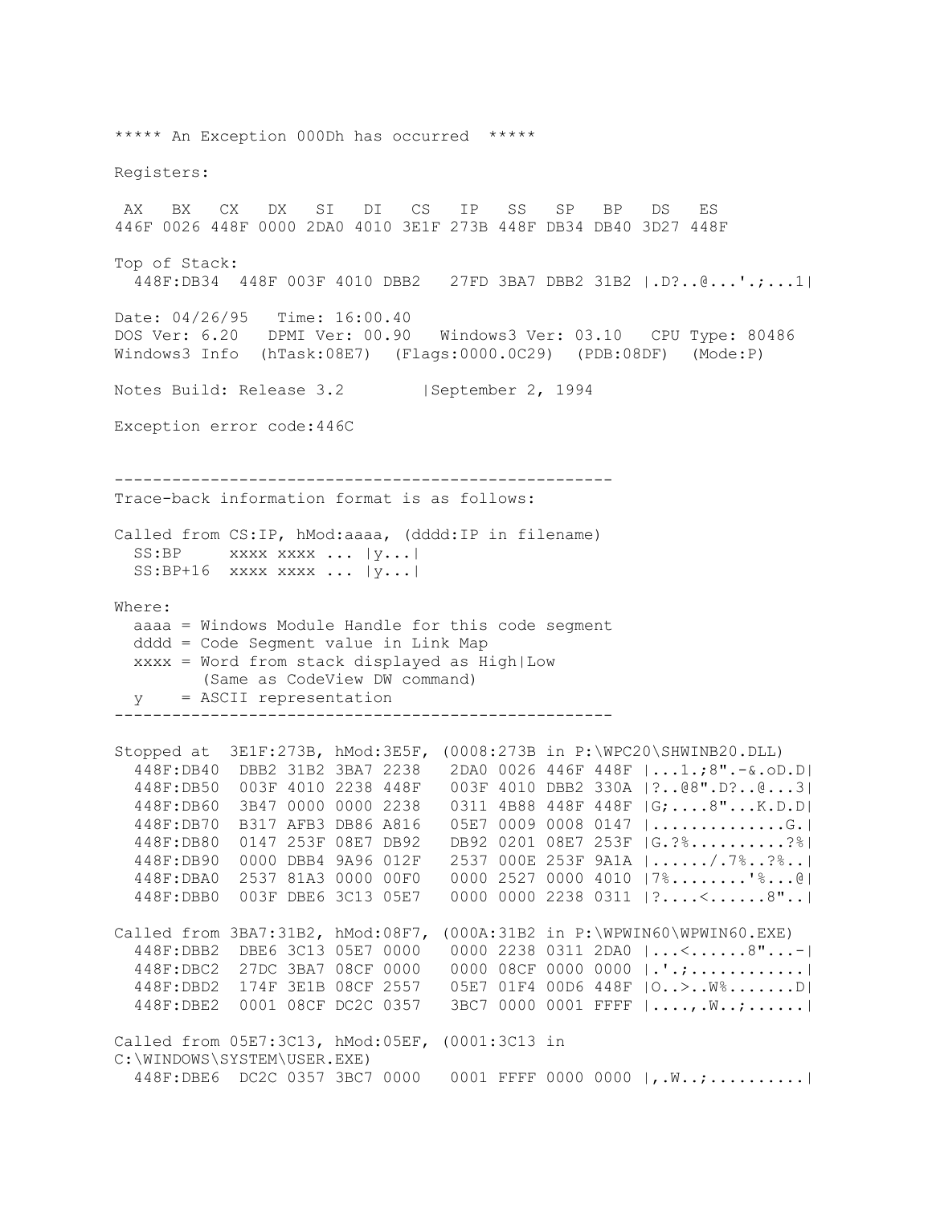```
***** An Exception 000Dh has occurred  *****

Registers:

 AX   BX   CX   DX   SI   DI   CS   IP   SS   SP   BP   DS   ES
446F 0026 448F 0000 2DA0 4010 3E1F 273B 448F DB34 DB40 3D27 448F

Top of Stack:
  448F:DB34  448F 003F 4010 DBB2   27FD 3BA7 DBB2 31B2 |.D?..@...'.;...1|

Date: 04/26/95   Time: 16:00.40
DOS Ver: 6.20   DPMI Ver: 00.90   Windows3 Ver: 03.10   CPU Type: 80486
Windows3 Info  (hTask:08E7)  (Flags:0000.0C29)  (PDB:08DF)  (Mode:P)

Notes Build: Release 3.2        |September 2, 1994

Exception error code:446C


----------------------------------------------------
Trace-back information format is as follows:

Called from CS:IP, hMod:aaaa, (dddd:IP in filename)
  SS:BP     xxxx xxxx ... |y...|
  SS:BP+16  xxxx xxxx ... |y...|

Where:
  aaaa = Windows Module Handle for this code segment
  dddd = Code Segment value in Link Map
  xxxx = Word from stack displayed as High|Low
         (Same as CodeView DW command)
  y    = ASCII representation
----------------------------------------------------

Stopped at  3E1F:273B, hMod:3E5F, (0008:273B in P:\WPC20\SHWINB20.DLL)
  448F:DB40  DBB2 31B2 3BA7 2238   2DA0 0026 446F 448F |...1.;8".-&.oD.D|
  448F:DB50  003F 4010 2238 448F   003F 4010 DBB2 330A |?..@8".D?..@...3|
  448F:DB60  3B47 0000 0000 2238   0311 4B88 448F 448F |G;....8"...K.D.D|
  448F:DB70  B317 AFB3 DB86 A816   05E7 0009 0008 0147 |..............G.|
  448F:DB80  0147 253F 08E7 DB92   DB92 0201 08E7 253F |G.?%..........?%|
  448F:DB90  0000 DBB4 9A96 012F   2537 000E 253F 9A1A |....../.7%..?%..|
  448F:DBA0  2537 81A3 0000 00F0   0000 2527 0000 4010 |7%........'%...@|
  448F:DBB0  003F DBE6 3C13 05E7   0000 0000 2238 0311 |?....<......8"..|

Called from 3BA7:31B2, hMod:08F7, (000A:31B2 in P:\WPWIN60\WPWIN60.EXE)
  448F:DBB2  DBE6 3C13 05E7 0000   0000 2238 0311 2DA0 |...<......8"...-|
  448F:DBC2  27DC 3BA7 08CF 0000   0000 08CF 0000 0000 |.'.;............|
  448F:DBD2  174F 3E1B 08CF 2557   05E7 01F4 00D6 448F |O..>..W%.......D|
  448F:DBE2  0001 08CF DC2C 0357   3BC7 0000 0001 FFFF |....,.W..;......|

Called from 05E7:3C13, hMod:05EF, (0001:3C13 in
C:\WINDOWS\SYSTEM\USER.EXE)
  448F:DBE6  DC2C 0357 3BC7 0000   0001 FFFF 0000 0000 |,.W..;..........|
```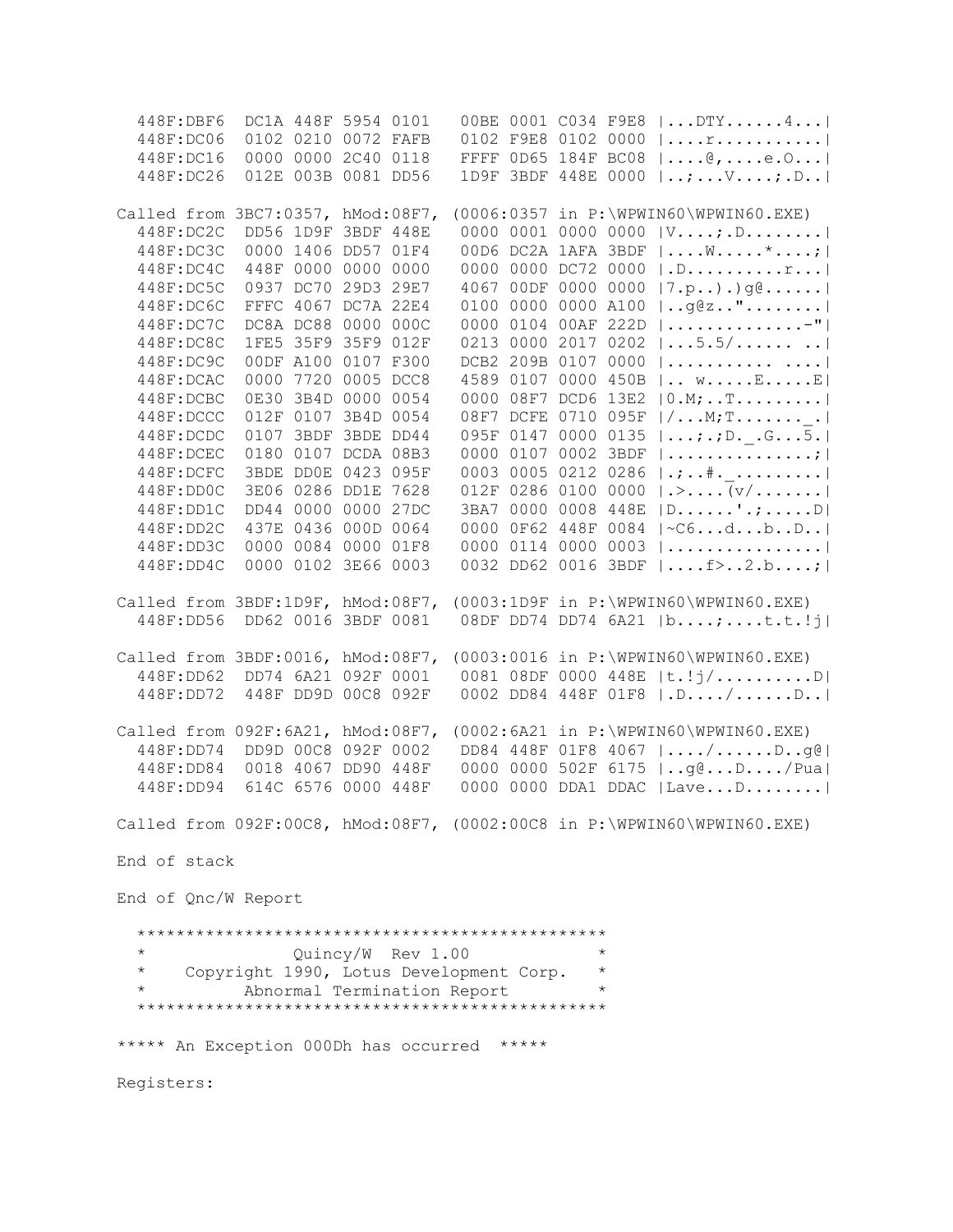```
  448F:DBF6  DC1A 448F 5954 0101   00BE 0001 C034 F9E8 |...DTY......4...|
  448F:DC06  0102 0210 0072 FAFB   0102 F9E8 0102 0000 |....r...........|
  448F:DC16  0000 0000 2C40 0118   FFFF 0D65 184F BC08 |....@,....e.O...|
  448F:DC26  012E 003B 0081 DD56   1D9F 3BDF 448E 0000 |..;...V....;.D..|

Called from 3BC7:0357, hMod:08F7, (0006:0357 in P:\WPWIN60\WPWIN60.EXE)
  448F:DC2C  DD56 1D9F 3BDF 448E   0000 0001 0000 0000 |V....;.D........|
  448F:DC3C  0000 1406 DD57 01F4   00D6 DC2A 1AFA 3BDF |....W.....*....;|
  448F:DC4C  448F 0000 0000 0000   0000 0000 DC72 0000 |.D..........r...|
  448F:DC5C  0937 DC70 29D3 29E7   4067 00DF 0000 0000 |7.p..).)g@......|
  448F:DC6C  FFFC 4067 DC7A 22E4   0100 0000 0000 A100 |..g@z.."........|
  448F:DC7C  DC8A DC88 0000 000C   0000 0104 00AF 222D |..............-"|
  448F:DC8C  1FE5 35F9 35F9 012F   0213 0000 2017 0202 |...5.5/...... ..|
  448F:DC9C  00DF A100 0107 F300   DCB2 209B 0107 0000 |........... ....|
  448F:DCAC  0000 7720 0005 DCC8   4589 0107 0000 450B |.. w.....E.....E|
  448F:DCBC  0E30 3B4D 0000 0054   0000 08F7 DCD6 13E2 |0.M;..T.........|
  448F:DCCC  012F 0107 3B4D 0054   08F7 DCFE 0710 095F |/...M;T......._.|
  448F:DCDC  0107 3BDF 3BDE DD44   095F 0147 0000 0135 |...;.;D._.G...5.|
  448F:DCEC  0180 0107 DCDA 08B3   0000 0107 0002 3BDF |..............;|
  448F:DCFC  3BDE DD0E 0423 095F   0003 0005 0212 0286 |.;..#._.........|
  448F:DD0C  3E06 0286 DD1E 7628   012F 0286 0100 0000 |.>....(v/.......|
  448F:DD1C  DD44 0000 0000 27DC   3BA7 0000 0008 448E |D......'.;.....D|
  448F:DD2C  437E 0436 000D 0064   0000 0F62 448F 0084 |~C6...d...b..D..|
  448F:DD3C  0000 0084 0000 01F8   0000 0114 0000 0003 |................|
  448F:DD4C  0000 0102 3E66 0003   0032 DD62 0016 3BDF |....f>..2.b....;|

Called from 3BDF:1D9F, hMod:08F7, (0003:1D9F in P:\WPWIN60\WPWIN60.EXE)
  448F:DD56  DD62 0016 3BDF 0081   08DF DD74 DD74 6A21 |b....;....t.t.!j|

Called from 3BDF:0016, hMod:08F7, (0003:0016 in P:\WPWIN60\WPWIN60.EXE)
  448F:DD62  DD74 6A21 092F 0001   0081 08DF 0000 448E |t.!j/..........D|
  448F:DD72  448F DD9D 00C8 092F   0002 DD84 448F 01F8 |.D..../......D..|

Called from 092F:6A21, hMod:08F7, (0002:6A21 in P:\WPWIN60\WPWIN60.EXE)
  448F:DD74  DD9D 00C8 092F 0002   DD84 448F 01F8 4067 |..../......D..g@|
  448F:DD84  0018 4067 DD90 448F   0000 0000 502F 6175 |..g@...D..../Pua|
  448F:DD94  614C 6576 0000 448F   0000 0000 DDA1 DDAC |Lave...D........|

Called from 092F:00C8, hMod:08F7, (0002:00C8 in P:\WPWIN60\WPWIN60.EXE)

End of stack

End of Qnc/W Report

  ************************************************
  *               Quincy/W  Rev 1.00             *
  *    Copyright 1990, Lotus Development Corp.   *
  *          Abnormal Termination Report         *
  ************************************************

***** An Exception 000Dh has occurred  *****

Registers:
```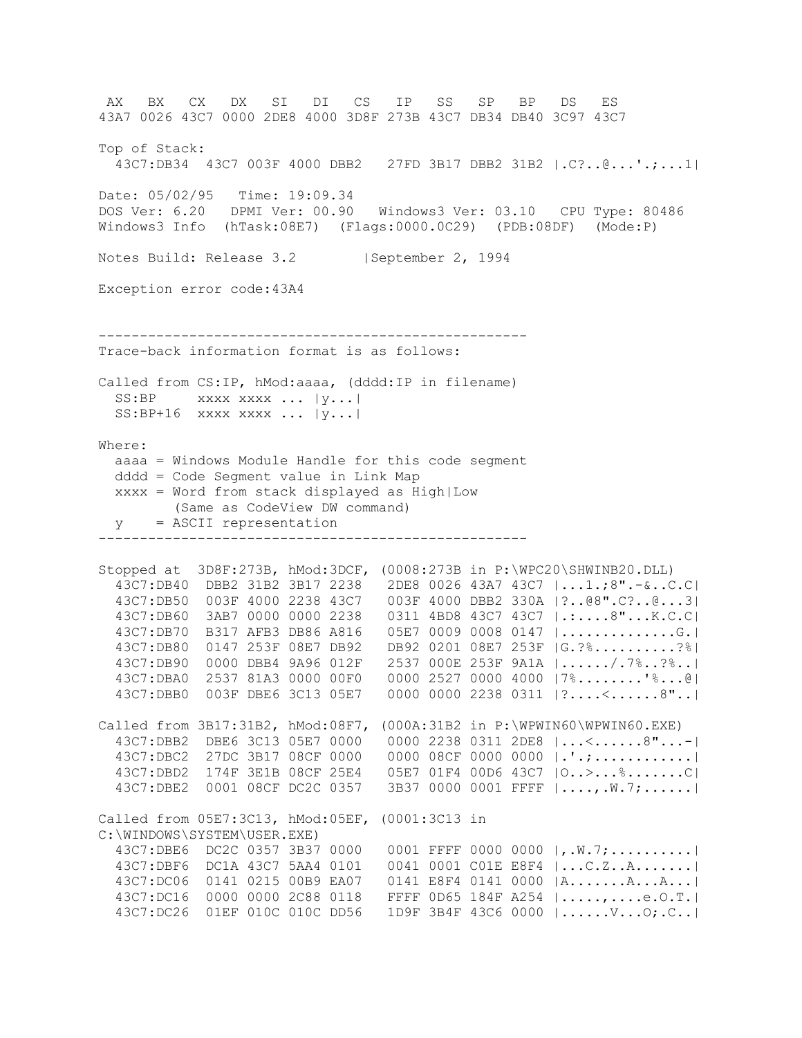```
 AX   BX   CX   DX   SI   DI   CS   IP   SS   SP   BP   DS   ES
43A7 0026 43C7 0000 2DE8 4000 3D8F 273B 43C7 DB34 DB40 3C97 43C7

Top of Stack:
  43C7:DB34  43C7 003F 4000 DBB2   27FD 3B17 DBB2 31B2 |.C?..@...'.;...1|

Date: 05/02/95   Time: 19:09.34
DOS Ver: 6.20   DPMI Ver: 00.90   Windows3 Ver: 03.10   CPU Type: 80486
Windows3 Info  (hTask:08E7)  (Flags:0000.0C29)  (PDB:08DF)  (Mode:P)

Notes Build: Release 3.2        |September 2, 1994

Exception error code:43A4


----------------------------------------------------
Trace-back information format is as follows:

Called from CS:IP, hMod:aaaa, (dddd:IP in filename)
  SS:BP     xxxx xxxx ... |y...|
  SS:BP+16  xxxx xxxx ... |y...|

Where:
  aaaa = Windows Module Handle for this code segment
  dddd = Code Segment value in Link Map
  xxxx = Word from stack displayed as High|Low
         (Same as CodeView DW command)
  y    = ASCII representation
----------------------------------------------------

Stopped at  3D8F:273B, hMod:3DCF, (0008:273B in P:\WPC20\SHWINB20.DLL)
  43C7:DB40  DBB2 31B2 3B17 2238   2DE8 0026 43A7 43C7 |...1.;8".-&..C.C|
  43C7:DB50  003F 4000 2238 43C7   003F 4000 DBB2 330A |?..@8".C?..@...3|
  43C7:DB60  3AB7 0000 0000 2238   0311 4BD8 43C7 43C7 |.:....8"...K.C.C|
  43C7:DB70  B317 AFB3 DB86 A816   05E7 0009 0008 0147 |..............G.|
  43C7:DB80  0147 253F 08E7 DB92   DB92 0201 08E7 253F |G.?%..........?%|
  43C7:DB90  0000 DBB4 9A96 012F   2537 000E 253F 9A1A |....../.7%..?%..|
  43C7:DBA0  2537 81A3 0000 00F0   0000 2527 0000 4000 |7%........'%...@|
  43C7:DBB0  003F DBE6 3C13 05E7   0000 0000 2238 0311 |?....<......8"..|

Called from 3B17:31B2, hMod:08F7, (000A:31B2 in P:\WPWIN60\WPWIN60.EXE)
  43C7:DBB2  DBE6 3C13 05E7 0000   0000 2238 0311 2DE8 |...<......8"...-|
  43C7:DBC2  27DC 3B17 08CF 0000   0000 08CF 0000 0000 |.'.;............|
  43C7:DBD2  174F 3E1B 08CF 25E4   05E7 01F4 00D6 43C7 |O..>...%.......C|
  43C7:DBE2  0001 08CF DC2C 0357   3B37 0000 0001 FFFF |....,.W.7;......|

Called from 05E7:3C13, hMod:05EF, (0001:3C13 in
C:\WINDOWS\SYSTEM\USER.EXE)
  43C7:DBE6  DC2C 0357 3B37 0000   0001 FFFF 0000 0000 |,.W.7;..........|
  43C7:DBF6  DC1A 43C7 5AA4 0101   0041 0001 C01E E8F4 |...C.Z..A.......|
  43C7:DC06  0141 0215 00B9 EA07   0141 E8F4 0141 0000 |A.......A...A...|
  43C7:DC16  0000 0000 2C88 0118   FFFF 0D65 184F A254 |.....,....e.O.T.|
  43C7:DC26  01EF 010C 010C DD56   1D9F 3B4F 43C6 0000 |......V...O;.C..|
```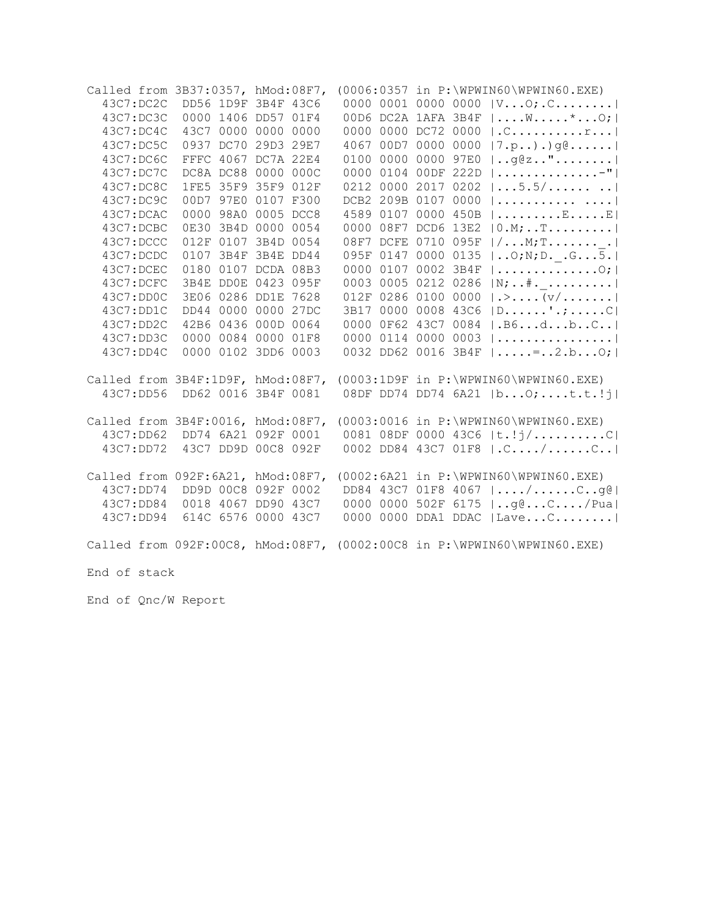```
Called from 3B37:0357, hMod:08F7, (0006:0357 in P:\WPWIN60\WPWIN60.EXE)
  43C7:DC2C  DD56 1D9F 3B4F 43C6   0000 0001 0000 0000 |V...O;.C........|
  43C7:DC3C  0000 1406 DD57 01F4   00D6 DC2A 1AFA 3B4F |....W.....*...O;|
  43C7:DC4C  43C7 0000 0000 0000   0000 0000 DC72 0000 |.C..........r...|
  43C7:DC5C  0937 DC70 29D3 29E7   4067 00D7 0000 0000 |7.p..).)g@......|
  43C7:DC6C  FFFC 4067 DC7A 22E4   0100 0000 0000 97E0 |..g@z.."........|
  43C7:DC7C  DC8A DC88 0000 000C   0000 0104 00DF 222D |..............-"|
  43C7:DC8C  1FE5 35F9 35F9 012F   0212 0000 2017 0202 |...5.5/...... ..|
  43C7:DC9C  00D7 97E0 0107 F300   DCB2 209B 0107 0000 |........... ....|
  43C7:DCAC  0000 98A0 0005 DCC8   4589 0107 0000 450B |.........E.....E|
  43C7:DCBC  0E30 3B4D 0000 0054   0000 08F7 DCD6 13E2 |0.M;..T.........|
  43C7:DCCC  012F 0107 3B4D 0054   08F7 DCFE 0710 095F |/...M;T......._.|
  43C7:DCDC  0107 3B4F 3B4E DD44   095F 0147 0000 0135 |..O;N;D._.G...5.|
  43C7:DCEC  0180 0107 DCDA 08B3   0000 0107 0002 3B4F |..............O;|
  43C7:DCFC  3B4E DD0E 0423 095F   0003 0005 0212 0286 |N;..#._.........|
  43C7:DD0C  3E06 0286 DD1E 7628   012F 0286 0100 0000 |.>....(v/.......|
  43C7:DD1C  DD44 0000 0000 27DC   3B17 0000 0008 43C6 |D......'.;.....C|
  43C7:DD2C  42B6 0436 000D 0064   0000 0F62 43C7 0084 |.B6...d...b..C..|
  43C7:DD3C  0000 0084 0000 01F8   0000 0114 0000 0003 |................|
  43C7:DD4C  0000 0102 3DD6 0003   0032 DD62 0016 3B4F |.....=..2.b...O;|

Called from 3B4F:1D9F, hMod:08F7, (0003:1D9F in P:\WPWIN60\WPWIN60.EXE)
  43C7:DD56  DD62 0016 3B4F 0081   08DF DD74 DD74 6A21 |b...O;....t.t.!j|

Called from 3B4F:0016, hMod:08F7, (0003:0016 in P:\WPWIN60\WPWIN60.EXE)
  43C7:DD62  DD74 6A21 092F 0001   0081 08DF 0000 43C6 |t.!j/..........C|
  43C7:DD72  43C7 DD9D 00C8 092F   0002 DD84 43C7 01F8 |.C..../......C..|

Called from 092F:6A21, hMod:08F7, (0002:6A21 in P:\WPWIN60\WPWIN60.EXE)
  43C7:DD74  DD9D 00C8 092F 0002   DD84 43C7 01F8 4067 |..../......C..g@|
  43C7:DD84  0018 4067 DD90 43C7   0000 0000 502F 6175 |..g@...C..../Pua|
  43C7:DD94  614C 6576 0000 43C7   0000 0000 DDA1 DDAC |Lave...C........|

Called from 092F:00C8, hMod:08F7, (0002:00C8 in P:\WPWIN60\WPWIN60.EXE)

End of stack

End of Qnc/W Report
```